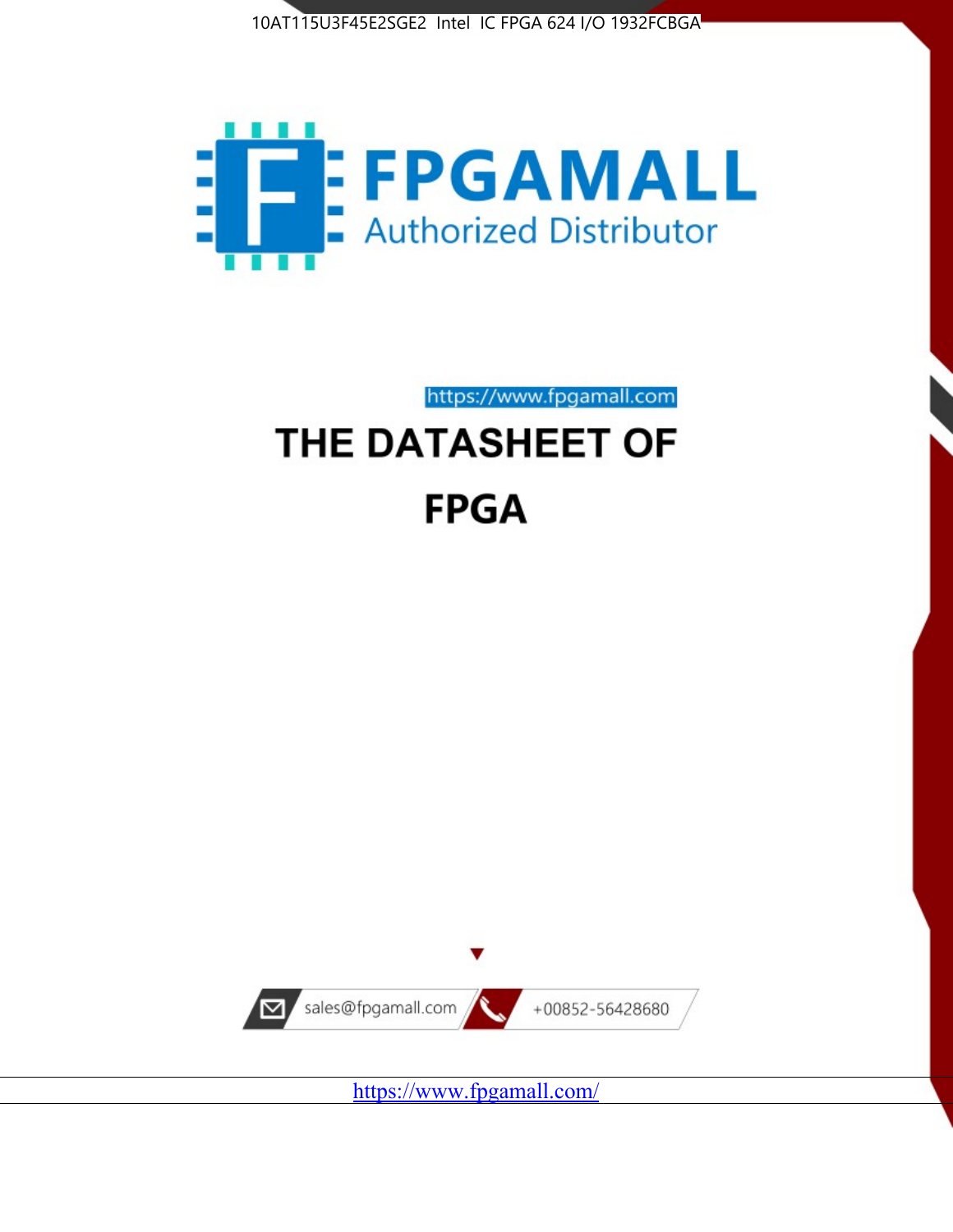10AT115U3F45E2SGE2 Intel IC FPGA 624 I/O 1932FCBGA

FPGAMALL

Authorized Distributor

https://www.fpgamall.com

# THE DATASHEET OF

# FPGA

sales@fpgamall.com

+00852-56428680

https://www.fpgamall.com/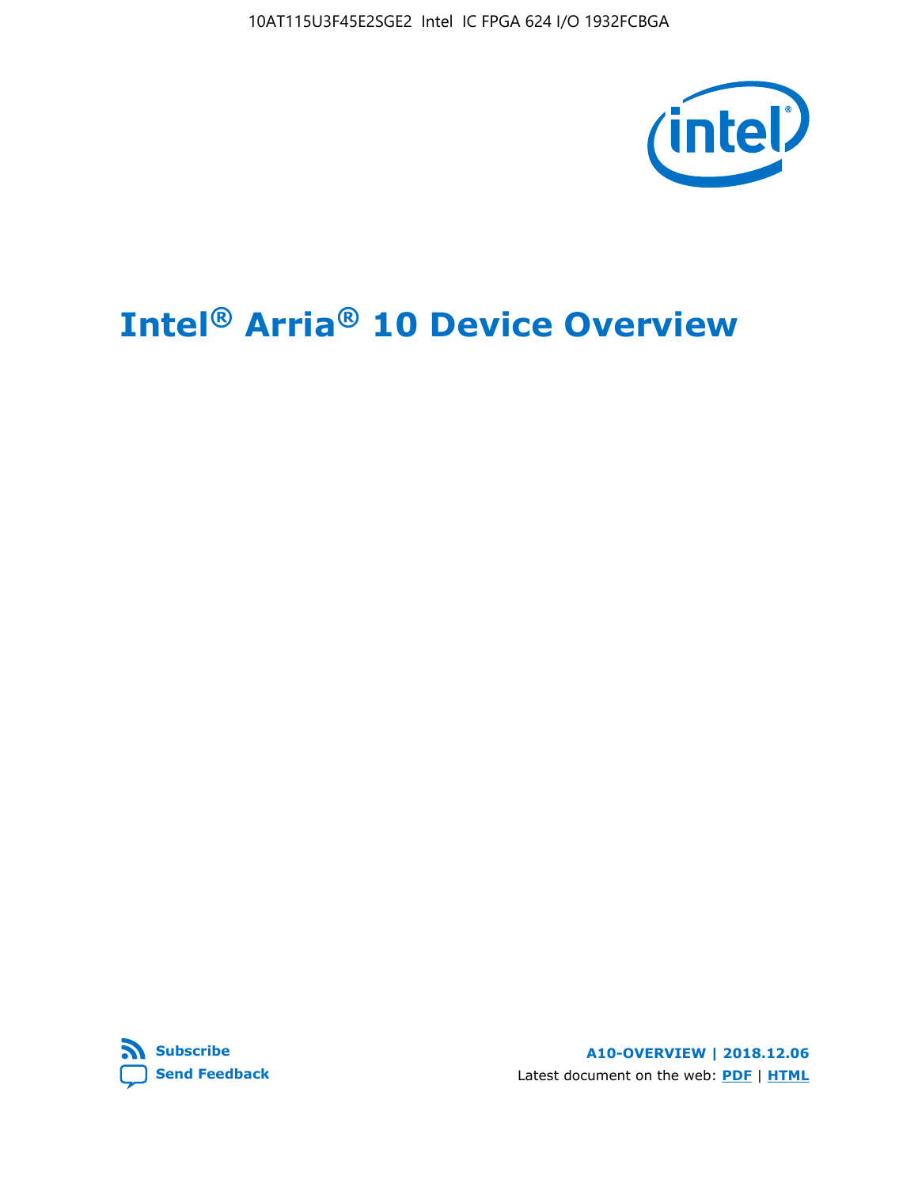# Intel® Arria® 10 Device Overview

Subscribe

Send Feedback

A10-OVERVIEW | 2018.12.06

Latest document on the web: PDF | HTML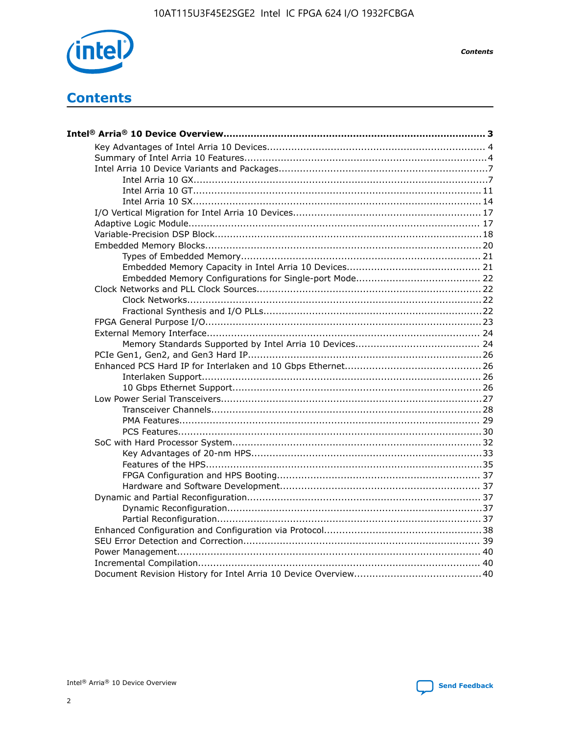# Contents

**Intel® Arria® 10 Device Overview...................................................................................... 3**

- Key Advantages of Intel Arria 10 Devices........................................................................ 4
- Summary of Intel Arria 10 Features................................................................................4
- Intel Arria 10 Device Variants and Packages.....................................................................7
  - Intel Arria 10 GX.................................................................................................7
  - Intel Arria 10 GT............................................................................................... 11
  - Intel Arria 10 SX............................................................................................... 14
- I/O Vertical Migration for Intel Arria 10 Devices.............................................................. 17
- Adaptive Logic Module................................................................................................ 17
- Variable-Precision DSP Block........................................................................................18
- Embedded Memory Blocks........................................................................................... 20
  - Types of Embedded Memory............................................................................... 21
  - Embedded Memory Capacity in Intel Arria 10 Devices............................................ 21
  - Embedded Memory Configurations for Single-port Mode......................................... 22
- Clock Networks and PLL Clock Sources.......................................................................... 22
  - Clock Networks................................................................................................. 22
  - Fractional Synthesis and I/O PLLs........................................................................ 22
- FPGA General Purpose I/O.......................................................................................... 23
- External Memory Interface.......................................................................................... 24
  - Memory Standards Supported by Intel Arria 10 Devices......................................... 24
- PCIe Gen1, Gen2, and Gen3 Hard IP............................................................................. 26
- Enhanced PCS Hard IP for Interlaken and 10 Gbps Ethernet............................................. 26
  - Interlaken Support............................................................................................ 26
  - 10 Gbps Ethernet Support.................................................................................. 26
- Low Power Serial Transceivers..................................................................................... 27
  - Transceiver Channels......................................................................................... 28
  - PMA Features................................................................................................... 29
  - PCS Features.................................................................................................... 30
- SoC with Hard Processor System.................................................................................. 32
  - Key Advantages of 20-nm HPS............................................................................ 33
  - Features of the HPS........................................................................................... 35
  - FPGA Configuration and HPS Booting................................................................... 37
  - Hardware and Software Development.................................................................. 37
- Dynamic and Partial Reconfiguration............................................................................. 37
  - Dynamic Reconfiguration.................................................................................... 37
  - Partial Reconfiguration....................................................................................... 37
- Enhanced Configuration and Configuration via Protocol.................................................... 38
- SEU Error Detection and Correction.............................................................................. 39
- Power Management.................................................................................................... 40
- Incremental Compilation............................................................................................. 40
- Document Revision History for Intel Arria 10 Device Overview.......................................... 40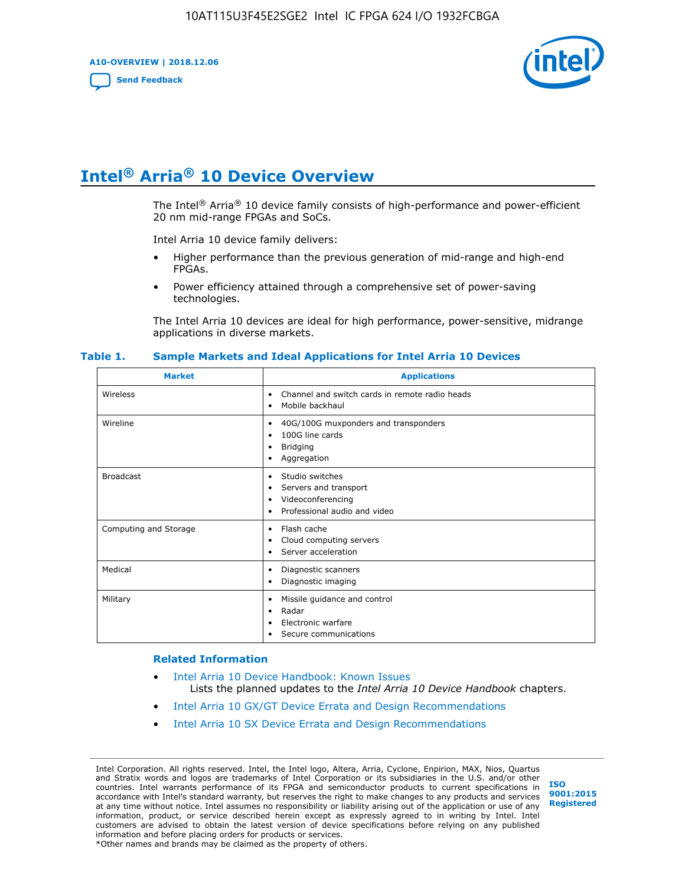# Intel® Arria® 10 Device Overview

The Intel® Arria® 10 device family consists of high-performance and power-efficient 20 nm mid-range FPGAs and SoCs.

Intel Arria 10 device family delivers:

- Higher performance than the previous generation of mid-range and high-end FPGAs.
- Power efficiency attained through a comprehensive set of power-saving technologies.

The Intel Arria 10 devices are ideal for high performance, power-sensitive, midrange applications in diverse markets.

**Table 1. Sample Markets and Ideal Applications for Intel Arria 10 Devices**

| Market | Applications |
|---|---|
| Wireless | • Channel and switch cards in remote radio heads<br>• Mobile backhaul |
| Wireline | • 40G/100G muxponders and transponders<br>• 100G line cards<br>• Bridging<br>• Aggregation |
| Broadcast | • Studio switches<br>• Servers and transport<br>• Videoconferencing<br>• Professional audio and video |
| Computing and Storage | • Flash cache<br>• Cloud computing servers<br>• Server acceleration |
| Medical | • Diagnostic scanners<br>• Diagnostic imaging |
| Military | • Missile guidance and control<br>• Radar<br>• Electronic warfare<br>• Secure communications |

### Related Information

- Intel Arria 10 Device Handbook: Known Issues
  Lists the planned updates to the *Intel Arria 10 Device Handbook* chapters.
- Intel Arria 10 GX/GT Device Errata and Design Recommendations
- Intel Arria 10 SX Device Errata and Design Recommendations

Intel Corporation. All rights reserved. Intel, the Intel logo, Altera, Arria, Cyclone, Enpirion, MAX, Nios, Quartus and Stratix words and logos are trademarks of Intel Corporation or its subsidiaries in the U.S. and/or other countries. Intel warrants performance of its FPGA and semiconductor products to current specifications in accordance with Intel's standard warranty, but reserves the right to make changes to any products and services at any time without notice. Intel assumes no responsibility or liability arising out of the application or use of any information, product, or service described herein except as expressly agreed to in writing by Intel. Intel customers are advised to obtain the latest version of device specifications before relying on any published information and before placing orders for products or services.
*Other names and brands may be claimed as the property of others.

ISO 9001:2015 Registered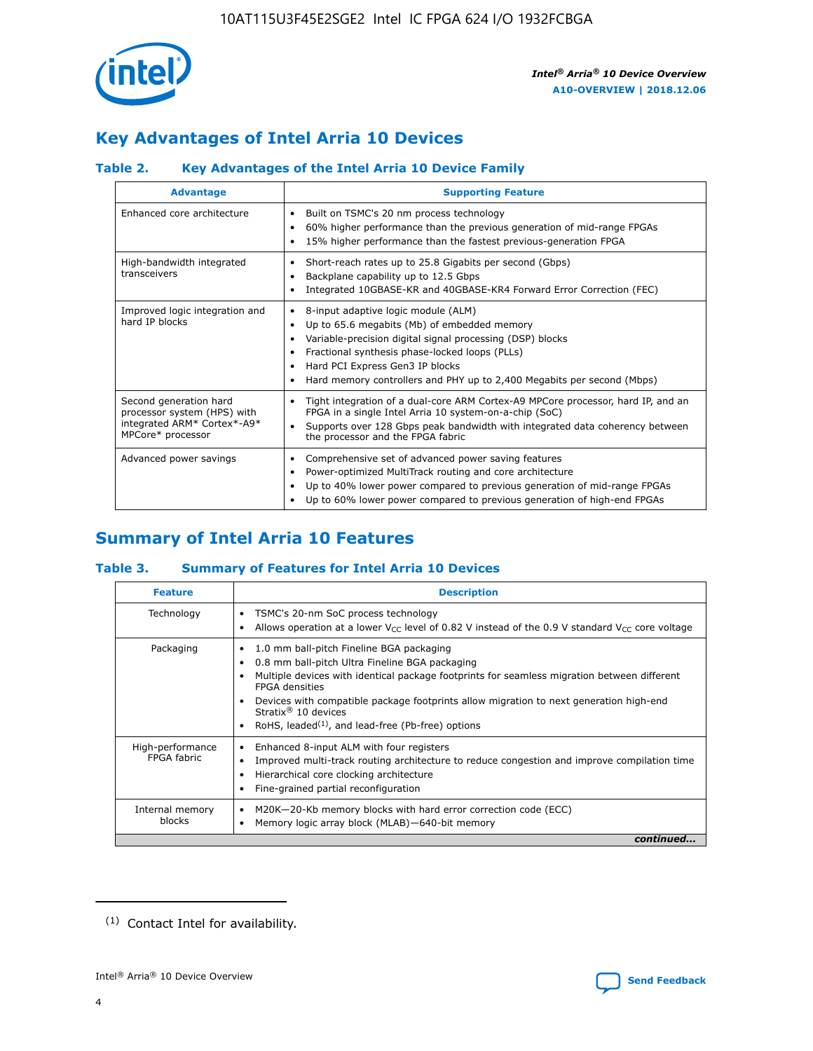## Key Advantages of Intel Arria 10 Devices

### Table 2. Key Advantages of the Intel Arria 10 Device Family

| Advantage | Supporting Feature |
|---|---|
| Enhanced core architecture | • Built on TSMC's 20 nm process technology<br>• 60% higher performance than the previous generation of mid-range FPGAs<br>• 15% higher performance than the fastest previous-generation FPGA |
| High-bandwidth integrated transceivers | • Short-reach rates up to 25.8 Gigabits per second (Gbps)<br>• Backplane capability up to 12.5 Gbps<br>• Integrated 10GBASE-KR and 40GBASE-KR4 Forward Error Correction (FEC) |
| Improved logic integration and hard IP blocks | • 8-input adaptive logic module (ALM)<br>• Up to 65.6 megabits (Mb) of embedded memory<br>• Variable-precision digital signal processing (DSP) blocks<br>• Fractional synthesis phase-locked loops (PLLs)<br>• Hard PCI Express Gen3 IP blocks<br>• Hard memory controllers and PHY up to 2,400 Megabits per second (Mbps) |
| Second generation hard processor system (HPS) with integrated ARM* Cortex*-A9* MPCore* processor | • Tight integration of a dual-core ARM Cortex-A9 MPCore processor, hard IP, and an FPGA in a single Intel Arria 10 system-on-a-chip (SoC)<br>• Supports over 128 Gbps peak bandwidth with integrated data coherency between the processor and the FPGA fabric |
| Advanced power savings | • Comprehensive set of advanced power saving features<br>• Power-optimized MultiTrack routing and core architecture<br>• Up to 40% lower power compared to previous generation of mid-range FPGAs<br>• Up to 60% lower power compared to previous generation of high-end FPGAs |

## Summary of Intel Arria 10 Features

### Table 3. Summary of Features for Intel Arria 10 Devices

| Feature | Description |
|---|---|
| Technology | • TSMC's 20-nm SoC process technology<br>• Allows operation at a lower $V_{CC}$ level of 0.82 V instead of the 0.9 V standard $V_{CC}$ core voltage |
| Packaging | • 1.0 mm ball-pitch Fineline BGA packaging<br>• 0.8 mm ball-pitch Ultra Fineline BGA packaging<br>• Multiple devices with identical package footprints for seamless migration between different FPGA densities<br>• Devices with compatible package footprints allow migration to next generation high-end Stratix® 10 devices<br>• RoHS, leaded[1], and lead-free (Pb-free) options |
| High-performance FPGA fabric | • Enhanced 8-input ALM with four registers<br>• Improved multi-track routing architecture to reduce congestion and improve compilation time<br>• Hierarchical core clocking architecture<br>• Fine-grained partial reconfiguration |
| Internal memory blocks | • M20K—20-Kb memory blocks with hard error correction code (ECC)<br>• Memory logic array block (MLAB)—640-bit memory |

*continued...*

(1) Contact Intel for availability.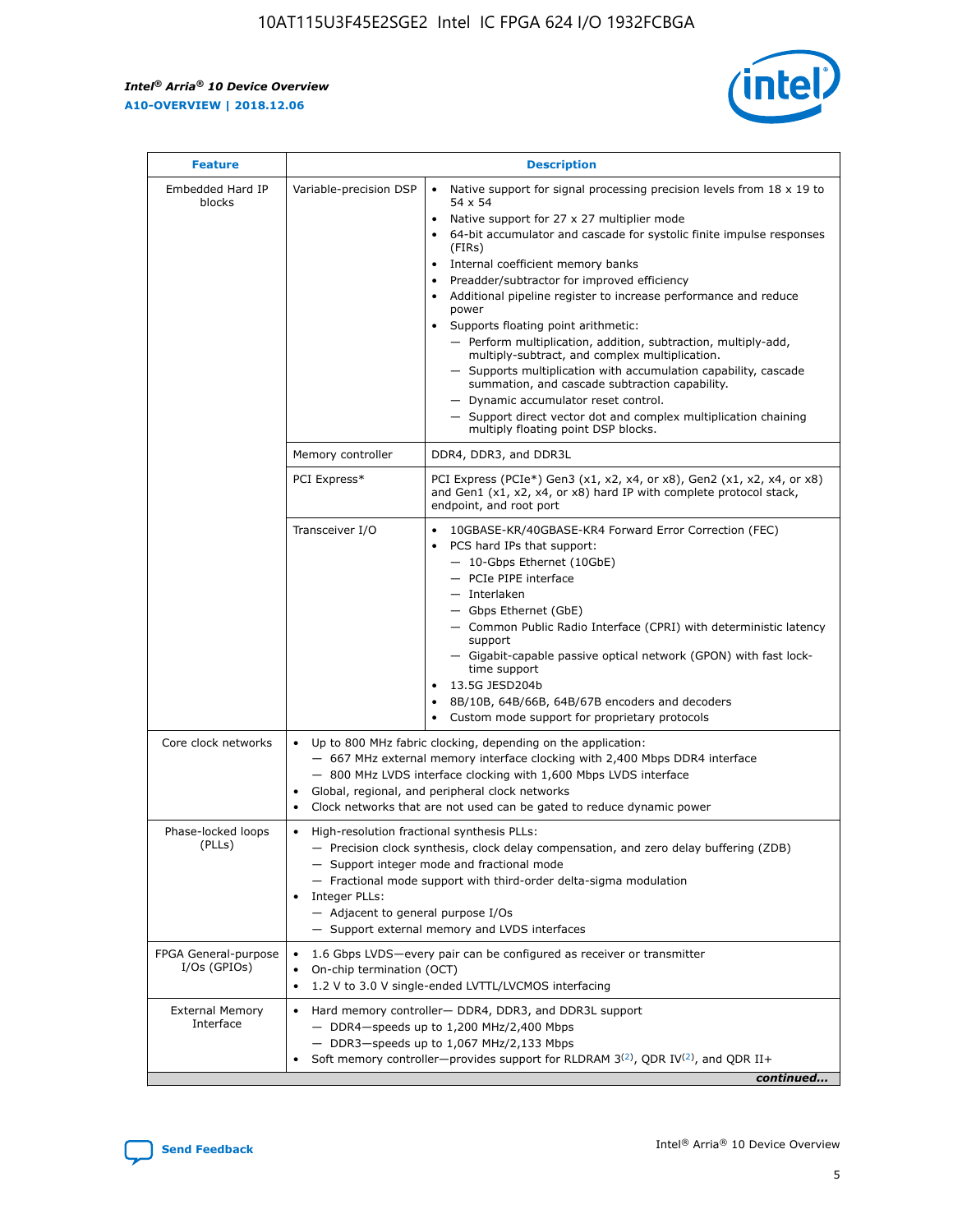| Feature | Description | |
|---|---|---|
| Embedded Hard IP blocks | Variable-precision DSP | • Native support for signal processing precision levels from 18 x 19 to 54 x 54<br>• Native support for 27 x 27 multiplier mode<br>• 64-bit accumulator and cascade for systolic finite impulse responses (FIRs)<br>• Internal coefficient memory banks<br>• Preadder/subtractor for improved efficiency<br>• Additional pipeline register to increase performance and reduce power<br>• Supports floating point arithmetic:<br>— Perform multiplication, addition, subtraction, multiply-add, multiply-subtract, and complex multiplication.<br>— Supports multiplication with accumulation capability, cascade summation, and cascade subtraction capability.<br>— Dynamic accumulator reset control.<br>— Support direct vector dot and complex multiplication chaining multiply floating point DSP blocks. |
| | Memory controller | DDR4, DDR3, and DDR3L |
| | PCI Express* | PCI Express (PCIe*) Gen3 (x1, x2, x4, or x8), Gen2 (x1, x2, x4, or x8) and Gen1 (x1, x2, x4, or x8) hard IP with complete protocol stack, endpoint, and root port |
| | Transceiver I/O | • 10GBASE-KR/40GBASE-KR4 Forward Error Correction (FEC)<br>• PCS hard IPs that support:<br>— 10-Gbps Ethernet (10GbE)<br>— PCIe PIPE interface<br>— Interlaken<br>— Gbps Ethernet (GbE)<br>— Common Public Radio Interface (CPRI) with deterministic latency support<br>— Gigabit-capable passive optical network (GPON) with fast lock-time support<br>• 13.5G JESD204b<br>• 8B/10B, 64B/66B, 64B/67B encoders and decoders<br>• Custom mode support for proprietary protocols |
| Core clock networks | • Up to 800 MHz fabric clocking, depending on the application:<br>— 667 MHz external memory interface clocking with 2,400 Mbps DDR4 interface<br>— 800 MHz LVDS interface clocking with 1,600 Mbps LVDS interface<br>• Global, regional, and peripheral clock networks<br>• Clock networks that are not used can be gated to reduce dynamic power | |
| Phase-locked loops (PLLs) | • High-resolution fractional synthesis PLLs:<br>— Precision clock synthesis, clock delay compensation, and zero delay buffering (ZDB)<br>— Support integer mode and fractional mode<br>— Fractional mode support with third-order delta-sigma modulation<br>• Integer PLLs:<br>— Adjacent to general purpose I/Os<br>— Support external memory and LVDS interfaces | |
| FPGA General-purpose I/Os (GPIOs) | • 1.6 Gbps LVDS—every pair can be configured as receiver or transmitter<br>• On-chip termination (OCT)<br>• 1.2 V to 3.0 V single-ended LVTTL/LVCMOS interfacing | |
| External Memory Interface | • Hard memory controller— DDR4, DDR3, and DDR3L support<br>— DDR4—speeds up to 1,200 MHz/2,400 Mbps<br>— DDR3—speeds up to 1,067 MHz/2,133 Mbps<br>• Soft memory controller—provides support for RLDRAM 3[(2)], QDR IV[(2)], and QDR II+ | |

*continued...*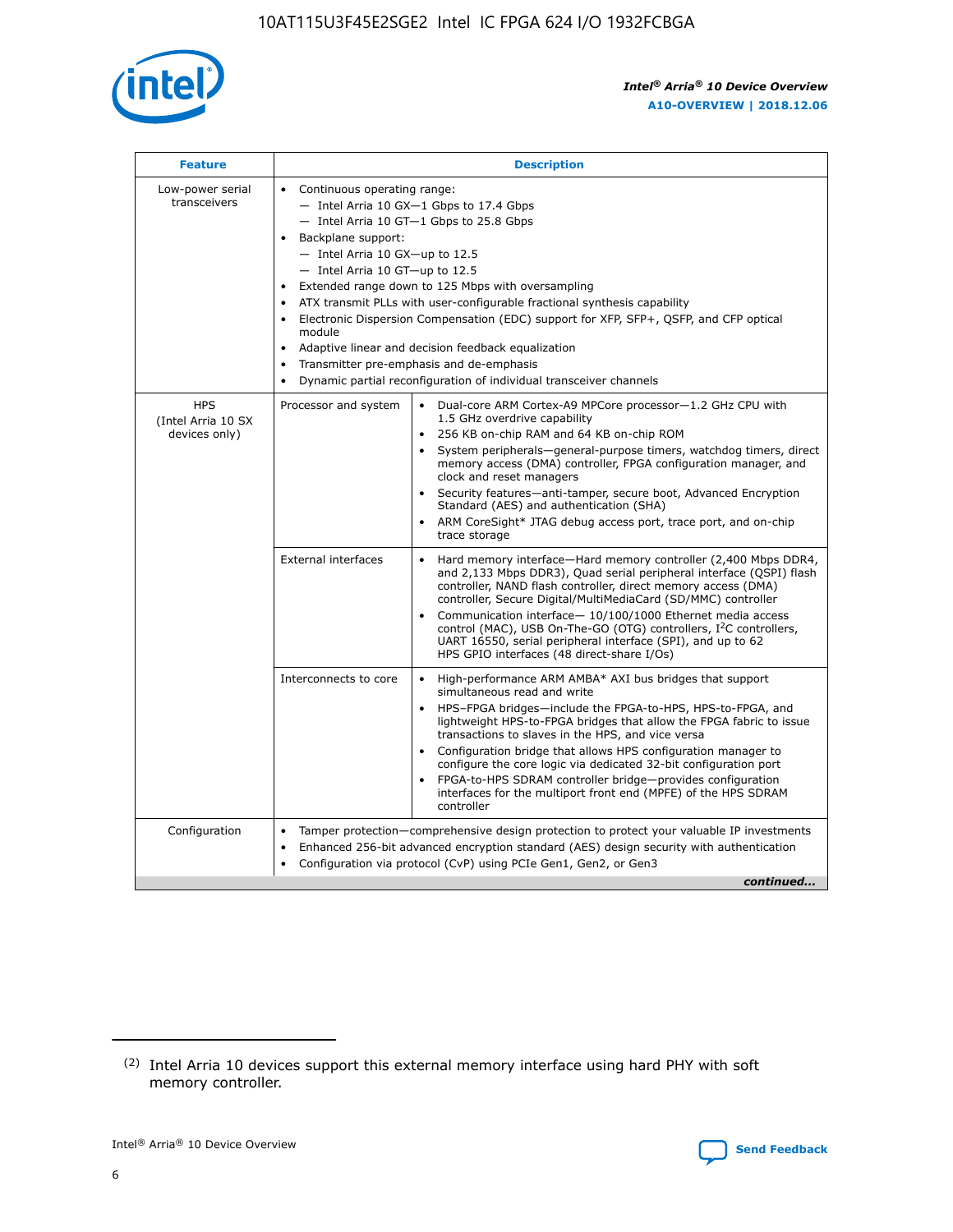| Feature | Description | |
|---|---|---|
| Low-power serial transceivers | • Continuous operating range:<br>— Intel Arria 10 GX—1 Gbps to 17.4 Gbps<br>— Intel Arria 10 GT—1 Gbps to 25.8 Gbps<br>• Backplane support:<br>— Intel Arria 10 GX—up to 12.5<br>— Intel Arria 10 GT—up to 12.5<br>• Extended range down to 125 Mbps with oversampling<br>• ATX transmit PLLs with user-configurable fractional synthesis capability<br>• Electronic Dispersion Compensation (EDC) support for XFP, SFP+, QSFP, and CFP optical module<br>• Adaptive linear and decision feedback equalization<br>• Transmitter pre-emphasis and de-emphasis<br>• Dynamic partial reconfiguration of individual transceiver channels | |
| HPS (Intel Arria 10 SX devices only) | Processor and system | • Dual-core ARM Cortex-A9 MPCore processor—1.2 GHz CPU with 1.5 GHz overdrive capability<br>• 256 KB on-chip RAM and 64 KB on-chip ROM<br>• System peripherals—general-purpose timers, watchdog timers, direct memory access (DMA) controller, FPGA configuration manager, and clock and reset managers<br>• Security features—anti-tamper, secure boot, Advanced Encryption Standard (AES) and authentication (SHA)<br>• ARM CoreSight* JTAG debug access port, trace port, and on-chip trace storage |
| | External interfaces | • Hard memory interface—Hard memory controller (2,400 Mbps DDR4, and 2,133 Mbps DDR3), Quad serial peripheral interface (QSPI) flash controller, NAND flash controller, direct memory access (DMA) controller, Secure Digital/MultiMediaCard (SD/MMC) controller<br>• Communication interface— 10/100/1000 Ethernet media access control (MAC), USB On-The-GO (OTG) controllers, I²C controllers, UART 16550, serial peripheral interface (SPI), and up to 62 HPS GPIO interfaces (48 direct-share I/Os) |
| | Interconnects to core | • High-performance ARM AMBA* AXI bus bridges that support simultaneous read and write<br>• HPS–FPGA bridges—include the FPGA-to-HPS, HPS-to-FPGA, and lightweight HPS-to-FPGA bridges that allow the FPGA fabric to issue transactions to slaves in the HPS, and vice versa<br>• Configuration bridge that allows HPS configuration manager to configure the core logic via dedicated 32-bit configuration port<br>• FPGA-to-HPS SDRAM controller bridge—provides configuration interfaces for the multiport front end (MPFE) of the HPS SDRAM controller |
| Configuration | • Tamper protection—comprehensive design protection to protect your valuable IP investments<br>• Enhanced 256-bit advanced encryption standard (AES) design security with authentication<br>• Configuration via protocol (CvP) using PCIe Gen1, Gen2, or Gen3 | |

*continued...*

(2) Intel Arria 10 devices support this external memory interface using hard PHY with soft memory controller.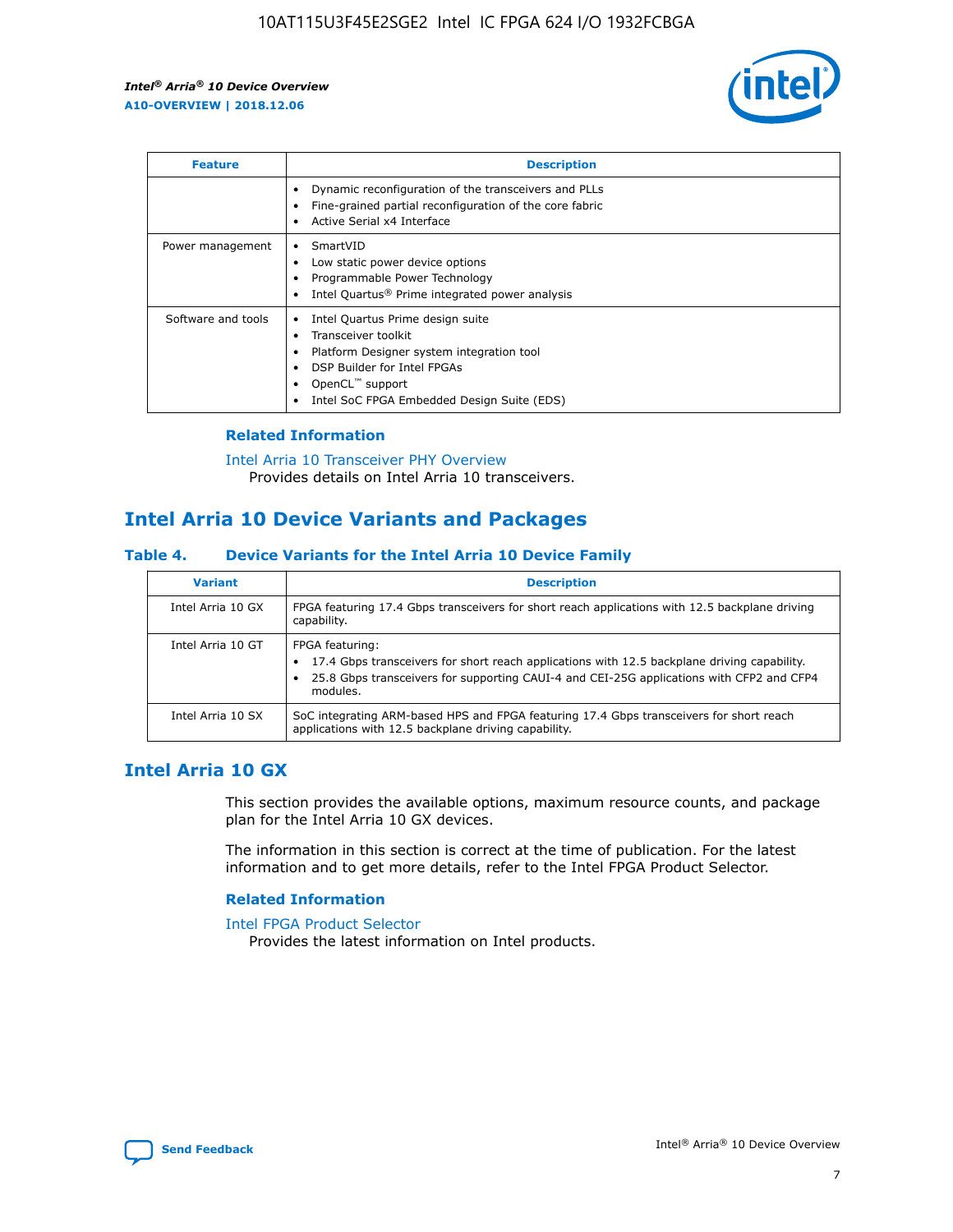| Feature | Description |
| --- | --- |
|  | • Dynamic reconfiguration of the transceivers and PLLs<br>• Fine-grained partial reconfiguration of the core fabric<br>• Active Serial x4 Interface |
| Power management | • SmartVID<br>• Low static power device options<br>• Programmable Power Technology<br>• Intel Quartus® Prime integrated power analysis |
| Software and tools | • Intel Quartus Prime design suite<br>• Transceiver toolkit<br>• Platform Designer system integration tool<br>• DSP Builder for Intel FPGAs<br>• OpenCL™ support<br>• Intel SoC FPGA Embedded Design Suite (EDS) |

### Related Information

Intel Arria 10 Transceiver PHY Overview
Provides details on Intel Arria 10 transceivers.

## Intel Arria 10 Device Variants and Packages

### Table 4. Device Variants for the Intel Arria 10 Device Family

| Variant | Description |
| --- | --- |
| Intel Arria 10 GX | FPGA featuring 17.4 Gbps transceivers for short reach applications with 12.5 backplane driving capability. |
| Intel Arria 10 GT | FPGA featuring:<br>• 17.4 Gbps transceivers for short reach applications with 12.5 backplane driving capability.<br>• 25.8 Gbps transceivers for supporting CAUI-4 and CEI-25G applications with CFP2 and CFP4 modules. |
| Intel Arria 10 SX | SoC integrating ARM-based HPS and FPGA featuring 17.4 Gbps transceivers for short reach applications with 12.5 backplane driving capability. |

## Intel Arria 10 GX

This section provides the available options, maximum resource counts, and package plan for the Intel Arria 10 GX devices.

The information in this section is correct at the time of publication. For the latest information and to get more details, refer to the Intel FPGA Product Selector.

### Related Information

Intel FPGA Product Selector
Provides the latest information on Intel products.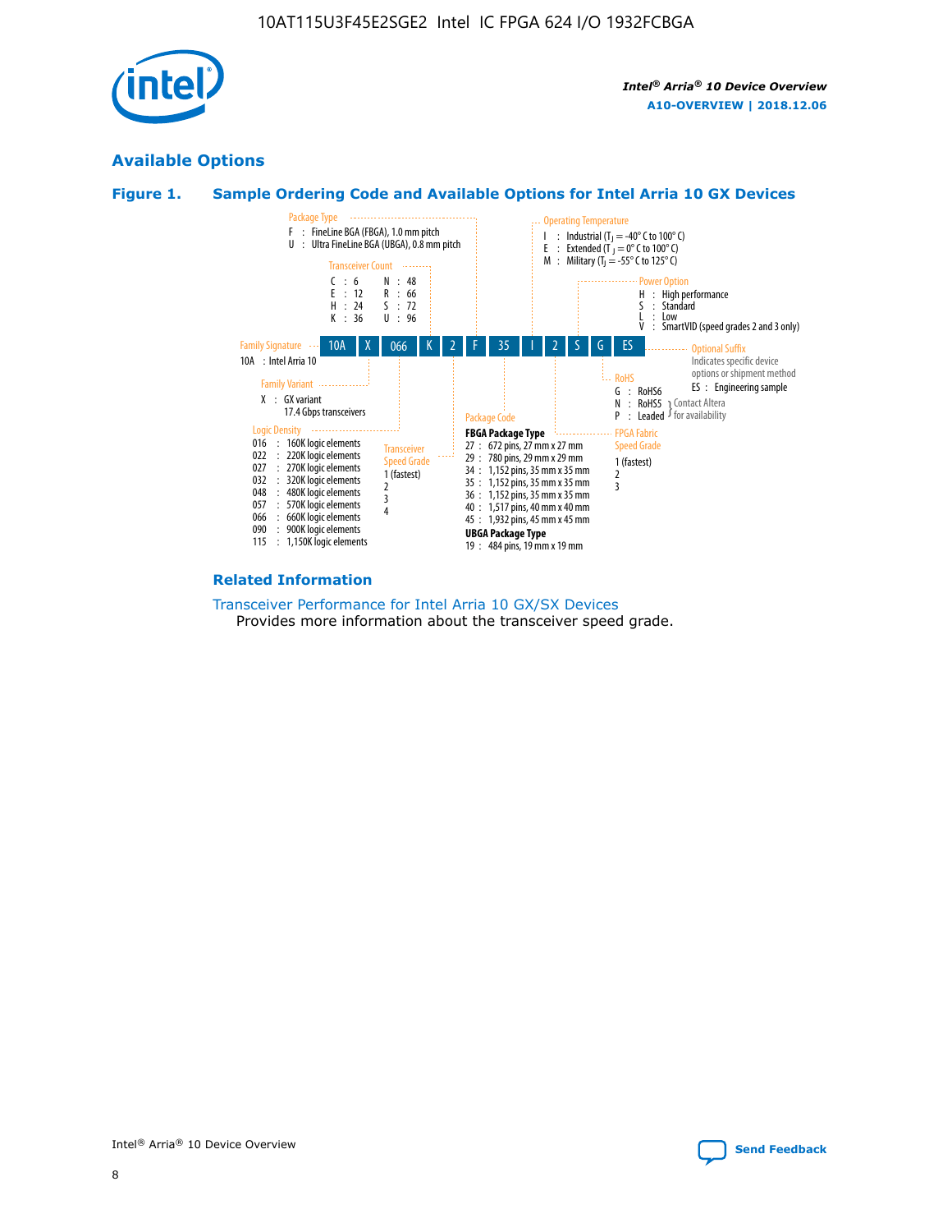## Available Options

### Figure 1. Sample Ordering Code and Available Options for Intel Arria 10 GX Devices

| 10A | X | 066 | K | 2 | F | 35 | I | 2 | S | G | ES |
|---|---|---|---|---|---|---|---|---|---|---|---|

**Family Signature**
- 10A : Intel Arria 10

**Family Variant**
- X : GX variant, 17.4 Gbps transceivers

**Logic Density**
- 016 : 160K logic elements
- 022 : 220K logic elements
- 027 : 270K logic elements
- 032 : 320K logic elements
- 048 : 480K logic elements
- 057 : 570K logic elements
- 066 : 660K logic elements
- 090 : 900K logic elements
- 115 : 1,150K logic elements

**Transceiver Count**
- C : 6
- E : 12
- H : 24
- K : 36
- N : 48
- R : 66
- S : 72
- U : 96

**Transceiver Speed Grade**
- 1 (fastest)
- 2
- 3
- 4

**Package Type**
- F : FineLine BGA (FBGA), 1.0 mm pitch
- U : Ultra FineLine BGA (UBGA), 0.8 mm pitch

**Package Code**

FBGA Package Type
- 27 : 672 pins, 27 mm x 27 mm
- 29 : 780 pins, 29 mm x 29 mm
- 34 : 1,152 pins, 35 mm x 35 mm
- 35 : 1,152 pins, 35 mm x 35 mm
- 36 : 1,152 pins, 35 mm x 35 mm
- 40 : 1,517 pins, 40 mm x 40 mm
- 45 : 1,932 pins, 45 mm x 45 mm

UBGA Package Type
- 19 : 484 pins, 19 mm x 19 mm

**Operating Temperature**
- I : Industrial ($T_J$ = -40° C to 100° C)
- E : Extended ($T_J$ = 0° C to 100° C)
- M : Military ($T_J$ = -55° C to 125° C)

**FPGA Fabric Speed Grade**
- 1 (fastest)
- 2
- 3

**Power Option**
- H : High performance
- S : Standard
- L : Low
- V : SmartVID (speed grades 2 and 3 only)

**RoHS**
- G : RoHS6
- N : RoHS5 (Contact Altera for availability)
- P : Leaded (Contact Altera for availability)

**Optional Suffix**

Indicates specific device options or shipment method
- ES : Engineering sample

### Related Information

Transceiver Performance for Intel Arria 10 GX/SX Devices
Provides more information about the transceiver speed grade.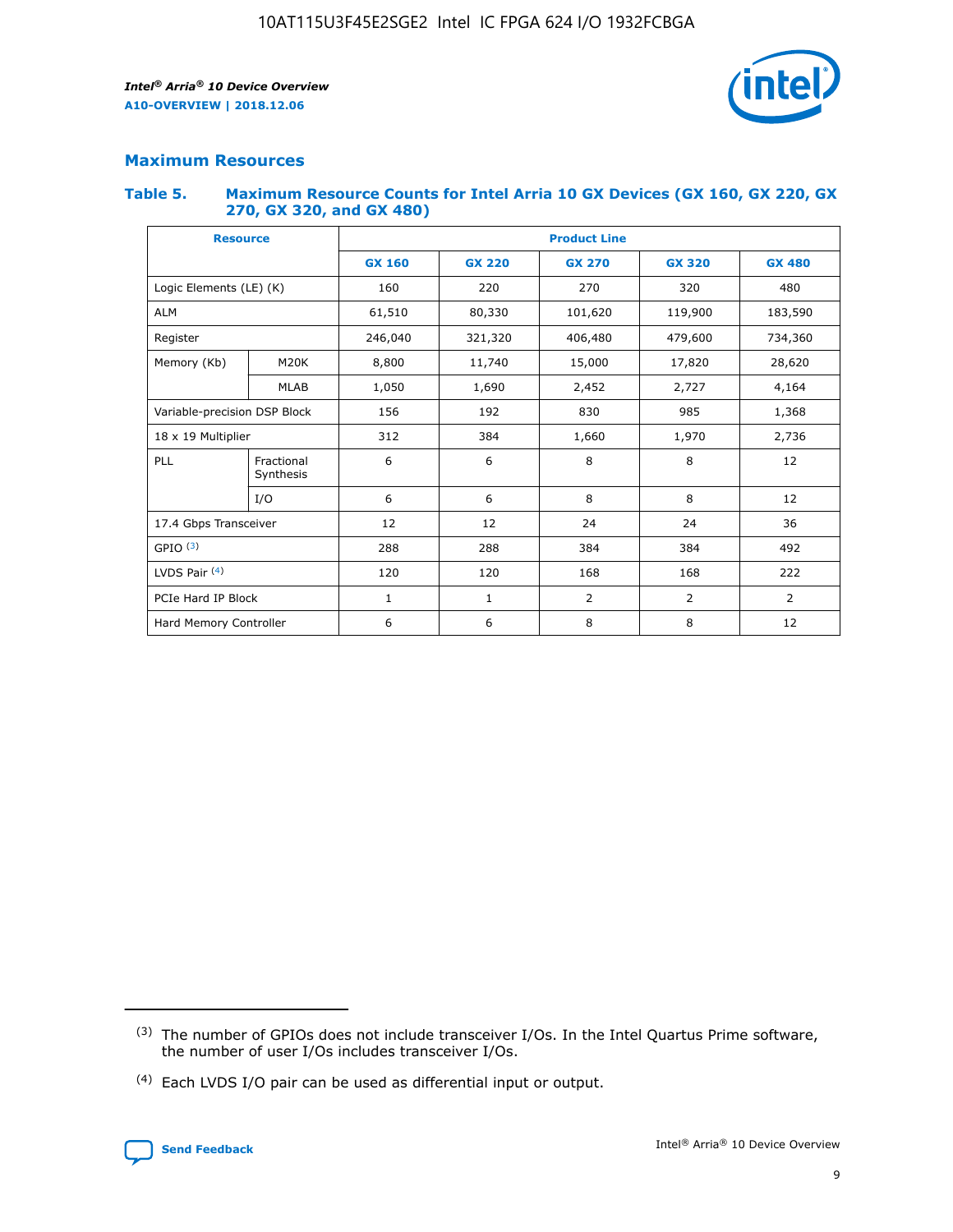## Maximum Resources

### Table 5. Maximum Resource Counts for Intel Arria 10 GX Devices (GX 160, GX 220, GX 270, GX 320, and GX 480)

| Resource | | Product Line | | | | |
|---|---|---|---|---|---|---|
| | | GX 160 | GX 220 | GX 270 | GX 320 | GX 480 |
| Logic Elements (LE) (K) | | 160 | 220 | 270 | 320 | 480 |
| ALM | | 61,510 | 80,330 | 101,620 | 119,900 | 183,590 |
| Register | | 246,040 | 321,320 | 406,480 | 479,600 | 734,360 |
| Memory (Kb) | M20K | 8,800 | 11,740 | 15,000 | 17,820 | 28,620 |
| | MLAB | 1,050 | 1,690 | 2,452 | 2,727 | 4,164 |
| Variable-precision DSP Block | | 156 | 192 | 830 | 985 | 1,368 |
| 18 x 19 Multiplier | | 312 | 384 | 1,660 | 1,970 | 2,736 |
| PLL | Fractional Synthesis | 6 | 6 | 8 | 8 | 12 |
| | I/O | 6 | 6 | 8 | 8 | 12 |
| 17.4 Gbps Transceiver | | 12 | 12 | 24 | 24 | 36 |
| GPIO [(3)] | | 288 | 288 | 384 | 384 | 492 |
| LVDS Pair [(4)] | | 120 | 120 | 168 | 168 | 222 |
| PCIe Hard IP Block | | 1 | 1 | 2 | 2 | 2 |
| Hard Memory Controller | | 6 | 6 | 8 | 8 | 12 |

(3) The number of GPIOs does not include transceiver I/Os. In the Intel Quartus Prime software, the number of user I/Os includes transceiver I/Os.

(4) Each LVDS I/O pair can be used as differential input or output.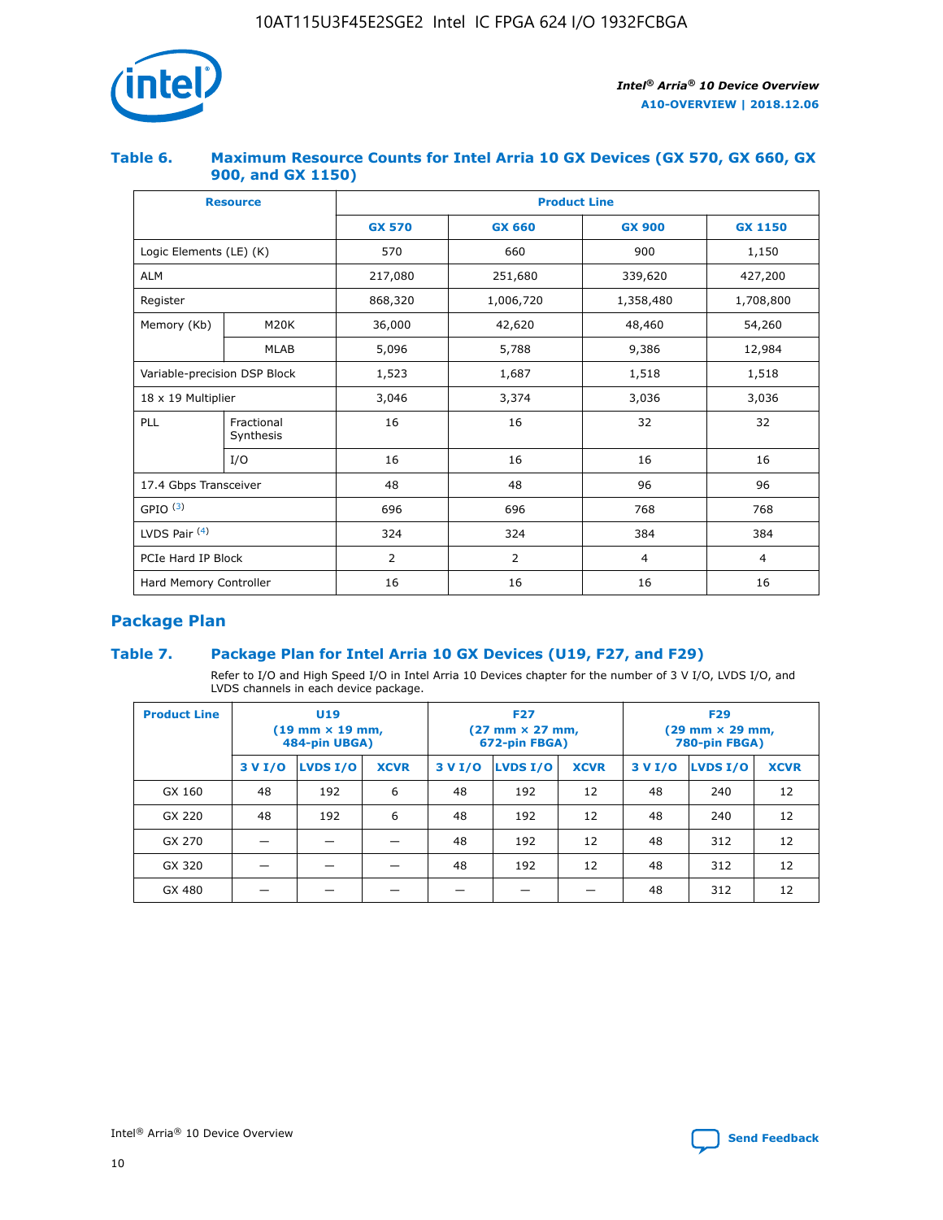### Table 6. Maximum Resource Counts for Intel Arria 10 GX Devices (GX 570, GX 660, GX 900, and GX 1150)

| Resource | | Product Line | | | |
|---|---|---|---|---|---|
| | | GX 570 | GX 660 | GX 900 | GX 1150 |
| Logic Elements (LE) (K) | | 570 | 660 | 900 | 1,150 |
| ALM | | 217,080 | 251,680 | 339,620 | 427,200 |
| Register | | 868,320 | 1,006,720 | 1,358,480 | 1,708,800 |
| Memory (Kb) | M20K | 36,000 | 42,620 | 48,460 | 54,260 |
| | MLAB | 5,096 | 5,788 | 9,386 | 12,984 |
| Variable-precision DSP Block | | 1,523 | 1,687 | 1,518 | 1,518 |
| 18 x 19 Multiplier | | 3,046 | 3,374 | 3,036 | 3,036 |
| PLL | Fractional Synthesis | 16 | 16 | 32 | 32 |
| | I/O | 16 | 16 | 16 | 16 |
| 17.4 Gbps Transceiver | | 48 | 48 | 96 | 96 |
| GPIO [(3)] | | 696 | 696 | 768 | 768 |
| LVDS Pair [(4)] | | 324 | 324 | 384 | 384 |
| PCIe Hard IP Block | | 2 | 2 | 4 | 4 |
| Hard Memory Controller | | 16 | 16 | 16 | 16 |

## Package Plan

### Table 7. Package Plan for Intel Arria 10 GX Devices (U19, F27, and F29)

Refer to I/O and High Speed I/O in Intel Arria 10 Devices chapter for the number of 3 V I/O, LVDS I/O, and LVDS channels in each device package.

| Product Line | U19 (19 mm × 19 mm, 484-pin UBGA) | | | F27 (27 mm × 27 mm, 672-pin FBGA) | | | F29 (29 mm × 29 mm, 780-pin FBGA) | | |
|---|---|---|---|---|---|---|---|---|---|
| | 3 V I/O | LVDS I/O | XCVR | 3 V I/O | LVDS I/O | XCVR | 3 V I/O | LVDS I/O | XCVR |
| GX 160 | 48 | 192 | 6 | 48 | 192 | 12 | 48 | 240 | 12 |
| GX 220 | 48 | 192 | 6 | 48 | 192 | 12 | 48 | 240 | 12 |
| GX 270 | — | — | — | 48 | 192 | 12 | 48 | 312 | 12 |
| GX 320 | — | — | — | 48 | 192 | 12 | 48 | 312 | 12 |
| GX 480 | — | — | — | — | — | — | 48 | 312 | 12 |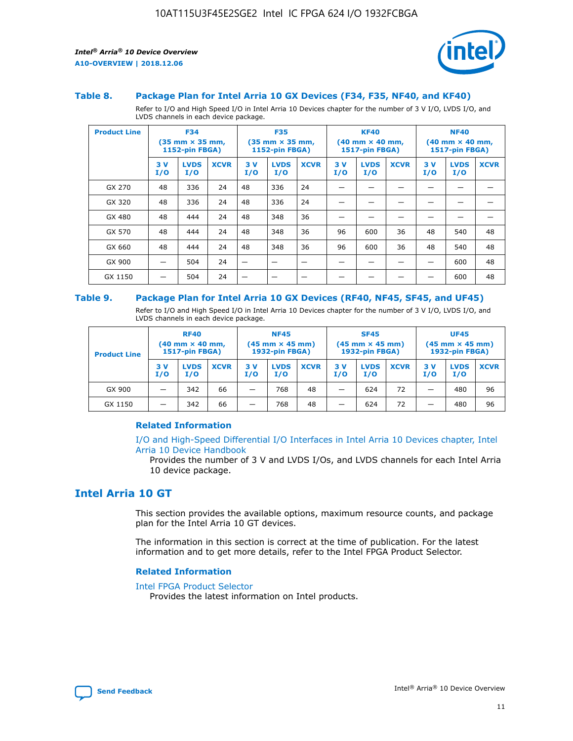### Table 8. Package Plan for Intel Arria 10 GX Devices (F34, F35, NF40, and KF40)

Refer to I/O and High Speed I/O in Intel Arria 10 Devices chapter for the number of 3 V I/O, LVDS I/O, and LVDS channels in each device package.

| Product Line | F34 (35 mm × 35 mm, 1152-pin FBGA) | | | F35 (35 mm × 35 mm, 1152-pin FBGA) | | | KF40 (40 mm × 40 mm, 1517-pin FBGA) | | | NF40 (40 mm × 40 mm, 1517-pin FBGA) | | |
|---|---|---|---|---|---|---|---|---|---|---|---|---|
| | 3 V I/O | LVDS I/O | XCVR | 3 V I/O | LVDS I/O | XCVR | 3 V I/O | LVDS I/O | XCVR | 3 V I/O | LVDS I/O | XCVR |
| GX 270 | 48 | 336 | 24 | 48 | 336 | 24 | — | — | — | — | — | — |
| GX 320 | 48 | 336 | 24 | 48 | 336 | 24 | — | — | — | — | — | — |
| GX 480 | 48 | 444 | 24 | 48 | 348 | 36 | — | — | — | — | — | — |
| GX 570 | 48 | 444 | 24 | 48 | 348 | 36 | 96 | 600 | 36 | 48 | 540 | 48 |
| GX 660 | 48 | 444 | 24 | 48 | 348 | 36 | 96 | 600 | 36 | 48 | 540 | 48 |
| GX 900 | — | 504 | 24 | — | — | — | — | — | — | — | 600 | 48 |
| GX 1150 | — | 504 | 24 | — | — | — | — | — | — | — | 600 | 48 |

### Table 9. Package Plan for Intel Arria 10 GX Devices (RF40, NF45, SF45, and UF45)

Refer to I/O and High Speed I/O in Intel Arria 10 Devices chapter for the number of 3 V I/O, LVDS I/O, and LVDS channels in each device package.

| Product Line | RF40 (40 mm × 40 mm, 1517-pin FBGA) | | | NF45 (45 mm × 45 mm) 1932-pin FBGA) | | | SF45 (45 mm × 45 mm) 1932-pin FBGA) | | | UF45 (45 mm × 45 mm) 1932-pin FBGA) | | |
|---|---|---|---|---|---|---|---|---|---|---|---|---|
| | 3 V I/O | LVDS I/O | XCVR | 3 V I/O | LVDS I/O | XCVR | 3 V I/O | LVDS I/O | XCVR | 3 V I/O | LVDS I/O | XCVR |
| GX 900 | — | 342 | 66 | — | 768 | 48 | — | 624 | 72 | — | 480 | 96 |
| GX 1150 | — | 342 | 66 | — | 768 | 48 | — | 624 | 72 | — | 480 | 96 |

#### Related Information

I/O and High-Speed Differential I/O Interfaces in Intel Arria 10 Devices chapter, Intel Arria 10 Device Handbook

Provides the number of 3 V and LVDS I/Os, and LVDS channels for each Intel Arria 10 device package.

## Intel Arria 10 GT

This section provides the available options, maximum resource counts, and package plan for the Intel Arria 10 GT devices.

The information in this section is correct at the time of publication. For the latest information and to get more details, refer to the Intel FPGA Product Selector.

#### Related Information

Intel FPGA Product Selector

Provides the latest information on Intel products.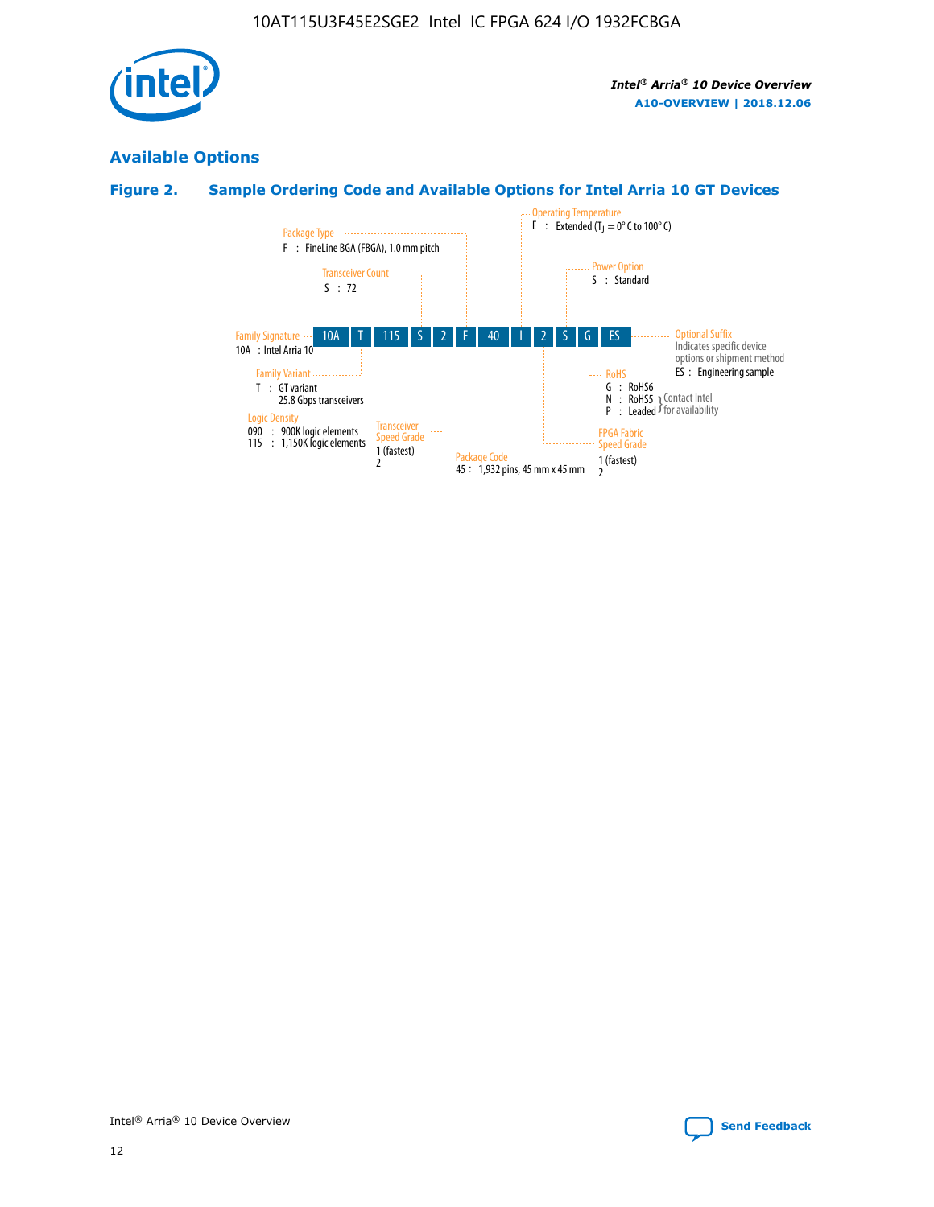## Available Options

### Figure 2. Sample Ordering Code and Available Options for Intel Arria 10 GT Devices

10A | T | 115 | S | 2 | F | 40 | I | 2 | S | G | ES

- **Family Signature**
  - 10A : Intel Arria 10
- **Family Variant**
  - T : GT variant, 25.8 Gbps transceivers
- **Logic Density**
  - 090 : 900K logic elements
  - 115 : 1,150K logic elements
- **Transceiver Count**
  - S : 72
- **Transceiver Speed Grade**
  - 1 (fastest)
  - 2
- **Package Type**
  - F : FineLine BGA (FBGA), 1.0 mm pitch
- **Package Code**
  - 45 : 1,932 pins, 45 mm x 45 mm
- **Operating Temperature**
  - E : Extended ($T_J$ = 0° C to 100° C)
- **FPGA Fabric Speed Grade**
  - 1 (fastest)
  - 2
- **Power Option**
  - S : Standard
- **RoHS**
  - G : RoHS6
  - N : RoHS5 (Contact Intel for availability)
  - P : Leaded (Contact Intel for availability)
- **Optional Suffix**
  - Indicates specific device options or shipment method
  - ES : Engineering sample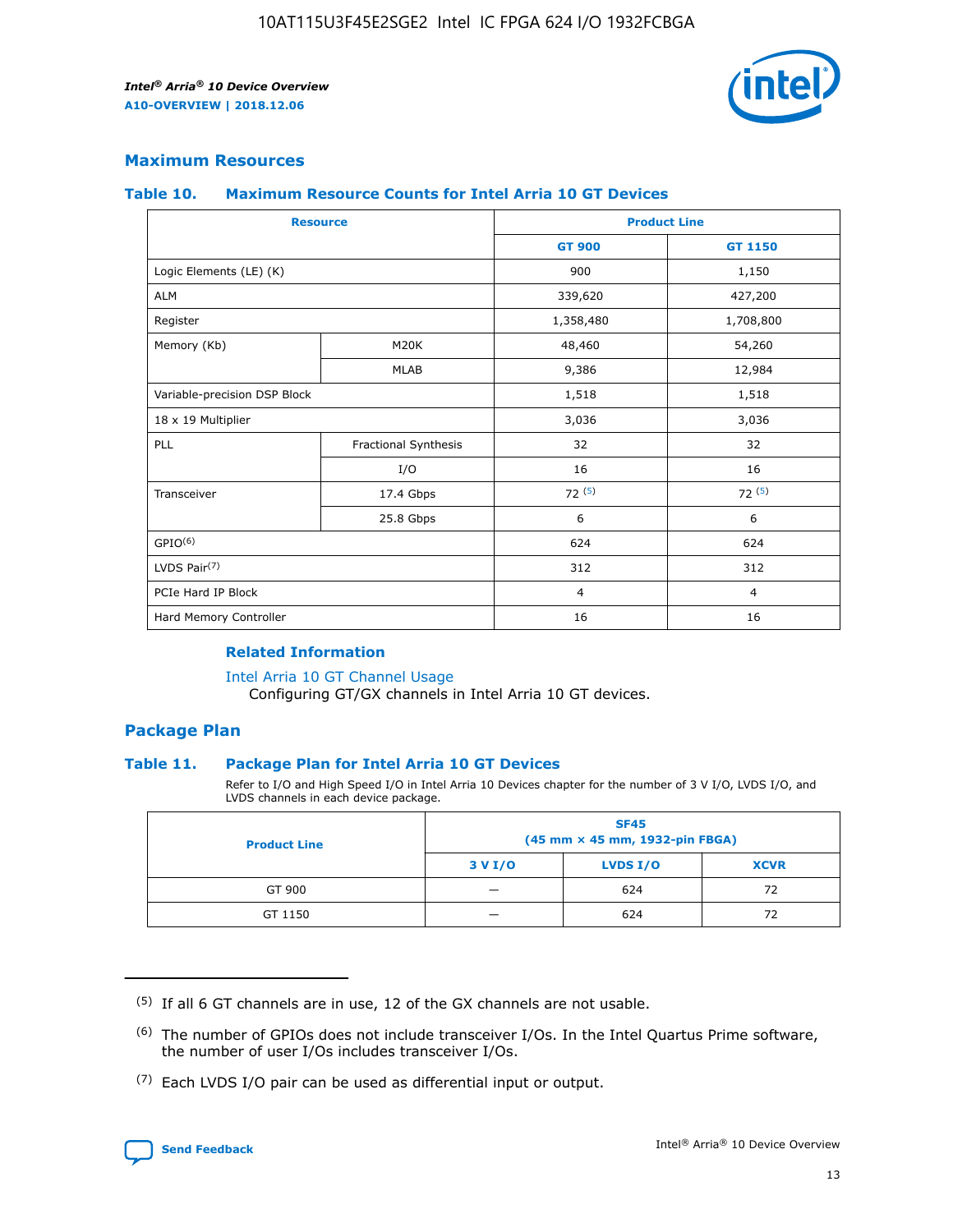## Maximum Resources

### Table 10. Maximum Resource Counts for Intel Arria 10 GT Devices

| Resource | | Product Line | |
|---|---|---|---|
| | | GT 900 | GT 1150 |
| Logic Elements (LE) (K) | | 900 | 1,150 |
| ALM | | 339,620 | 427,200 |
| Register | | 1,358,480 | 1,708,800 |
| Memory (Kb) | M20K | 48,460 | 54,260 |
| | MLAB | 9,386 | 12,984 |
| Variable-precision DSP Block | | 1,518 | 1,518 |
| 18 x 19 Multiplier | | 3,036 | 3,036 |
| PLL | Fractional Synthesis | 32 | 32 |
| | I/O | 16 | 16 |
| Transceiver | 17.4 Gbps | 72 (5) | 72 (5) |
| | 25.8 Gbps | 6 | 6 |
| GPIO(6) | | 624 | 624 |
| LVDS Pair(7) | | 312 | 312 |
| PCIe Hard IP Block | | 4 | 4 |
| Hard Memory Controller | | 16 | 16 |

**Related Information**

Intel Arria 10 GT Channel Usage
Configuring GT/GX channels in Intel Arria 10 GT devices.

## Package Plan

### Table 11. Package Plan for Intel Arria 10 GT Devices

Refer to I/O and High Speed I/O in Intel Arria 10 Devices chapter for the number of 3 V I/O, LVDS I/O, and LVDS channels in each device package.

| Product Line | SF45 (45 mm × 45 mm, 1932-pin FBGA) | | |
|---|---|---|---|
| | 3 V I/O | LVDS I/O | XCVR |
| GT 900 | — | 624 | 72 |
| GT 1150 | — | 624 | 72 |

(5) If all 6 GT channels are in use, 12 of the GX channels are not usable.

(6) The number of GPIOs does not include transceiver I/Os. In the Intel Quartus Prime software, the number of user I/Os includes transceiver I/Os.

(7) Each LVDS I/O pair can be used as differential input or output.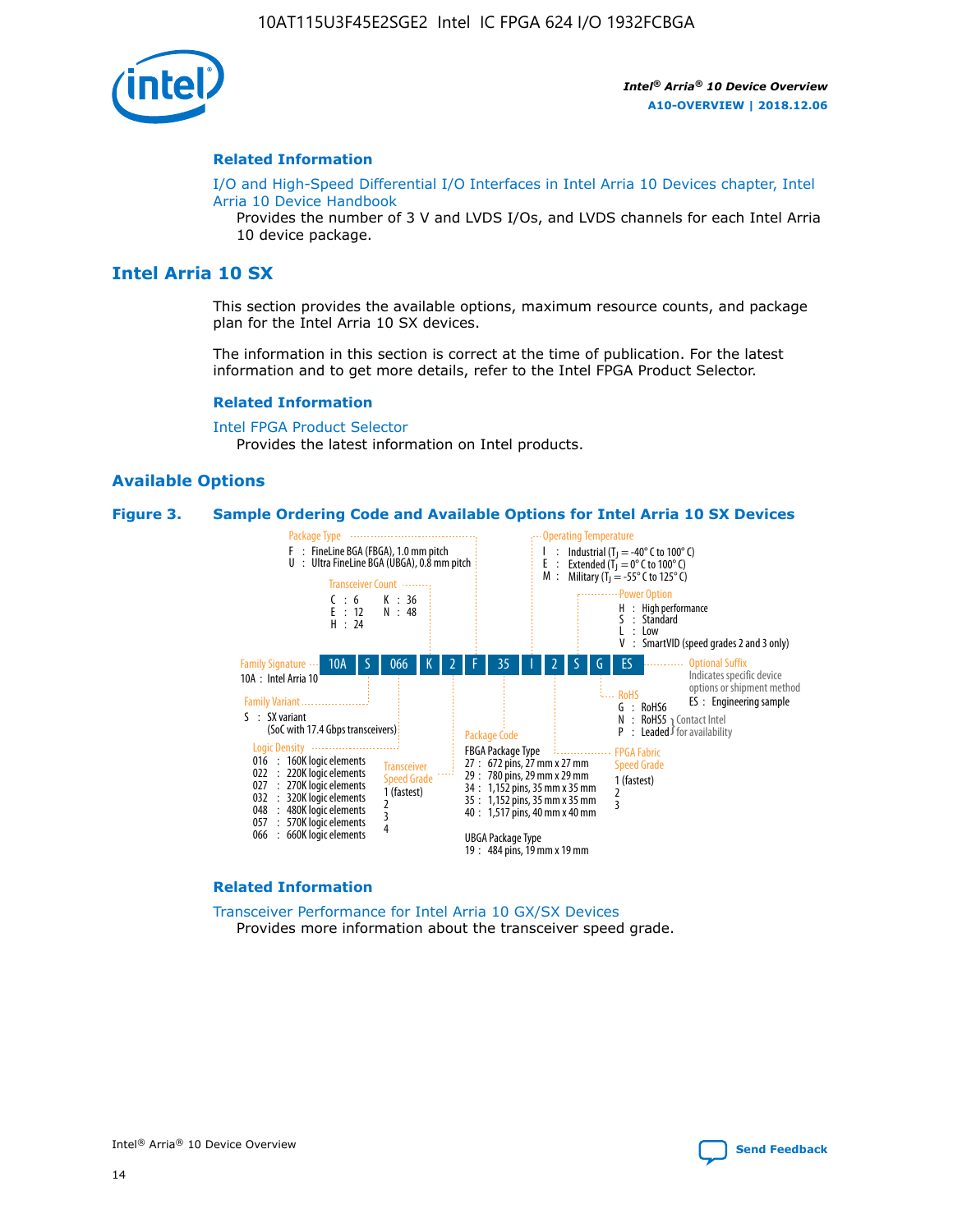### Related Information

I/O and High-Speed Differential I/O Interfaces in Intel Arria 10 Devices chapter, Intel Arria 10 Device Handbook

Provides the number of 3 V and LVDS I/Os, and LVDS channels for each Intel Arria 10 device package.

## Intel Arria 10 SX

This section provides the available options, maximum resource counts, and package plan for the Intel Arria 10 SX devices.

The information in this section is correct at the time of publication. For the latest information and to get more details, refer to the Intel FPGA Product Selector.

### Related Information

Intel FPGA Product Selector

Provides the latest information on Intel products.

### Available Options

**Figure 3. Sample Ordering Code and Available Options for Intel Arria 10 SX Devices**

Sample ordering code: 10A S 066 K 2 F 35 I 2 S G ES

- **Family Signature**
  - 10A : Intel Arria 10
- **Family Variant**
  - S : SX variant (SoC with 17.4 Gbps transceivers)
- **Logic Density**
  - 016 : 160K logic elements
  - 022 : 220K logic elements
  - 027 : 270K logic elements
  - 032 : 320K logic elements
  - 048 : 480K logic elements
  - 057 : 570K logic elements
  - 066 : 660K logic elements
- **Transceiver Count**
  - C : 6
  - E : 12
  - H : 24
  - K : 36
  - N : 48
- **Transceiver Speed Grade**
  - 1 (fastest)
  - 2
  - 3
  - 4
- **Package Type**
  - F : FineLine BGA (FBGA), 1.0 mm pitch
  - U : Ultra FineLine BGA (UBGA), 0.8 mm pitch
- **Package Code**
  - FBGA Package Type
    - 27 : 672 pins, 27 mm x 27 mm
    - 29 : 780 pins, 29 mm x 29 mm
    - 34 : 1,152 pins, 35 mm x 35 mm
    - 35 : 1,152 pins, 35 mm x 35 mm
    - 40 : 1,517 pins, 40 mm x 40 mm
  - UBGA Package Type
    - 19 : 484 pins, 19 mm x 19 mm
- **Operating Temperature**
  - I : Industrial ($T_J$ = -40° C to 100° C)
  - E : Extended ($T_J$ = 0° C to 100° C)
  - M : Military ($T_J$ = -55° C to 125° C)
- **FPGA Fabric Speed Grade**
  - 1 (fastest)
  - 2
  - 3
- **Power Option**
  - H : High performance
  - S : Standard
  - L : Low
  - V : SmartVID (speed grades 2 and 3 only)
- **RoHS**
  - G : RoHS6
  - N : RoHS5 (Contact Intel for availability)
  - P : Leaded (Contact Intel for availability)
- **Optional Suffix**
  - Indicates specific device options or shipment method
  - ES : Engineering sample

### Related Information

Transceiver Performance for Intel Arria 10 GX/SX Devices

Provides more information about the transceiver speed grade.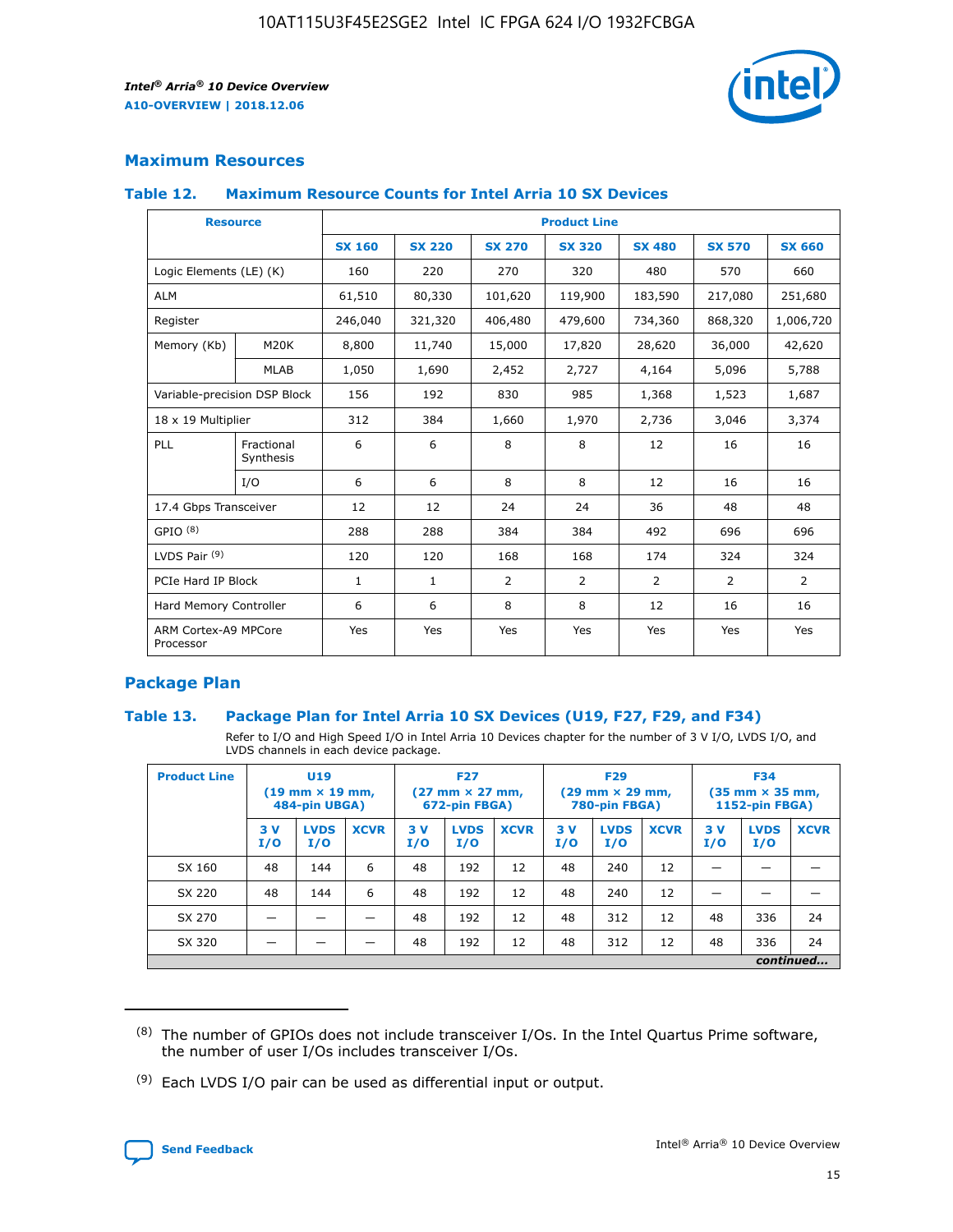## Maximum Resources

### Table 12. Maximum Resource Counts for Intel Arria 10 SX Devices

| Resource | | Product Line | | | | | | |
|---|---|---|---|---|---|---|---|---|
| | | SX 160 | SX 220 | SX 270 | SX 320 | SX 480 | SX 570 | SX 660 |
| Logic Elements (LE) (K) | | 160 | 220 | 270 | 320 | 480 | 570 | 660 |
| ALM | | 61,510 | 80,330 | 101,620 | 119,900 | 183,590 | 217,080 | 251,680 |
| Register | | 246,040 | 321,320 | 406,480 | 479,600 | 734,360 | 868,320 | 1,006,720 |
| Memory (Kb) | M20K | 8,800 | 11,740 | 15,000 | 17,820 | 28,620 | 36,000 | 42,620 |
| | MLAB | 1,050 | 1,690 | 2,452 | 2,727 | 4,164 | 5,096 | 5,788 |
| Variable-precision DSP Block | | 156 | 192 | 830 | 985 | 1,368 | 1,523 | 1,687 |
| 18 x 19 Multiplier | | 312 | 384 | 1,660 | 1,970 | 2,736 | 3,046 | 3,374 |
| PLL | Fractional Synthesis | 6 | 6 | 8 | 8 | 12 | 16 | 16 |
| | I/O | 6 | 6 | 8 | 8 | 12 | 16 | 16 |
| 17.4 Gbps Transceiver | | 12 | 12 | 24 | 24 | 36 | 48 | 48 |
| GPIO [8] | | 288 | 288 | 384 | 384 | 492 | 696 | 696 |
| LVDS Pair [9] | | 120 | 120 | 168 | 168 | 174 | 324 | 324 |
| PCIe Hard IP Block | | 1 | 1 | 2 | 2 | 2 | 2 | 2 |
| Hard Memory Controller | | 6 | 6 | 8 | 8 | 12 | 16 | 16 |
| ARM Cortex-A9 MPCore Processor | | Yes | Yes | Yes | Yes | Yes | Yes | Yes |

## Package Plan

### Table 13. Package Plan for Intel Arria 10 SX Devices (U19, F27, F29, and F34)

Refer to I/O and High Speed I/O in Intel Arria 10 Devices chapter for the number of 3 V I/O, LVDS I/O, and LVDS channels in each device package.

| Product Line | U19 (19 mm × 19 mm, 484-pin UBGA) | | | F27 (27 mm × 27 mm, 672-pin FBGA) | | | F29 (29 mm × 29 mm, 780-pin FBGA) | | | F34 (35 mm × 35 mm, 1152-pin FBGA) | | |
|---|---|---|---|---|---|---|---|---|---|---|---|---|
| | 3 V I/O | LVDS I/O | XCVR | 3 V I/O | LVDS I/O | XCVR | 3 V I/O | LVDS I/O | XCVR | 3 V I/O | LVDS I/O | XCVR |
| SX 160 | 48 | 144 | 6 | 48 | 192 | 12 | 48 | 240 | 12 | — | — | — |
| SX 220 | 48 | 144 | 6 | 48 | 192 | 12 | 48 | 240 | 12 | — | — | — |
| SX 270 | — | — | — | 48 | 192 | 12 | 48 | 312 | 12 | 48 | 336 | 24 |
| SX 320 | — | — | — | 48 | 192 | 12 | 48 | 312 | 12 | 48 | 336 | 24 |

*continued...*

(8) The number of GPIOs does not include transceiver I/Os. In the Intel Quartus Prime software, the number of user I/Os includes transceiver I/Os.

(9) Each LVDS I/O pair can be used as differential input or output.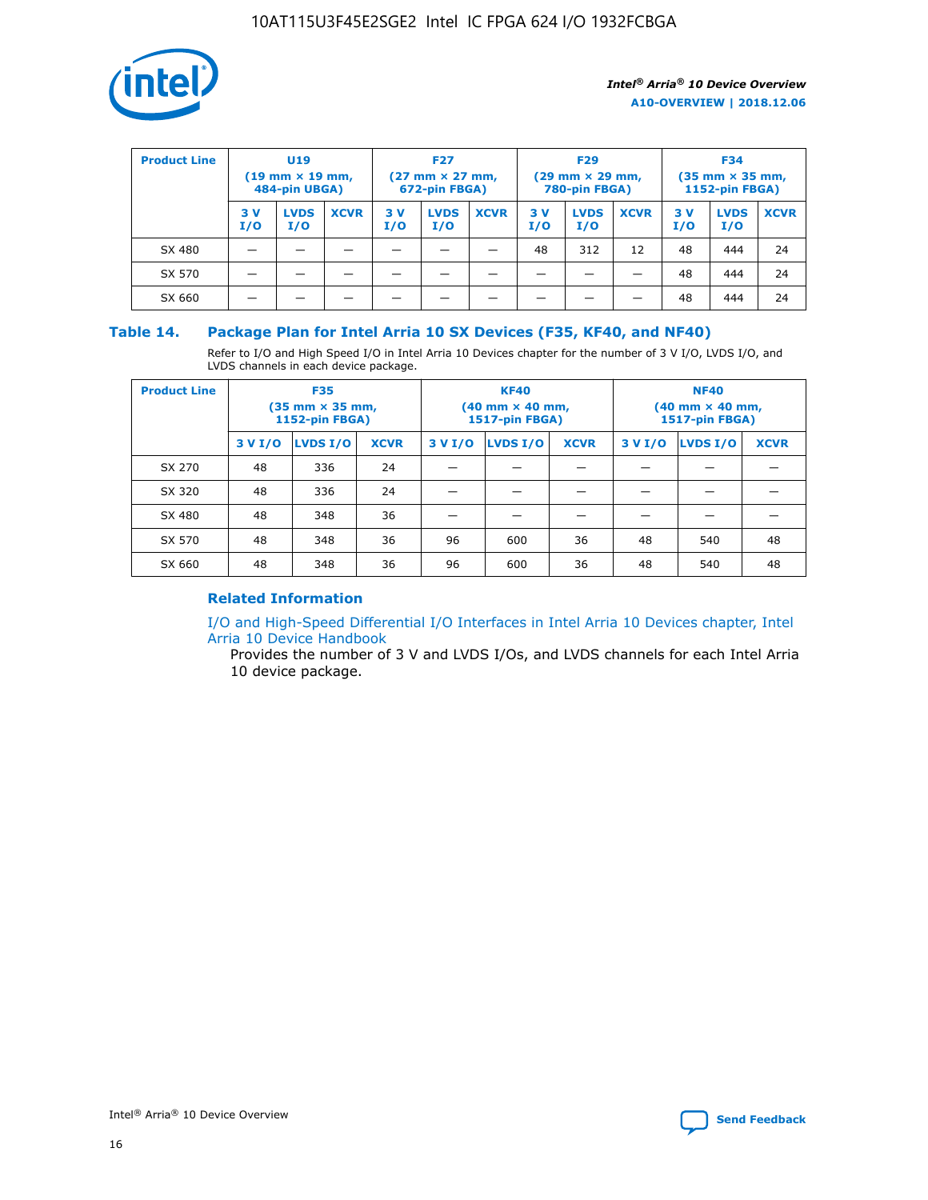| Product Line | U19 (19 mm × 19 mm, 484-pin UBGA) | | | F27 (27 mm × 27 mm, 672-pin FBGA) | | | F29 (29 mm × 29 mm, 780-pin FBGA) | | | F34 (35 mm × 35 mm, 1152-pin FBGA) | | |
|---|---|---|---|---|---|---|---|---|---|---|---|---|
| | 3 V I/O | LVDS I/O | XCVR | 3 V I/O | LVDS I/O | XCVR | 3 V I/O | LVDS I/O | XCVR | 3 V I/O | LVDS I/O | XCVR |
| SX 480 | — | — | — | — | — | — | 48 | 312 | 12 | 48 | 444 | 24 |
| SX 570 | — | — | — | — | — | — | — | — | — | 48 | 444 | 24 |
| SX 660 | — | — | — | — | — | — | — | — | — | 48 | 444 | 24 |

### Table 14. Package Plan for Intel Arria 10 SX Devices (F35, KF40, and NF40)

Refer to I/O and High Speed I/O in Intel Arria 10 Devices chapter for the number of 3 V I/O, LVDS I/O, and LVDS channels in each device package.

| Product Line | F35 (35 mm × 35 mm, 1152-pin FBGA) | | | KF40 (40 mm × 40 mm, 1517-pin FBGA) | | | NF40 (40 mm × 40 mm, 1517-pin FBGA) | | |
|---|---|---|---|---|---|---|---|---|---|
| | 3 V I/O | LVDS I/O | XCVR | 3 V I/O | LVDS I/O | XCVR | 3 V I/O | LVDS I/O | XCVR |
| SX 270 | 48 | 336 | 24 | — | — | — | — | — | — |
| SX 320 | 48 | 336 | 24 | — | — | — | — | — | — |
| SX 480 | 48 | 348 | 36 | — | — | — | — | — | — |
| SX 570 | 48 | 348 | 36 | 96 | 600 | 36 | 48 | 540 | 48 |
| SX 660 | 48 | 348 | 36 | 96 | 600 | 36 | 48 | 540 | 48 |

### Related Information

I/O and High-Speed Differential I/O Interfaces in Intel Arria 10 Devices chapter, Intel Arria 10 Device Handbook

Provides the number of 3 V and LVDS I/Os, and LVDS channels for each Intel Arria 10 device package.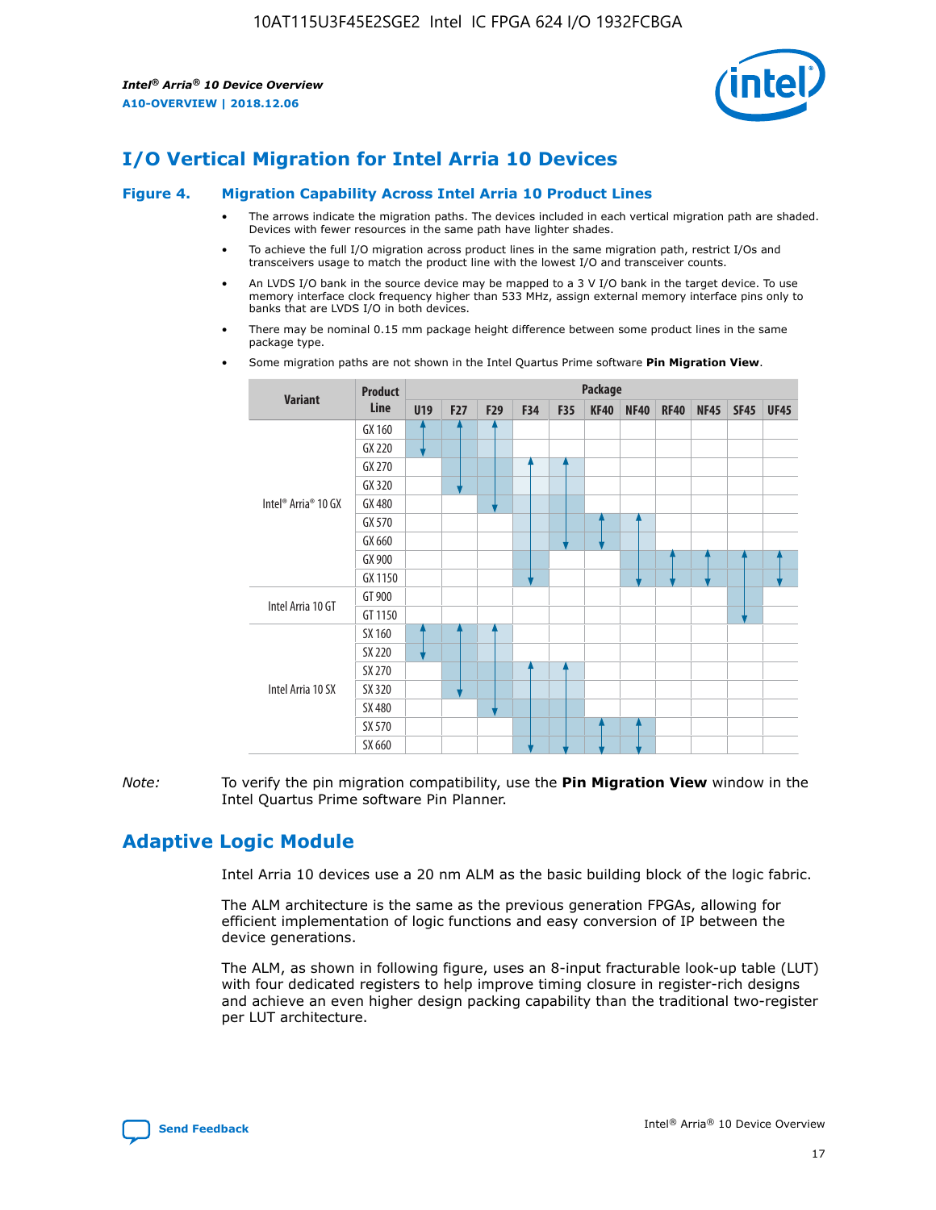# I/O Vertical Migration for Intel Arria 10 Devices

**Figure 4. Migration Capability Across Intel Arria 10 Product Lines**

- The arrows indicate the migration paths. The devices included in each vertical migration path are shaded. Devices with fewer resources in the same path have lighter shades.
- To achieve the full I/O migration across product lines in the same migration path, restrict I/Os and transceivers usage to match the product line with the lowest I/O and transceiver counts.
- An LVDS I/O bank in the source device may be mapped to a 3 V I/O bank in the target device. To use memory interface clock frequency higher than 533 MHz, assign external memory interface pins only to banks that are LVDS I/O in both devices.
- There may be nominal 0.15 mm package height difference between some product lines in the same package type.
- Some migration paths are not shown in the Intel Quartus Prime software **Pin Migration View**.

| Variant | Product Line | Package | | | | | | | | | | |
|---|---|---|---|---|---|---|---|---|---|---|---|---|
| | | U19 | F27 | F29 | F34 | F35 | KF40 | NF40 | RF40 | NF45 | SF45 | UF45 |
| Intel® Arria® 10 GX | GX 160 | | | | | | | | | | | |
| | GX 220 | | | | | | | | | | | |
| | GX 270 | | | | | | | | | | | |
| | GX 320 | | | | | | | | | | | |
| | GX 480 | | | | | | | | | | | |
| | GX 570 | | | | | | | | | | | |
| | GX 660 | | | | | | | | | | | |
| | GX 900 | | | | | | | | | | | |
| | GX 1150 | | | | | | | | | | | |
| Intel Arria 10 GT | GT 900 | | | | | | | | | | | |
| | GT 1150 | | | | | | | | | | | |
| Intel Arria 10 SX | SX 160 | | | | | | | | | | | |
| | SX 220 | | | | | | | | | | | |
| | SX 270 | | | | | | | | | | | |
| | SX 320 | | | | | | | | | | | |
| | SX 480 | | | | | | | | | | | |
| | SX 570 | | | | | | | | | | | |
| | SX 660 | | | | | | | | | | | |

*Note:* To verify the pin migration compatibility, use the **Pin Migration View** window in the Intel Quartus Prime software Pin Planner.

# Adaptive Logic Module

Intel Arria 10 devices use a 20 nm ALM as the basic building block of the logic fabric.

The ALM architecture is the same as the previous generation FPGAs, allowing for efficient implementation of logic functions and easy conversion of IP between the device generations.

The ALM, as shown in following figure, uses an 8-input fracturable look-up table (LUT) with four dedicated registers to help improve timing closure in register-rich designs and achieve an even higher design packing capability than the traditional two-register per LUT architecture.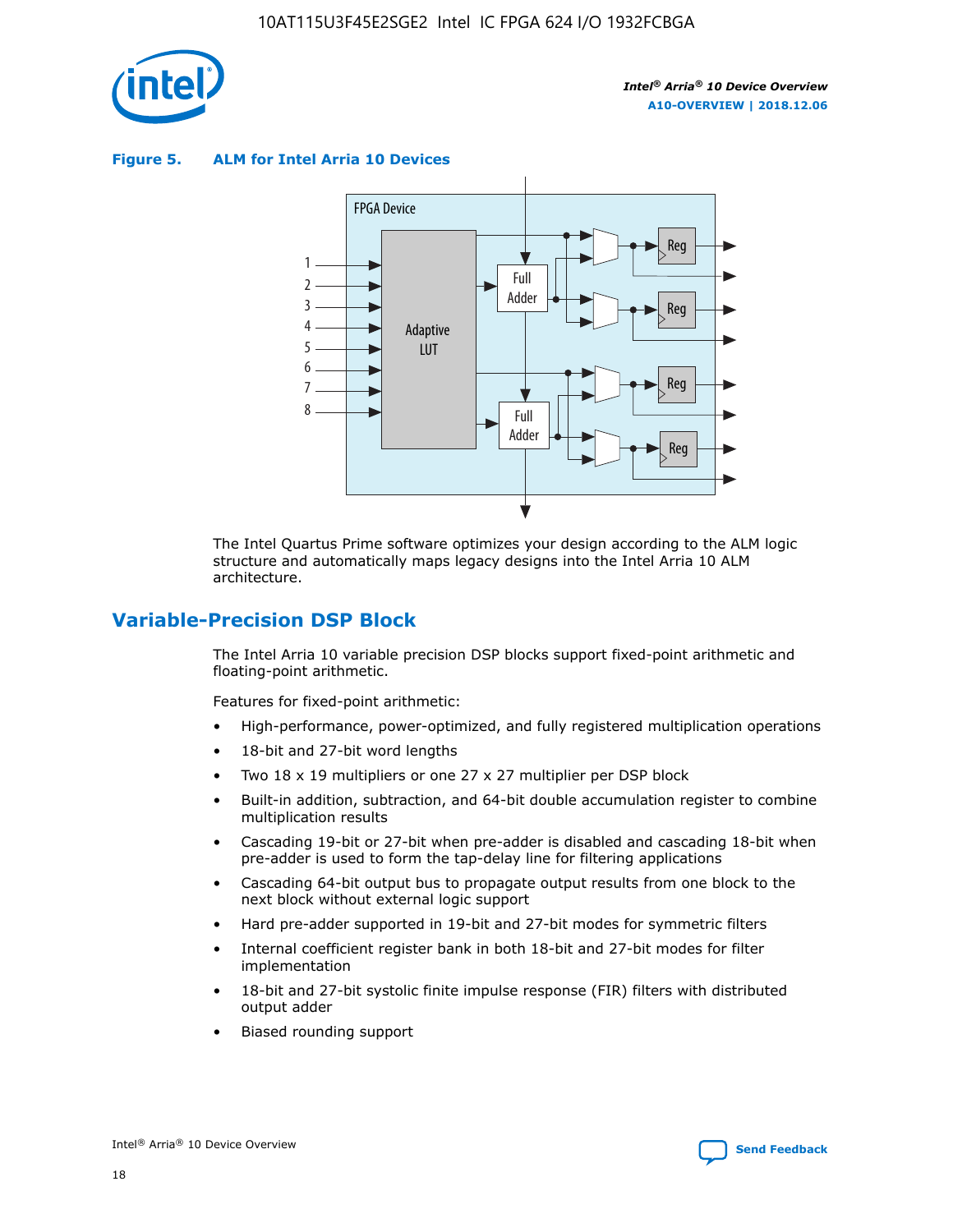**Figure 5. ALM for Intel Arria 10 Devices**

The Intel Quartus Prime software optimizes your design according to the ALM logic structure and automatically maps legacy designs into the Intel Arria 10 ALM architecture.

## Variable-Precision DSP Block

The Intel Arria 10 variable precision DSP blocks support fixed-point arithmetic and floating-point arithmetic.

Features for fixed-point arithmetic:

- High-performance, power-optimized, and fully registered multiplication operations
- 18-bit and 27-bit word lengths
- Two 18 x 19 multipliers or one 27 x 27 multiplier per DSP block
- Built-in addition, subtraction, and 64-bit double accumulation register to combine multiplication results
- Cascading 19-bit or 27-bit when pre-adder is disabled and cascading 18-bit when pre-adder is used to form the tap-delay line for filtering applications
- Cascading 64-bit output bus to propagate output results from one block to the next block without external logic support
- Hard pre-adder supported in 19-bit and 27-bit modes for symmetric filters
- Internal coefficient register bank in both 18-bit and 27-bit modes for filter implementation
- 18-bit and 27-bit systolic finite impulse response (FIR) filters with distributed output adder
- Biased rounding support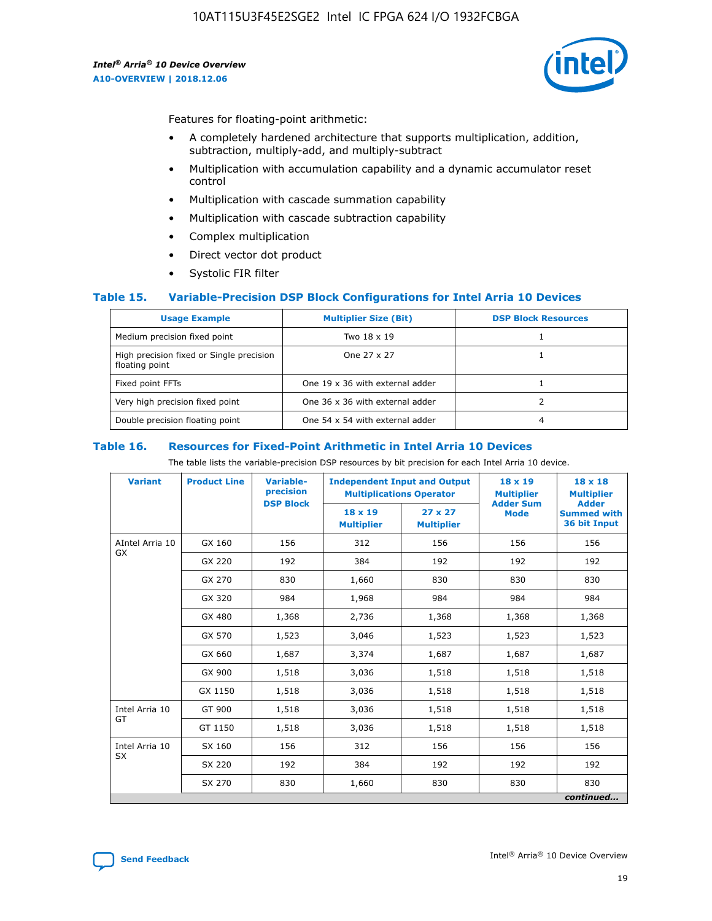Features for floating-point arithmetic:

- A completely hardened architecture that supports multiplication, addition, subtraction, multiply-add, and multiply-subtract
- Multiplication with accumulation capability and a dynamic accumulator reset control
- Multiplication with cascade summation capability
- Multiplication with cascade subtraction capability
- Complex multiplication
- Direct vector dot product
- Systolic FIR filter

### Table 15. Variable-Precision DSP Block Configurations for Intel Arria 10 Devices

| Usage Example | Multiplier Size (Bit) | DSP Block Resources |
|---|---|---|
| Medium precision fixed point | Two 18 x 19 | 1 |
| High precision fixed or Single precision floating point | One 27 x 27 | 1 |
| Fixed point FFTs | One 19 x 36 with external adder | 1 |
| Very high precision fixed point | One 36 x 36 with external adder | 2 |
| Double precision floating point | One 54 x 54 with external adder | 4 |

### Table 16. Resources for Fixed-Point Arithmetic in Intel Arria 10 Devices

The table lists the variable-precision DSP resources by bit precision for each Intel Arria 10 device.

| Variant | Product Line | Variable-precision DSP Block | Independent Input and Output Multiplications Operator | | 18 x 19 Multiplier Adder Sum Mode | 18 x 18 Multiplier Adder Summed with 36 bit Input |
|---|---|---|---|---|---|---|
| | | | 18 x 19 Multiplier | 27 x 27 Multiplier | | |
| AIntel Arria 10 GX | GX 160 | 156 | 312 | 156 | 156 | 156 |
| | GX 220 | 192 | 384 | 192 | 192 | 192 |
| | GX 270 | 830 | 1,660 | 830 | 830 | 830 |
| | GX 320 | 984 | 1,968 | 984 | 984 | 984 |
| | GX 480 | 1,368 | 2,736 | 1,368 | 1,368 | 1,368 |
| | GX 570 | 1,523 | 3,046 | 1,523 | 1,523 | 1,523 |
| | GX 660 | 1,687 | 3,374 | 1,687 | 1,687 | 1,687 |
| | GX 900 | 1,518 | 3,036 | 1,518 | 1,518 | 1,518 |
| | GX 1150 | 1,518 | 3,036 | 1,518 | 1,518 | 1,518 |
| Intel Arria 10 GT | GT 900 | 1,518 | 3,036 | 1,518 | 1,518 | 1,518 |
| | GT 1150 | 1,518 | 3,036 | 1,518 | 1,518 | 1,518 |
| Intel Arria 10 SX | SX 160 | 156 | 312 | 156 | 156 | 156 |
| | SX 220 | 192 | 384 | 192 | 192 | 192 |
| | SX 270 | 830 | 1,660 | 830 | 830 | 830 |

*continued...*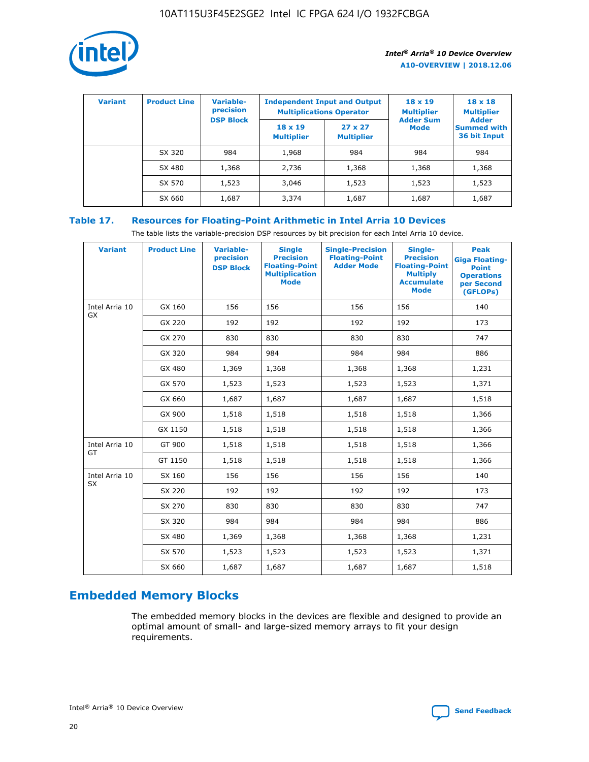| Variant | Product Line | Variable-precision DSP Block | Independent Input and Output Multiplications Operator | | 18 x 19 Multiplier Adder Sum Mode | 18 x 18 Multiplier Adder Summed with 36 bit Input |
|---|---|---|---|---|---|---|
| | | | 18 x 19 Multiplier | 27 x 27 Multiplier | | |
| | SX 320 | 984 | 1,968 | 984 | 984 | 984 |
| | SX 480 | 1,368 | 2,736 | 1,368 | 1,368 | 1,368 |
| | SX 570 | 1,523 | 3,046 | 1,523 | 1,523 | 1,523 |
| | SX 660 | 1,687 | 3,374 | 1,687 | 1,687 | 1,687 |

### Table 17. Resources for Floating-Point Arithmetic in Intel Arria 10 Devices

The table lists the variable-precision DSP resources by bit precision for each Intel Arria 10 device.

| Variant | Product Line | Variable-precision DSP Block | Single Precision Floating-Point Multiplication Mode | Single-Precision Floating-Point Adder Mode | Single-Precision Floating-Point Multiply Accumulate Mode | Peak Giga Floating-Point Operations per Second (GFLOPs) |
|---|---|---|---|---|---|---|
| Intel Arria 10 GX | GX 160 | 156 | 156 | 156 | 156 | 140 |
| | GX 220 | 192 | 192 | 192 | 192 | 173 |
| | GX 270 | 830 | 830 | 830 | 830 | 747 |
| | GX 320 | 984 | 984 | 984 | 984 | 886 |
| | GX 480 | 1,369 | 1,368 | 1,368 | 1,368 | 1,231 |
| | GX 570 | 1,523 | 1,523 | 1,523 | 1,523 | 1,371 |
| | GX 660 | 1,687 | 1,687 | 1,687 | 1,687 | 1,518 |
| | GX 900 | 1,518 | 1,518 | 1,518 | 1,518 | 1,366 |
| | GX 1150 | 1,518 | 1,518 | 1,518 | 1,518 | 1,366 |
| Intel Arria 10 GT | GT 900 | 1,518 | 1,518 | 1,518 | 1,518 | 1,366 |
| | GT 1150 | 1,518 | 1,518 | 1,518 | 1,518 | 1,366 |
| Intel Arria 10 SX | SX 160 | 156 | 156 | 156 | 156 | 140 |
| | SX 220 | 192 | 192 | 192 | 192 | 173 |
| | SX 270 | 830 | 830 | 830 | 830 | 747 |
| | SX 320 | 984 | 984 | 984 | 984 | 886 |
| | SX 480 | 1,369 | 1,368 | 1,368 | 1,368 | 1,231 |
| | SX 570 | 1,523 | 1,523 | 1,523 | 1,523 | 1,371 |
| | SX 660 | 1,687 | 1,687 | 1,687 | 1,687 | 1,518 |

## Embedded Memory Blocks

The embedded memory blocks in the devices are flexible and designed to provide an optimal amount of small- and large-sized memory arrays to fit your design requirements.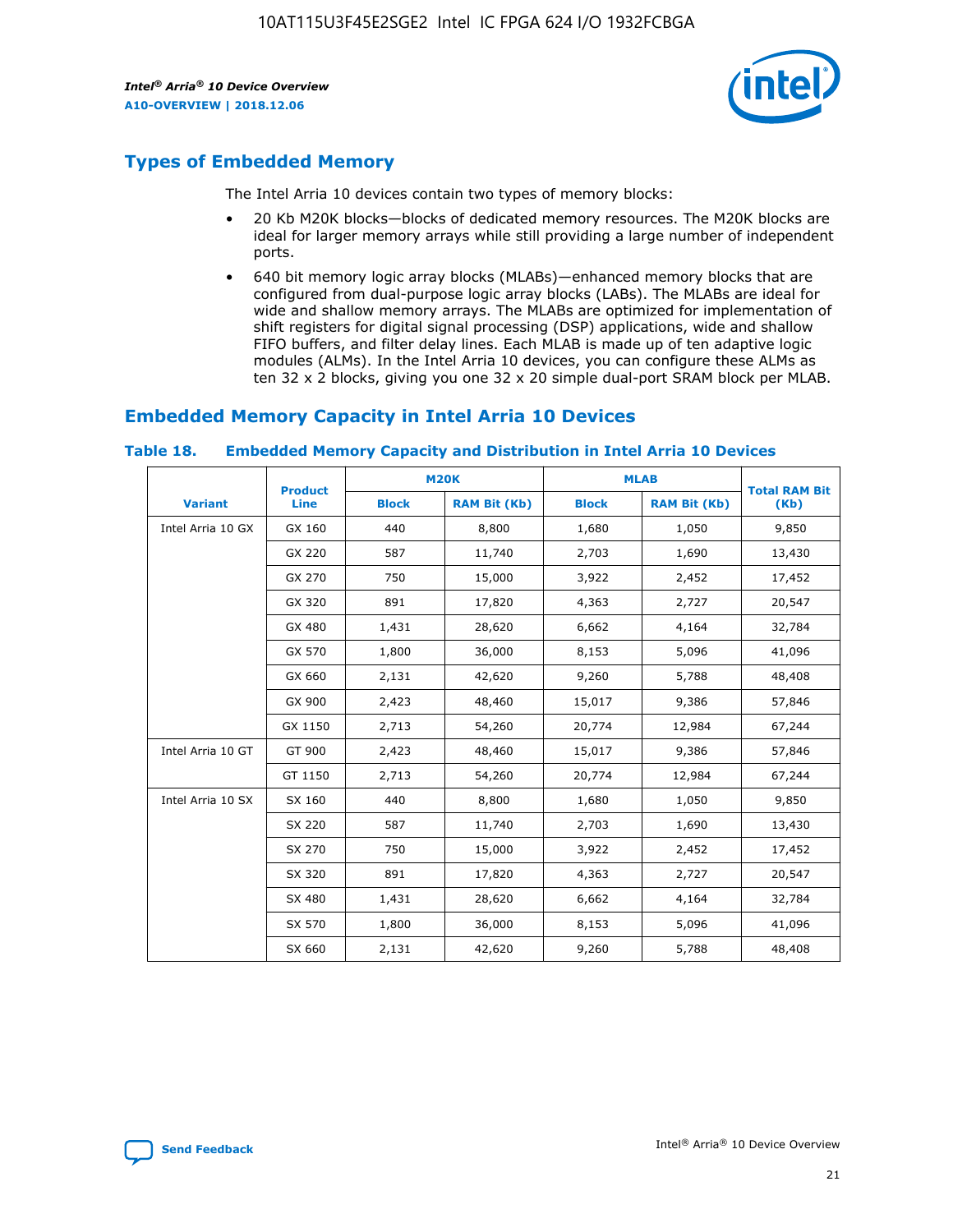## Types of Embedded Memory

The Intel Arria 10 devices contain two types of memory blocks:

- 20 Kb M20K blocks—blocks of dedicated memory resources. The M20K blocks are ideal for larger memory arrays while still providing a large number of independent ports.
- 640 bit memory logic array blocks (MLABs)—enhanced memory blocks that are configured from dual-purpose logic array blocks (LABs). The MLABs are ideal for wide and shallow memory arrays. The MLABs are optimized for implementation of shift registers for digital signal processing (DSP) applications, wide and shallow FIFO buffers, and filter delay lines. Each MLAB is made up of ten adaptive logic modules (ALMs). In the Intel Arria 10 devices, you can configure these ALMs as ten 32 x 2 blocks, giving you one 32 x 20 simple dual-port SRAM block per MLAB.

## Embedded Memory Capacity in Intel Arria 10 Devices

### Table 18. Embedded Memory Capacity and Distribution in Intel Arria 10 Devices

| Variant | Product Line | M20K | | MLAB | | Total RAM Bit (Kb) |
|---|---|---|---|---|---|---|
| | | Block | RAM Bit (Kb) | Block | RAM Bit (Kb) | |
| Intel Arria 10 GX | GX 160 | 440 | 8,800 | 1,680 | 1,050 | 9,850 |
| | GX 220 | 587 | 11,740 | 2,703 | 1,690 | 13,430 |
| | GX 270 | 750 | 15,000 | 3,922 | 2,452 | 17,452 |
| | GX 320 | 891 | 17,820 | 4,363 | 2,727 | 20,547 |
| | GX 480 | 1,431 | 28,620 | 6,662 | 4,164 | 32,784 |
| | GX 570 | 1,800 | 36,000 | 8,153 | 5,096 | 41,096 |
| | GX 660 | 2,131 | 42,620 | 9,260 | 5,788 | 48,408 |
| | GX 900 | 2,423 | 48,460 | 15,017 | 9,386 | 57,846 |
| | GX 1150 | 2,713 | 54,260 | 20,774 | 12,984 | 67,244 |
| Intel Arria 10 GT | GT 900 | 2,423 | 48,460 | 15,017 | 9,386 | 57,846 |
| | GT 1150 | 2,713 | 54,260 | 20,774 | 12,984 | 67,244 |
| Intel Arria 10 SX | SX 160 | 440 | 8,800 | 1,680 | 1,050 | 9,850 |
| | SX 220 | 587 | 11,740 | 2,703 | 1,690 | 13,430 |
| | SX 270 | 750 | 15,000 | 3,922 | 2,452 | 17,452 |
| | SX 320 | 891 | 17,820 | 4,363 | 2,727 | 20,547 |
| | SX 480 | 1,431 | 28,620 | 6,662 | 4,164 | 32,784 |
| | SX 570 | 1,800 | 36,000 | 8,153 | 5,096 | 41,096 |
| | SX 660 | 2,131 | 42,620 | 9,260 | 5,788 | 48,408 |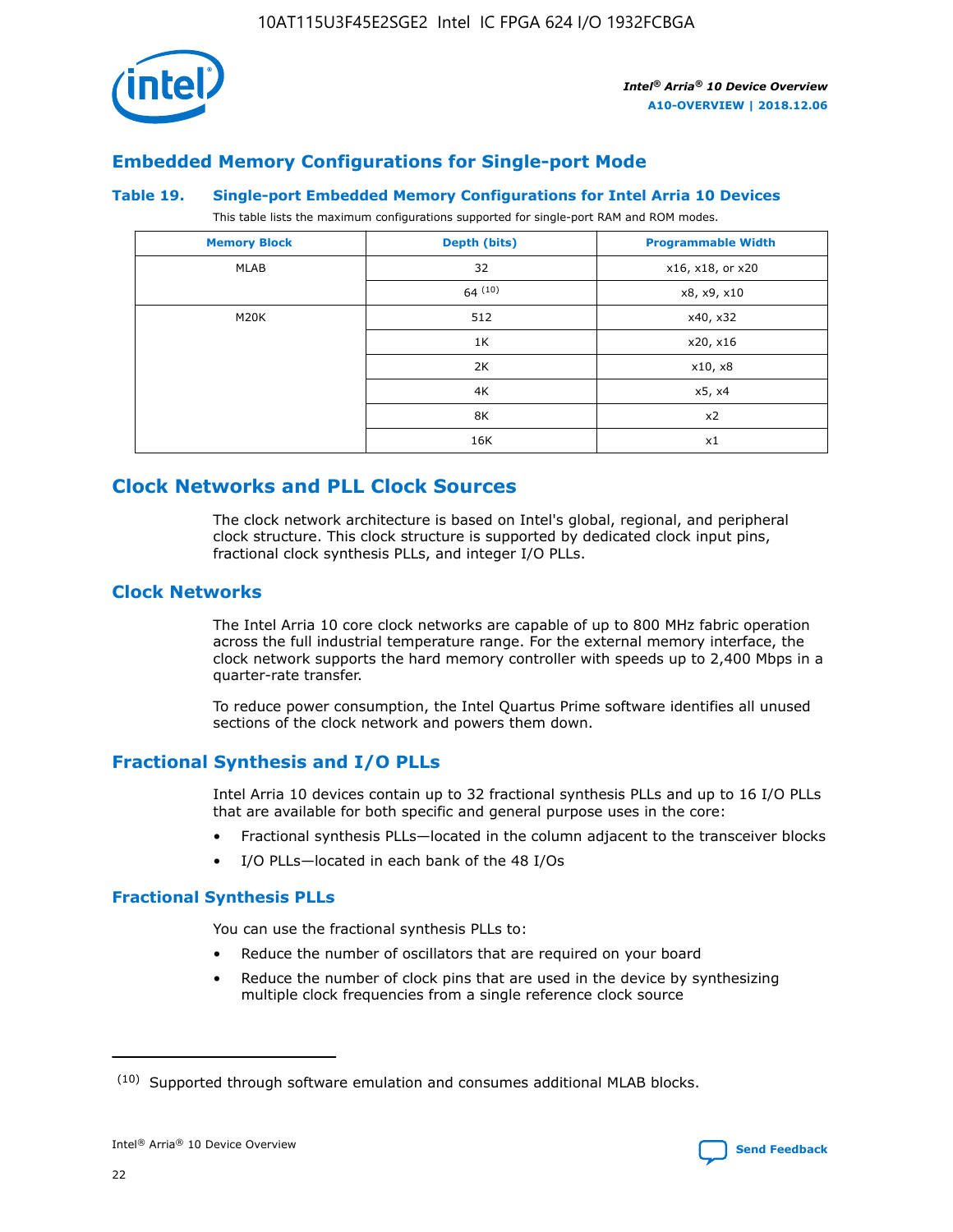## Embedded Memory Configurations for Single-port Mode

### Table 19. Single-port Embedded Memory Configurations for Intel Arria 10 Devices

This table lists the maximum configurations supported for single-port RAM and ROM modes.

| Memory Block | Depth (bits) | Programmable Width |
|---|---|---|
| MLAB | 32 | x16, x18, or x20 |
| | 64 [(10)] | x8, x9, x10 |
| M20K | 512 | x40, x32 |
| | 1K | x20, x16 |
| | 2K | x10, x8 |
| | 4K | x5, x4 |
| | 8K | x2 |
| | 16K | x1 |

## Clock Networks and PLL Clock Sources

The clock network architecture is based on Intel's global, regional, and peripheral clock structure. This clock structure is supported by dedicated clock input pins, fractional clock synthesis PLLs, and integer I/O PLLs.

## Clock Networks

The Intel Arria 10 core clock networks are capable of up to 800 MHz fabric operation across the full industrial temperature range. For the external memory interface, the clock network supports the hard memory controller with speeds up to 2,400 Mbps in a quarter-rate transfer.

To reduce power consumption, the Intel Quartus Prime software identifies all unused sections of the clock network and powers them down.

## Fractional Synthesis and I/O PLLs

Intel Arria 10 devices contain up to 32 fractional synthesis PLLs and up to 16 I/O PLLs that are available for both specific and general purpose uses in the core:

- Fractional synthesis PLLs—located in the column adjacent to the transceiver blocks
- I/O PLLs—located in each bank of the 48 I/Os

### Fractional Synthesis PLLs

You can use the fractional synthesis PLLs to:

- Reduce the number of oscillators that are required on your board
- Reduce the number of clock pins that are used in the device by synthesizing multiple clock frequencies from a single reference clock source

(10) Supported through software emulation and consumes additional MLAB blocks.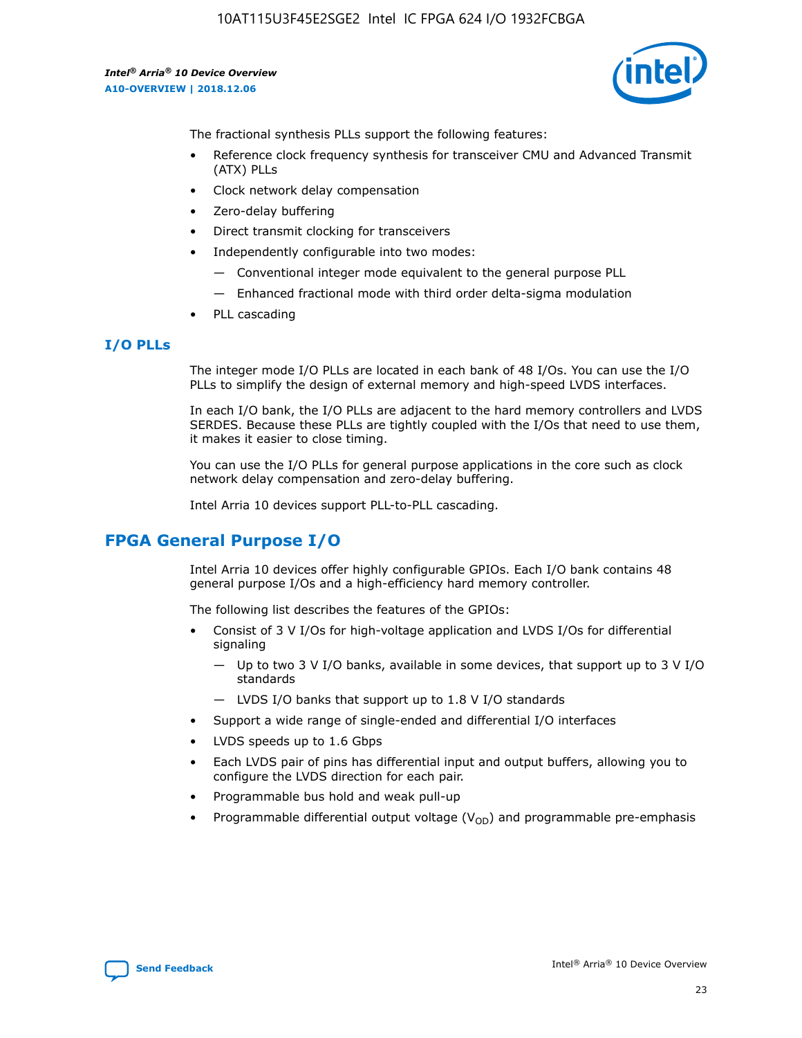The fractional synthesis PLLs support the following features:

- Reference clock frequency synthesis for transceiver CMU and Advanced Transmit (ATX) PLLs
- Clock network delay compensation
- Zero-delay buffering
- Direct transmit clocking for transceivers
- Independently configurable into two modes:
  - — Conventional integer mode equivalent to the general purpose PLL
  - — Enhanced fractional mode with third order delta-sigma modulation
- PLL cascading

### I/O PLLs

The integer mode I/O PLLs are located in each bank of 48 I/Os. You can use the I/O PLLs to simplify the design of external memory and high-speed LVDS interfaces.

In each I/O bank, the I/O PLLs are adjacent to the hard memory controllers and LVDS SERDES. Because these PLLs are tightly coupled with the I/Os that need to use them, it makes it easier to close timing.

You can use the I/O PLLs for general purpose applications in the core such as clock network delay compensation and zero-delay buffering.

Intel Arria 10 devices support PLL-to-PLL cascading.

## FPGA General Purpose I/O

Intel Arria 10 devices offer highly configurable GPIOs. Each I/O bank contains 48 general purpose I/Os and a high-efficiency hard memory controller.

The following list describes the features of the GPIOs:

- Consist of 3 V I/Os for high-voltage application and LVDS I/Os for differential signaling
  - — Up to two 3 V I/O banks, available in some devices, that support up to 3 V I/O standards
  - — LVDS I/O banks that support up to 1.8 V I/O standards
- Support a wide range of single-ended and differential I/O interfaces
- LVDS speeds up to 1.6 Gbps
- Each LVDS pair of pins has differential input and output buffers, allowing you to configure the LVDS direction for each pair.
- Programmable bus hold and weak pull-up
- Programmable differential output voltage ($V_{OD}$) and programmable pre-emphasis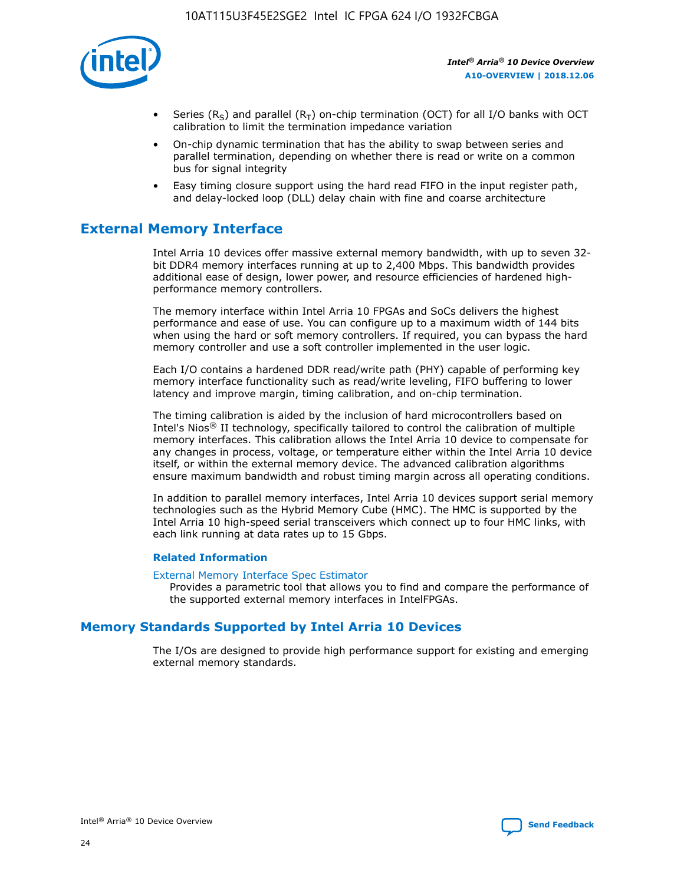- Series ($R_S$) and parallel ($R_T$) on-chip termination (OCT) for all I/O banks with OCT calibration to limit the termination impedance variation
- On-chip dynamic termination that has the ability to swap between series and parallel termination, depending on whether there is read or write on a common bus for signal integrity
- Easy timing closure support using the hard read FIFO in the input register path, and delay-locked loop (DLL) delay chain with fine and coarse architecture

## External Memory Interface

Intel Arria 10 devices offer massive external memory bandwidth, with up to seven 32-bit DDR4 memory interfaces running at up to 2,400 Mbps. This bandwidth provides additional ease of design, lower power, and resource efficiencies of hardened high-performance memory controllers.

The memory interface within Intel Arria 10 FPGAs and SoCs delivers the highest performance and ease of use. You can configure up to a maximum width of 144 bits when using the hard or soft memory controllers. If required, you can bypass the hard memory controller and use a soft controller implemented in the user logic.

Each I/O contains a hardened DDR read/write path (PHY) capable of performing key memory interface functionality such as read/write leveling, FIFO buffering to lower latency and improve margin, timing calibration, and on-chip termination.

The timing calibration is aided by the inclusion of hard microcontrollers based on Intel's Nios® II technology, specifically tailored to control the calibration of multiple memory interfaces. This calibration allows the Intel Arria 10 device to compensate for any changes in process, voltage, or temperature either within the Intel Arria 10 device itself, or within the external memory device. The advanced calibration algorithms ensure maximum bandwidth and robust timing margin across all operating conditions.

In addition to parallel memory interfaces, Intel Arria 10 devices support serial memory technologies such as the Hybrid Memory Cube (HMC). The HMC is supported by the Intel Arria 10 high-speed serial transceivers which connect up to four HMC links, with each link running at data rates up to 15 Gbps.

### Related Information

External Memory Interface Spec Estimator
Provides a parametric tool that allows you to find and compare the performance of the supported external memory interfaces in IntelFPGAs.

## Memory Standards Supported by Intel Arria 10 Devices

The I/Os are designed to provide high performance support for existing and emerging external memory standards.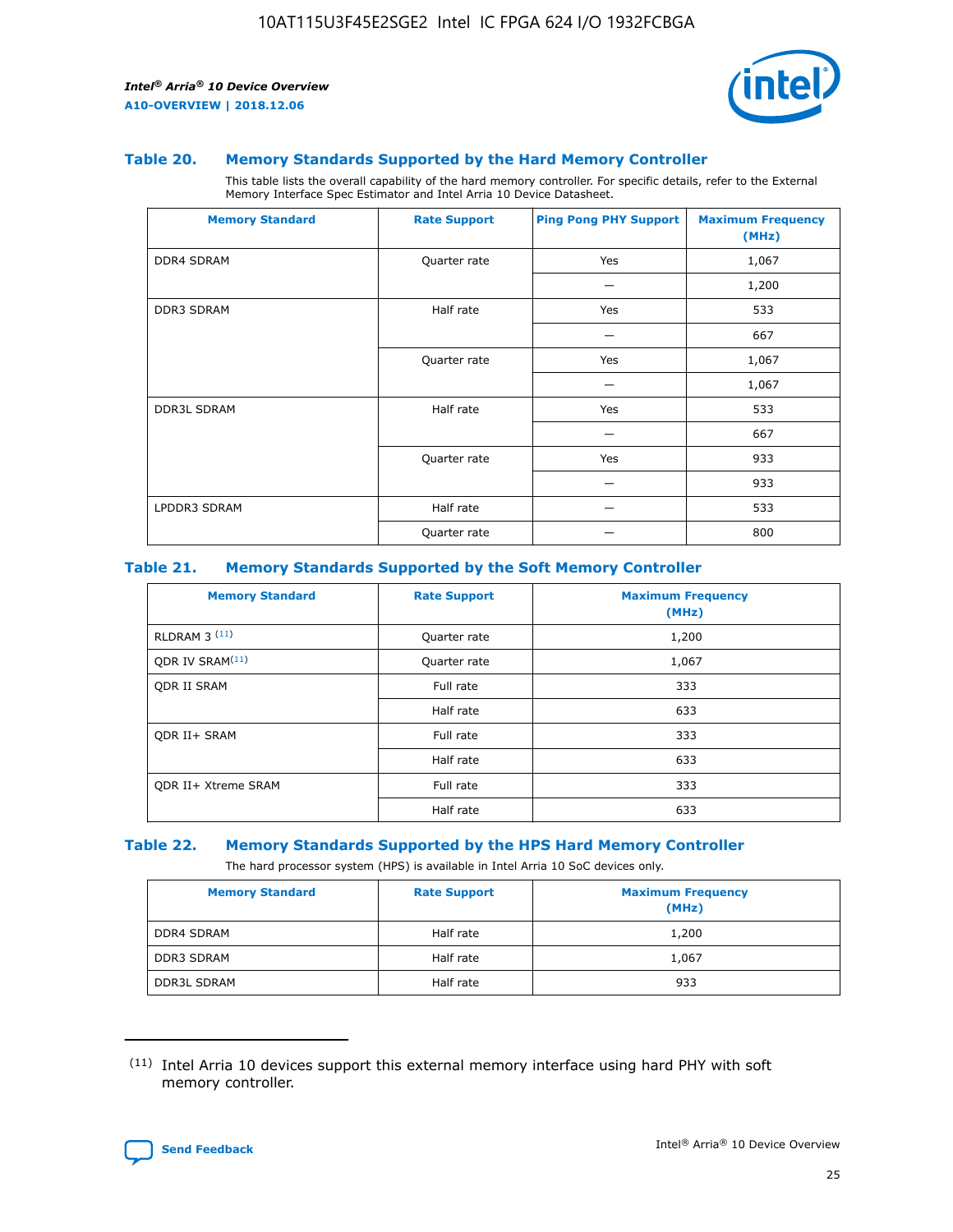### Table 20. Memory Standards Supported by the Hard Memory Controller

This table lists the overall capability of the hard memory controller. For specific details, refer to the External Memory Interface Spec Estimator and Intel Arria 10 Device Datasheet.

| Memory Standard | Rate Support | Ping Pong PHY Support | Maximum Frequency (MHz) |
|---|---|---|---|
| DDR4 SDRAM | Quarter rate | Yes | 1,067 |
| | | — | 1,200 |
| DDR3 SDRAM | Half rate | Yes | 533 |
| | | — | 667 |
| | Quarter rate | Yes | 1,067 |
| | | — | 1,067 |
| DDR3L SDRAM | Half rate | Yes | 533 |
| | | — | 667 |
| | Quarter rate | Yes | 933 |
| | | — | 933 |
| LPDDR3 SDRAM | Half rate | — | 533 |
| | Quarter rate | — | 800 |

### Table 21. Memory Standards Supported by the Soft Memory Controller

| Memory Standard | Rate Support | Maximum Frequency (MHz) |
|---|---|---|
| RLDRAM 3 [(11)] | Quarter rate | 1,200 |
| QDR IV SRAM[(11)] | Quarter rate | 1,067 |
| QDR II SRAM | Full rate | 333 |
| | Half rate | 633 |
| QDR II+ SRAM | Full rate | 333 |
| | Half rate | 633 |
| QDR II+ Xtreme SRAM | Full rate | 333 |
| | Half rate | 633 |

### Table 22. Memory Standards Supported by the HPS Hard Memory Controller

The hard processor system (HPS) is available in Intel Arria 10 SoC devices only.

| Memory Standard | Rate Support | Maximum Frequency (MHz) |
|---|---|---|
| DDR4 SDRAM | Half rate | 1,200 |
| DDR3 SDRAM | Half rate | 1,067 |
| DDR3L SDRAM | Half rate | 933 |

(11) Intel Arria 10 devices support this external memory interface using hard PHY with soft memory controller.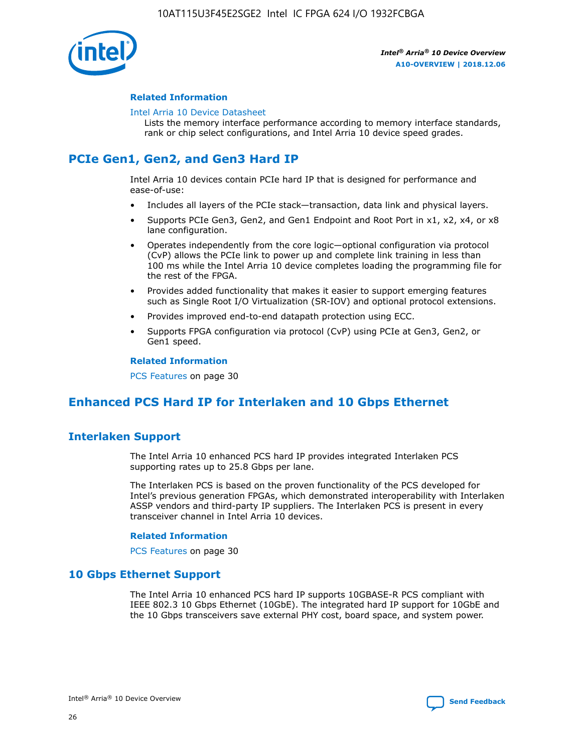### Related Information

Intel Arria 10 Device Datasheet

Lists the memory interface performance according to memory interface standards, rank or chip select configurations, and Intel Arria 10 device speed grades.

## PCIe Gen1, Gen2, and Gen3 Hard IP

Intel Arria 10 devices contain PCIe hard IP that is designed for performance and ease-of-use:

- Includes all layers of the PCIe stack—transaction, data link and physical layers.
- Supports PCIe Gen3, Gen2, and Gen1 Endpoint and Root Port in x1, x2, x4, or x8 lane configuration.
- Operates independently from the core logic—optional configuration via protocol (CvP) allows the PCIe link to power up and complete link training in less than 100 ms while the Intel Arria 10 device completes loading the programming file for the rest of the FPGA.
- Provides added functionality that makes it easier to support emerging features such as Single Root I/O Virtualization (SR-IOV) and optional protocol extensions.
- Provides improved end-to-end datapath protection using ECC.
- Supports FPGA configuration via protocol (CvP) using PCIe at Gen3, Gen2, or Gen1 speed.

### Related Information

PCS Features on page 30

## Enhanced PCS Hard IP for Interlaken and 10 Gbps Ethernet

## Interlaken Support

The Intel Arria 10 enhanced PCS hard IP provides integrated Interlaken PCS supporting rates up to 25.8 Gbps per lane.

The Interlaken PCS is based on the proven functionality of the PCS developed for Intel's previous generation FPGAs, which demonstrated interoperability with Interlaken ASSP vendors and third-party IP suppliers. The Interlaken PCS is present in every transceiver channel in Intel Arria 10 devices.

### Related Information

PCS Features on page 30

## 10 Gbps Ethernet Support

The Intel Arria 10 enhanced PCS hard IP supports 10GBASE-R PCS compliant with IEEE 802.3 10 Gbps Ethernet (10GbE). The integrated hard IP support for 10GbE and the 10 Gbps transceivers save external PHY cost, board space, and system power.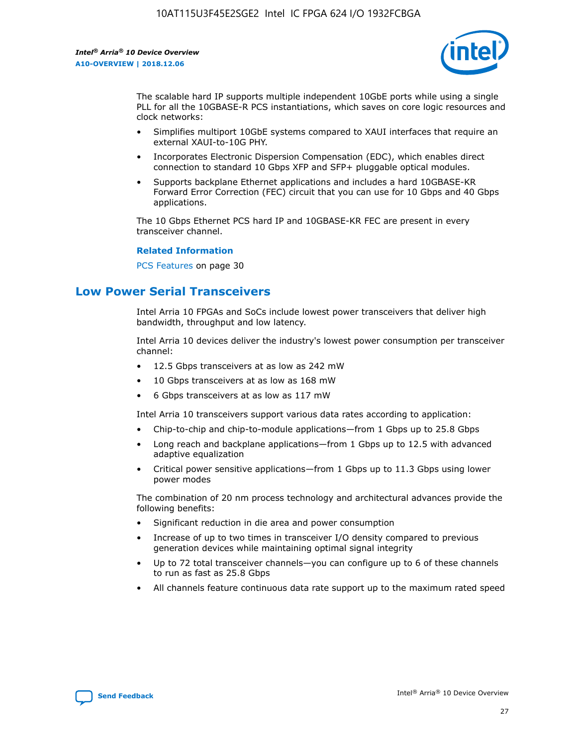The scalable hard IP supports multiple independent 10GbE ports while using a single PLL for all the 10GBASE-R PCS instantiations, which saves on core logic resources and clock networks:

- Simplifies multiport 10GbE systems compared to XAUI interfaces that require an external XAUI-to-10G PHY.
- Incorporates Electronic Dispersion Compensation (EDC), which enables direct connection to standard 10 Gbps XFP and SFP+ pluggable optical modules.
- Supports backplane Ethernet applications and includes a hard 10GBASE-KR Forward Error Correction (FEC) circuit that you can use for 10 Gbps and 40 Gbps applications.

The 10 Gbps Ethernet PCS hard IP and 10GBASE-KR FEC are present in every transceiver channel.

**Related Information**

PCS Features on page 30

## Low Power Serial Transceivers

Intel Arria 10 FPGAs and SoCs include lowest power transceivers that deliver high bandwidth, throughput and low latency.

Intel Arria 10 devices deliver the industry's lowest power consumption per transceiver channel:

- 12.5 Gbps transceivers at as low as 242 mW
- 10 Gbps transceivers at as low as 168 mW
- 6 Gbps transceivers at as low as 117 mW

Intel Arria 10 transceivers support various data rates according to application:

- Chip-to-chip and chip-to-module applications—from 1 Gbps up to 25.8 Gbps
- Long reach and backplane applications—from 1 Gbps up to 12.5 with advanced adaptive equalization
- Critical power sensitive applications—from 1 Gbps up to 11.3 Gbps using lower power modes

The combination of 20 nm process technology and architectural advances provide the following benefits:

- Significant reduction in die area and power consumption
- Increase of up to two times in transceiver I/O density compared to previous generation devices while maintaining optimal signal integrity
- Up to 72 total transceiver channels—you can configure up to 6 of these channels to run as fast as 25.8 Gbps
- All channels feature continuous data rate support up to the maximum rated speed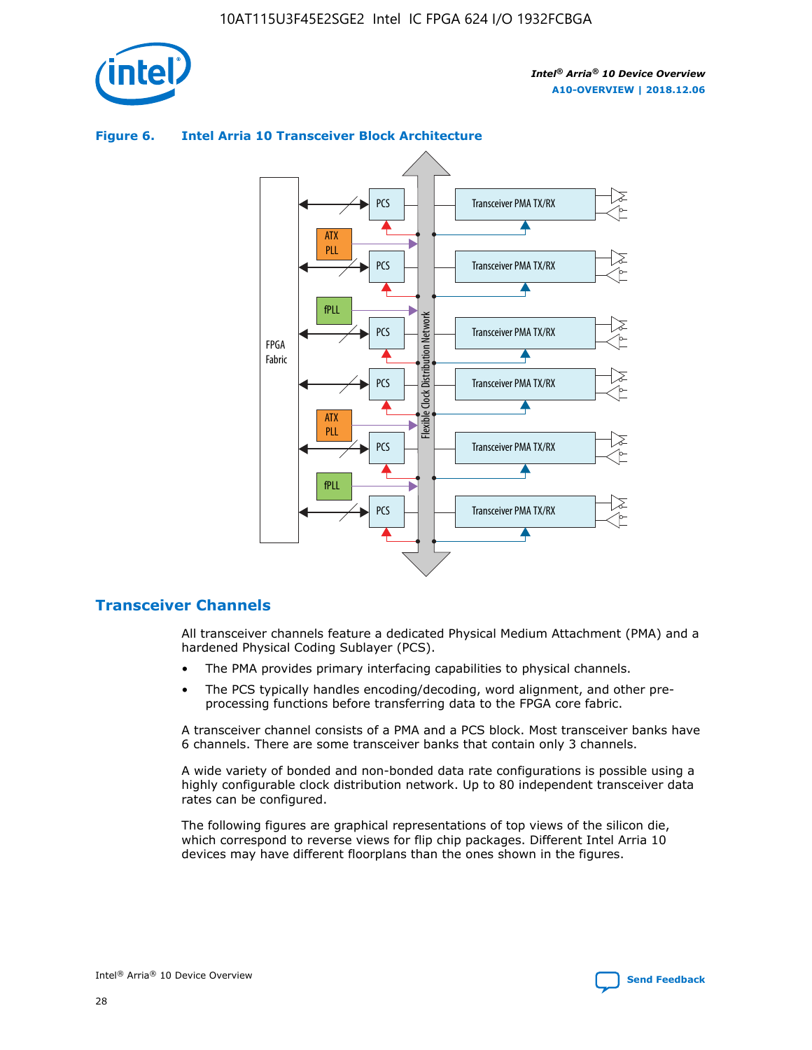**Figure 6. Intel Arria 10 Transceiver Block Architecture**

## Transceiver Channels

All transceiver channels feature a dedicated Physical Medium Attachment (PMA) and a hardened Physical Coding Sublayer (PCS).

- The PMA provides primary interfacing capabilities to physical channels.
- The PCS typically handles encoding/decoding, word alignment, and other pre-processing functions before transferring data to the FPGA core fabric.

A transceiver channel consists of a PMA and a PCS block. Most transceiver banks have 6 channels. There are some transceiver banks that contain only 3 channels.

A wide variety of bonded and non-bonded data rate configurations is possible using a highly configurable clock distribution network. Up to 80 independent transceiver data rates can be configured.

The following figures are graphical representations of top views of the silicon die, which correspond to reverse views for flip chip packages. Different Intel Arria 10 devices may have different floorplans than the ones shown in the figures.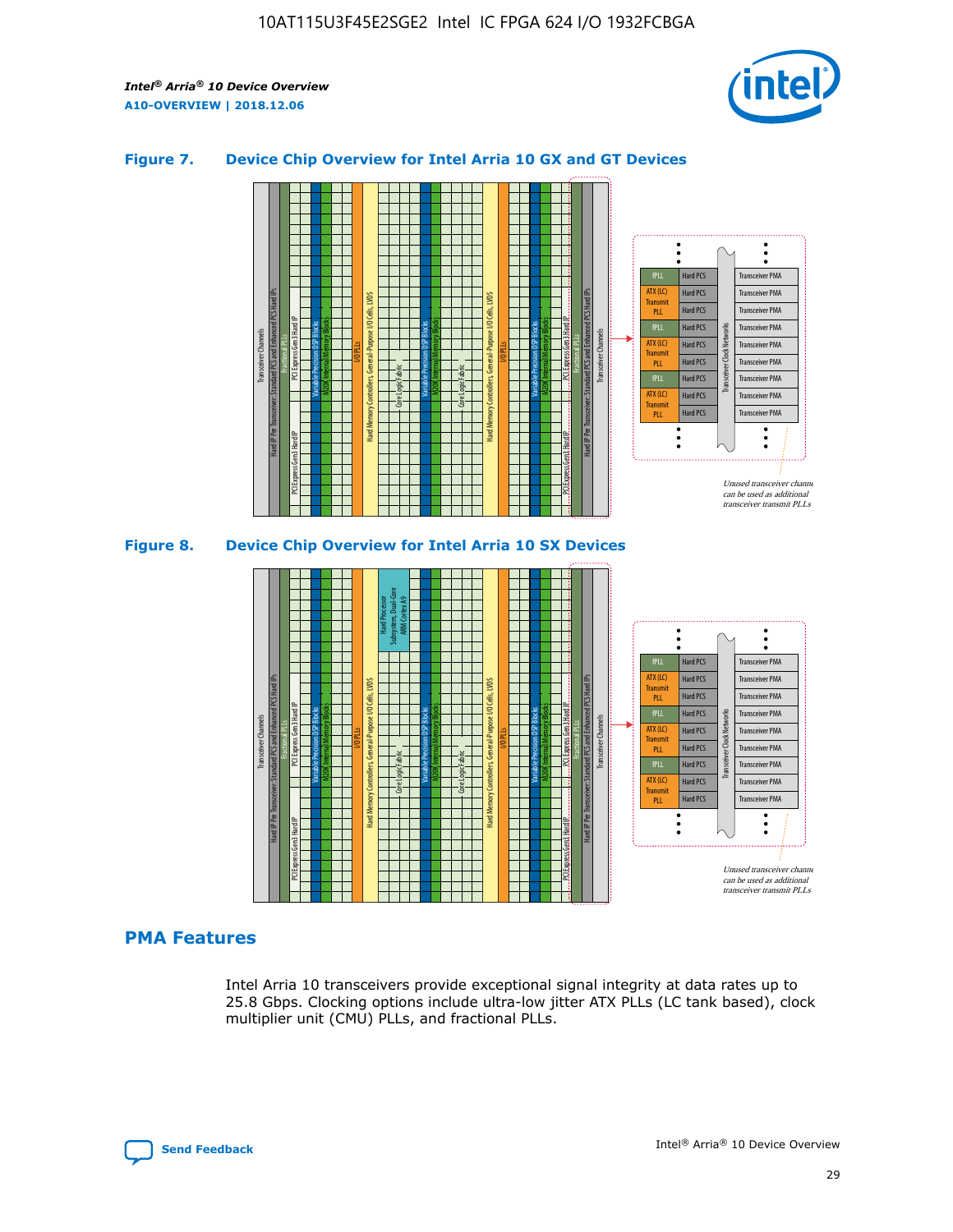### Figure 7. Device Chip Overview for Intel Arria 10 GX and GT Devices

Unused transceiver channels can be used as additional transceiver transmit PLLs

### Figure 8. Device Chip Overview for Intel Arria 10 SX Devices

Unused transceiver channels can be used as additional transceiver transmit PLLs

## PMA Features

Intel Arria 10 transceivers provide exceptional signal integrity at data rates up to 25.8 Gbps. Clocking options include ultra-low jitter ATX PLLs (LC tank based), clock multiplier unit (CMU) PLLs, and fractional PLLs.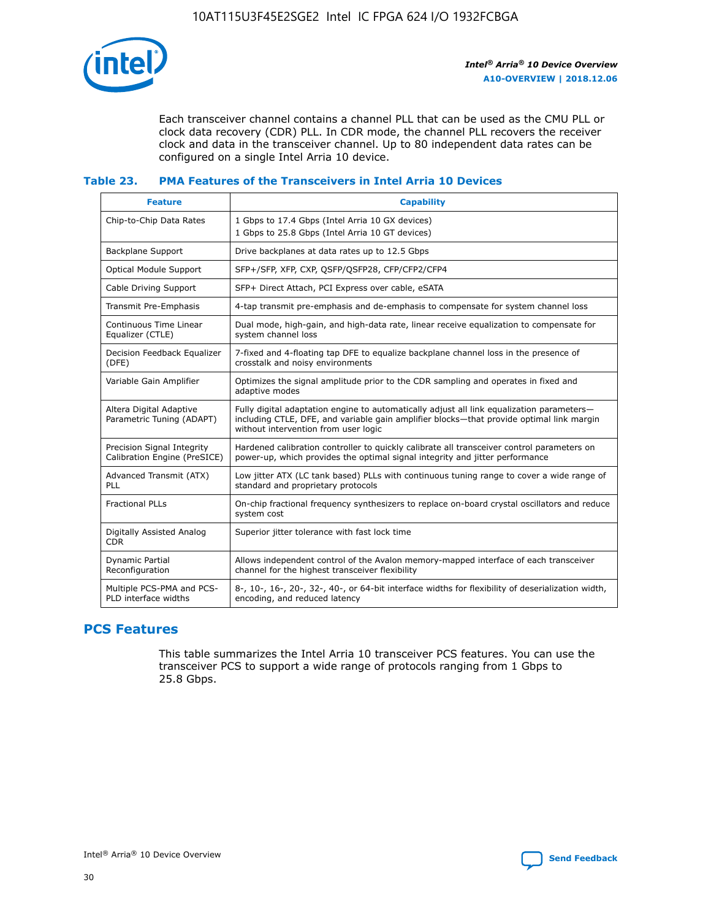Each transceiver channel contains a channel PLL that can be used as the CMU PLL or clock data recovery (CDR) PLL. In CDR mode, the channel PLL recovers the receiver clock and data in the transceiver channel. Up to 80 independent data rates can be configured on a single Intel Arria 10 device.

### Table 23. PMA Features of the Transceivers in Intel Arria 10 Devices

| Feature | Capability |
| --- | --- |
| Chip-to-Chip Data Rates | 1 Gbps to 17.4 Gbps (Intel Arria 10 GX devices)<br>1 Gbps to 25.8 Gbps (Intel Arria 10 GT devices) |
| Backplane Support | Drive backplanes at data rates up to 12.5 Gbps |
| Optical Module Support | SFP+/SFP, XFP, CXP, QSFP/QSFP28, CFP/CFP2/CFP4 |
| Cable Driving Support | SFP+ Direct Attach, PCI Express over cable, eSATA |
| Transmit Pre-Emphasis | 4-tap transmit pre-emphasis and de-emphasis to compensate for system channel loss |
| Continuous Time Linear Equalizer (CTLE) | Dual mode, high-gain, and high-data rate, linear receive equalization to compensate for system channel loss |
| Decision Feedback Equalizer (DFE) | 7-fixed and 4-floating tap DFE to equalize backplane channel loss in the presence of crosstalk and noisy environments |
| Variable Gain Amplifier | Optimizes the signal amplitude prior to the CDR sampling and operates in fixed and adaptive modes |
| Altera Digital Adaptive Parametric Tuning (ADAPT) | Fully digital adaptation engine to automatically adjust all link equalization parameters—including CTLE, DFE, and variable gain amplifier blocks—that provide optimal link margin without intervention from user logic |
| Precision Signal Integrity Calibration Engine (PreSICE) | Hardened calibration controller to quickly calibrate all transceiver control parameters on power-up, which provides the optimal signal integrity and jitter performance |
| Advanced Transmit (ATX) PLL | Low jitter ATX (LC tank based) PLLs with continuous tuning range to cover a wide range of standard and proprietary protocols |
| Fractional PLLs | On-chip fractional frequency synthesizers to replace on-board crystal oscillators and reduce system cost |
| Digitally Assisted Analog CDR | Superior jitter tolerance with fast lock time |
| Dynamic Partial Reconfiguration | Allows independent control of the Avalon memory-mapped interface of each transceiver channel for the highest transceiver flexibility |
| Multiple PCS-PMA and PCS-PLD interface widths | 8-, 10-, 16-, 20-, 32-, 40-, or 64-bit interface widths for flexibility of deserialization width, encoding, and reduced latency |

## PCS Features

This table summarizes the Intel Arria 10 transceiver PCS features. You can use the transceiver PCS to support a wide range of protocols ranging from 1 Gbps to 25.8 Gbps.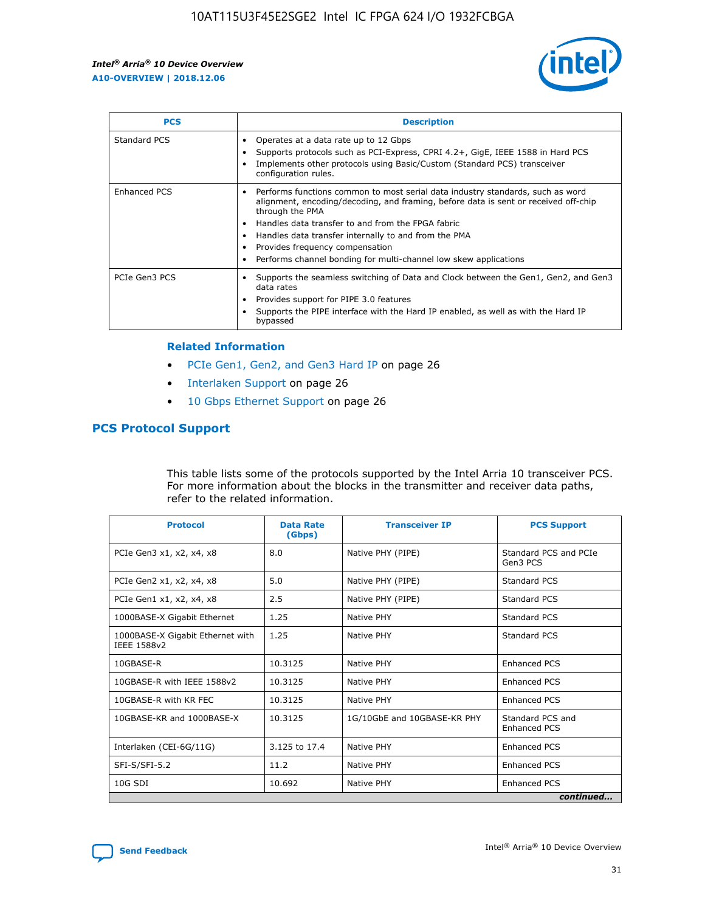| PCS | Description |
| --- | --- |
| Standard PCS | • Operates at a data rate up to 12 Gbps<br>• Supports protocols such as PCI-Express, CPRI 4.2+, GigE, IEEE 1588 in Hard PCS<br>• Implements other protocols using Basic/Custom (Standard PCS) transceiver configuration rules. |
| Enhanced PCS | • Performs functions common to most serial data industry standards, such as word alignment, encoding/decoding, and framing, before data is sent or received off-chip through the PMA<br>• Handles data transfer to and from the FPGA fabric<br>• Handles data transfer internally to and from the PMA<br>• Provides frequency compensation<br>• Performs channel bonding for multi-channel low skew applications |
| PCIe Gen3 PCS | • Supports the seamless switching of Data and Clock between the Gen1, Gen2, and Gen3 data rates<br>• Provides support for PIPE 3.0 features<br>• Supports the PIPE interface with the Hard IP enabled, as well as with the Hard IP bypassed |

### Related Information

- PCIe Gen1, Gen2, and Gen3 Hard IP on page 26
- Interlaken Support on page 26
- 10 Gbps Ethernet Support on page 26

## PCS Protocol Support

This table lists some of the protocols supported by the Intel Arria 10 transceiver PCS. For more information about the blocks in the transmitter and receiver data paths, refer to the related information.

| Protocol | Data Rate (Gbps) | Transceiver IP | PCS Support |
| --- | --- | --- | --- |
| PCIe Gen3 x1, x2, x4, x8 | 8.0 | Native PHY (PIPE) | Standard PCS and PCIe Gen3 PCS |
| PCIe Gen2 x1, x2, x4, x8 | 5.0 | Native PHY (PIPE) | Standard PCS |
| PCIe Gen1 x1, x2, x4, x8 | 2.5 | Native PHY (PIPE) | Standard PCS |
| 1000BASE-X Gigabit Ethernet | 1.25 | Native PHY | Standard PCS |
| 1000BASE-X Gigabit Ethernet with IEEE 1588v2 | 1.25 | Native PHY | Standard PCS |
| 10GBASE-R | 10.3125 | Native PHY | Enhanced PCS |
| 10GBASE-R with IEEE 1588v2 | 10.3125 | Native PHY | Enhanced PCS |
| 10GBASE-R with KR FEC | 10.3125 | Native PHY | Enhanced PCS |
| 10GBASE-KR and 1000BASE-X | 10.3125 | 1G/10GbE and 10GBASE-KR PHY | Standard PCS and Enhanced PCS |
| Interlaken (CEI-6G/11G) | 3.125 to 17.4 | Native PHY | Enhanced PCS |
| SFI-S/SFI-5.2 | 11.2 | Native PHY | Enhanced PCS |
| 10G SDI | 10.692 | Native PHY | Enhanced PCS |

*continued...*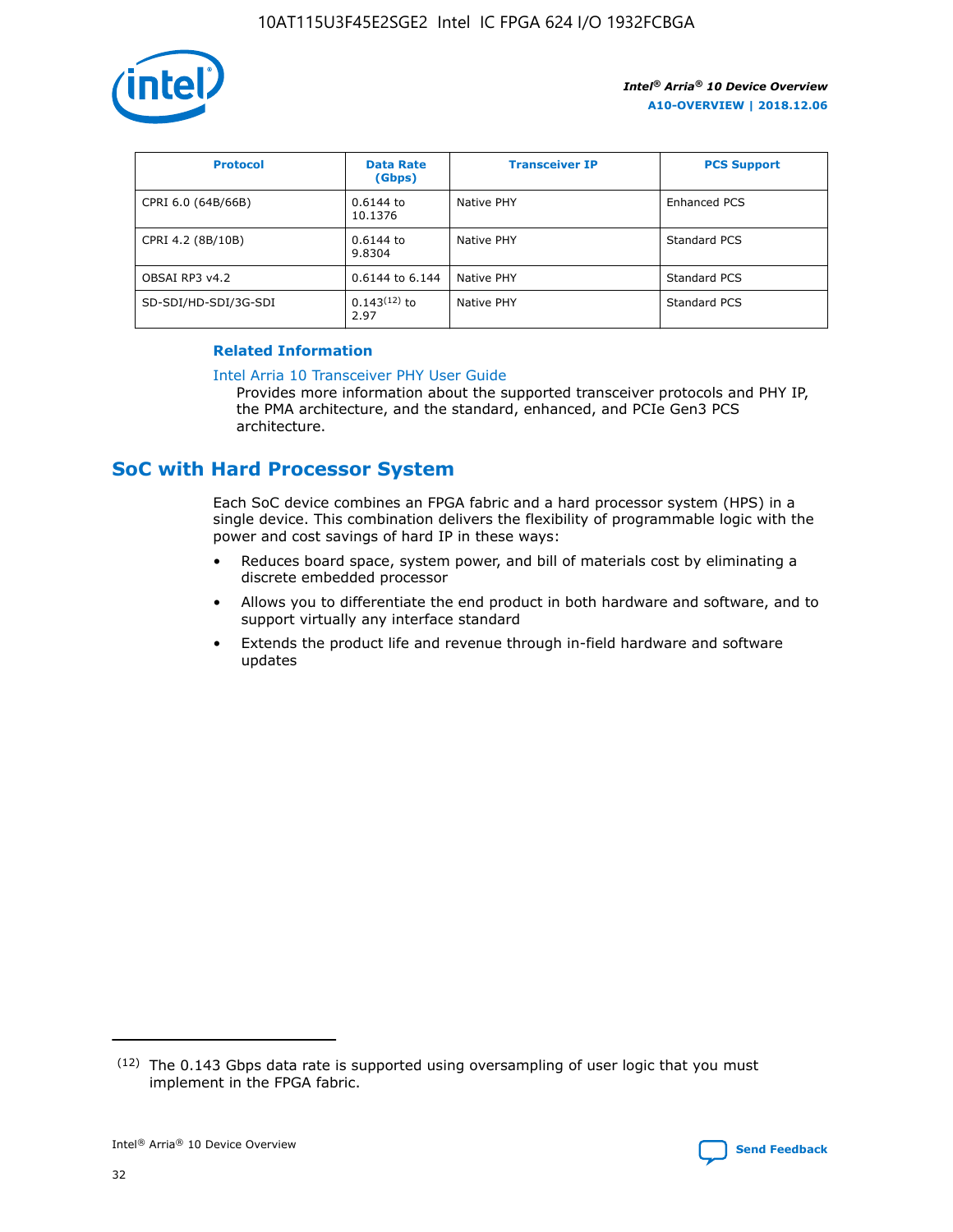| Protocol | Data Rate (Gbps) | Transceiver IP | PCS Support |
| --- | --- | --- | --- |
| CPRI 6.0 (64B/66B) | 0.6144 to 10.1376 | Native PHY | Enhanced PCS |
| CPRI 4.2 (8B/10B) | 0.6144 to 9.8304 | Native PHY | Standard PCS |
| OBSAI RP3 v4.2 | 0.6144 to 6.144 | Native PHY | Standard PCS |
| SD-SDI/HD-SDI/3G-SDI | 0.143[(12)] to 2.97 | Native PHY | Standard PCS |

**Related Information**

Intel Arria 10 Transceiver PHY User Guide
Provides more information about the supported transceiver protocols and PHY IP, the PMA architecture, and the standard, enhanced, and PCIe Gen3 PCS architecture.

## SoC with Hard Processor System

Each SoC device combines an FPGA fabric and a hard processor system (HPS) in a single device. This combination delivers the flexibility of programmable logic with the power and cost savings of hard IP in these ways:

- Reduces board space, system power, and bill of materials cost by eliminating a discrete embedded processor
- Allows you to differentiate the end product in both hardware and software, and to support virtually any interface standard
- Extends the product life and revenue through in-field hardware and software updates

(12) The 0.143 Gbps data rate is supported using oversampling of user logic that you must implement in the FPGA fabric.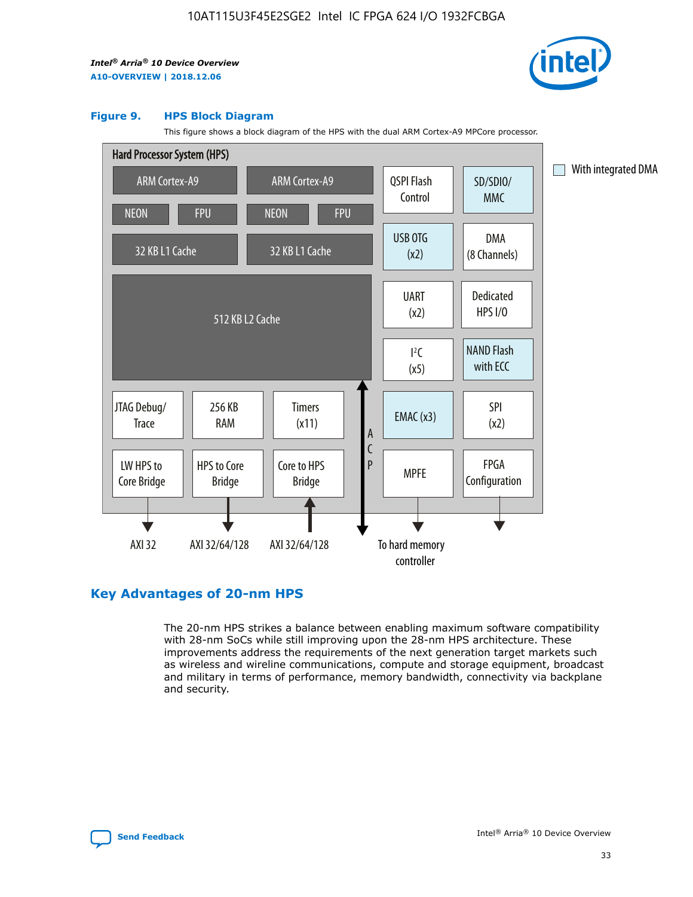**Figure 9. HPS Block Diagram**

This figure shows a block diagram of the HPS with the dual ARM Cortex-A9 MPCore processor.

Hard Processor System (HPS)

ARM Cortex-A9 | ARM Cortex-A9 | QSPI Flash Control | SD/SDIO/ MMC | With integrated DMA

NEON | FPU | NEON | FPU | USB OTG (x2) | DMA (8 Channels)

32 KB L1 Cache | 32 KB L1 Cache

512 KB L2 Cache | UART (x2) | Dedicated HPS I/O | I²C (x5) | NAND Flash with ECC

JTAG Debug/ Trace | 256 KB RAM | Timers (x11) | ACP | EMAC (x3) | SPI (x2)

LW HPS to Core Bridge | HPS to Core Bridge | Core to HPS Bridge | MPFE | FPGA Configuration

AXI 32 | AXI 32/64/128 | AXI 32/64/128 | To hard memory controller

## Key Advantages of 20-nm HPS

The 20-nm HPS strikes a balance between enabling maximum software compatibility with 28-nm SoCs while still improving upon the 28-nm HPS architecture. These improvements address the requirements of the next generation target markets such as wireless and wireline communications, compute and storage equipment, broadcast and military in terms of performance, memory bandwidth, connectivity via backplane and security.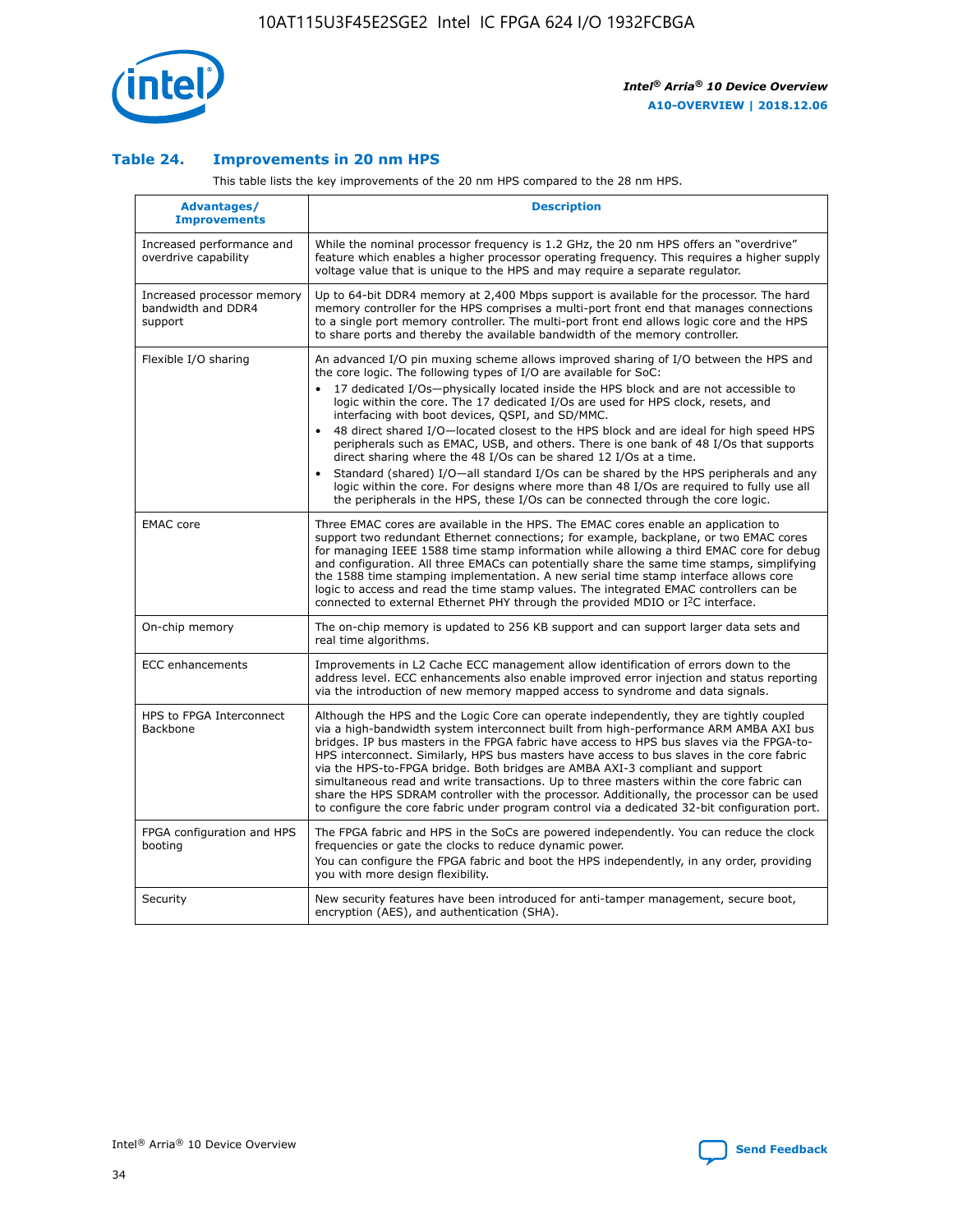### Table 24. Improvements in 20 nm HPS

This table lists the key improvements of the 20 nm HPS compared to the 28 nm HPS.

| Advantages/ Improvements | Description |
|---|---|
| Increased performance and overdrive capability | While the nominal processor frequency is 1.2 GHz, the 20 nm HPS offers an "overdrive" feature which enables a higher processor operating frequency. This requires a higher supply voltage value that is unique to the HPS and may require a separate regulator. |
| Increased processor memory bandwidth and DDR4 support | Up to 64-bit DDR4 memory at 2,400 Mbps support is available for the processor. The hard memory controller for the HPS comprises a multi-port front end that manages connections to a single port memory controller. The multi-port front end allows logic core and the HPS to share ports and thereby the available bandwidth of the memory controller. |
| Flexible I/O sharing | An advanced I/O pin muxing scheme allows improved sharing of I/O between the HPS and the core logic. The following types of I/O are available for SoC:<br>• 17 dedicated I/Os—physically located inside the HPS block and are not accessible to logic within the core. The 17 dedicated I/Os are used for HPS clock, resets, and interfacing with boot devices, QSPI, and SD/MMC.<br>• 48 direct shared I/O—located closest to the HPS block and are ideal for high speed HPS peripherals such as EMAC, USB, and others. There is one bank of 48 I/Os that supports direct sharing where the 48 I/Os can be shared 12 I/Os at a time.<br>• Standard (shared) I/O—all standard I/Os can be shared by the HPS peripherals and any logic within the core. For designs where more than 48 I/Os are required to fully use all the peripherals in the HPS, these I/Os can be connected through the core logic. |
| EMAC core | Three EMAC cores are available in the HPS. The EMAC cores enable an application to support two redundant Ethernet connections; for example, backplane, or two EMAC cores for managing IEEE 1588 time stamp information while allowing a third EMAC core for debug and configuration. All three EMACs can potentially share the same time stamps, simplifying the 1588 time stamping implementation. A new serial time stamp interface allows core logic to access and read the time stamp values. The integrated EMAC controllers can be connected to external Ethernet PHY through the provided MDIO or I$^2$C interface. |
| On-chip memory | The on-chip memory is updated to 256 KB support and can support larger data sets and real time algorithms. |
| ECC enhancements | Improvements in L2 Cache ECC management allow identification of errors down to the address level. ECC enhancements also enable improved error injection and status reporting via the introduction of new memory mapped access to syndrome and data signals. |
| HPS to FPGA Interconnect Backbone | Although the HPS and the Logic Core can operate independently, they are tightly coupled via a high-bandwidth system interconnect built from high-performance ARM AMBA AXI bus bridges. IP bus masters in the FPGA fabric have access to HPS bus slaves via the FPGA-to-HPS interconnect. Similarly, HPS bus masters have access to bus slaves in the core fabric via the HPS-to-FPGA bridge. Both bridges are AMBA AXI-3 compliant and support simultaneous read and write transactions. Up to three masters within the core fabric can share the HPS SDRAM controller with the processor. Additionally, the processor can be used to configure the core fabric under program control via a dedicated 32-bit configuration port. |
| FPGA configuration and HPS booting | The FPGA fabric and HPS in the SoCs are powered independently. You can reduce the clock frequencies or gate the clocks to reduce dynamic power.<br>You can configure the FPGA fabric and boot the HPS independently, in any order, providing you with more design flexibility. |
| Security | New security features have been introduced for anti-tamper management, secure boot, encryption (AES), and authentication (SHA). |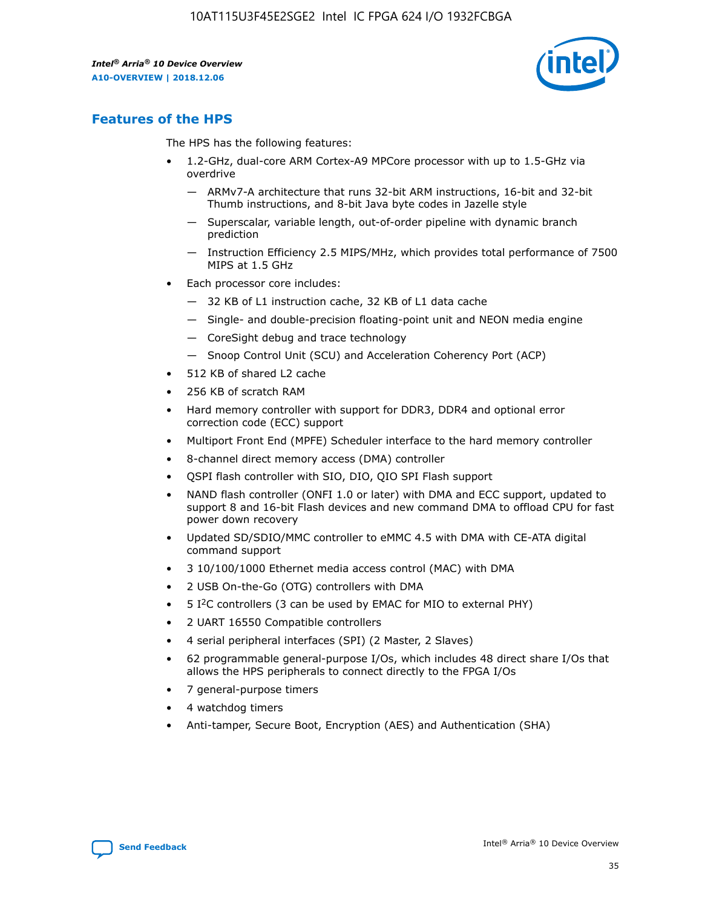## Features of the HPS

The HPS has the following features:

- 1.2-GHz, dual-core ARM Cortex-A9 MPCore processor with up to 1.5-GHz via overdrive
  - — ARMv7-A architecture that runs 32-bit ARM instructions, 16-bit and 32-bit Thumb instructions, and 8-bit Java byte codes in Jazelle style
  - — Superscalar, variable length, out-of-order pipeline with dynamic branch prediction
  - — Instruction Efficiency 2.5 MIPS/MHz, which provides total performance of 7500 MIPS at 1.5 GHz
- Each processor core includes:
  - — 32 KB of L1 instruction cache, 32 KB of L1 data cache
  - — Single- and double-precision floating-point unit and NEON media engine
  - — CoreSight debug and trace technology
  - — Snoop Control Unit (SCU) and Acceleration Coherency Port (ACP)
- 512 KB of shared L2 cache
- 256 KB of scratch RAM
- Hard memory controller with support for DDR3, DDR4 and optional error correction code (ECC) support
- Multiport Front End (MPFE) Scheduler interface to the hard memory controller
- 8-channel direct memory access (DMA) controller
- QSPI flash controller with SIO, DIO, QIO SPI Flash support
- NAND flash controller (ONFI 1.0 or later) with DMA and ECC support, updated to support 8 and 16-bit Flash devices and new command DMA to offload CPU for fast power down recovery
- Updated SD/SDIO/MMC controller to eMMC 4.5 with DMA with CE-ATA digital command support
- 3 10/100/1000 Ethernet media access control (MAC) with DMA
- 2 USB On-the-Go (OTG) controllers with DMA
- 5 I²C controllers (3 can be used by EMAC for MIO to external PHY)
- 2 UART 16550 Compatible controllers
- 4 serial peripheral interfaces (SPI) (2 Master, 2 Slaves)
- 62 programmable general-purpose I/Os, which includes 48 direct share I/Os that allows the HPS peripherals to connect directly to the FPGA I/Os
- 7 general-purpose timers
- 4 watchdog timers
- Anti-tamper, Secure Boot, Encryption (AES) and Authentication (SHA)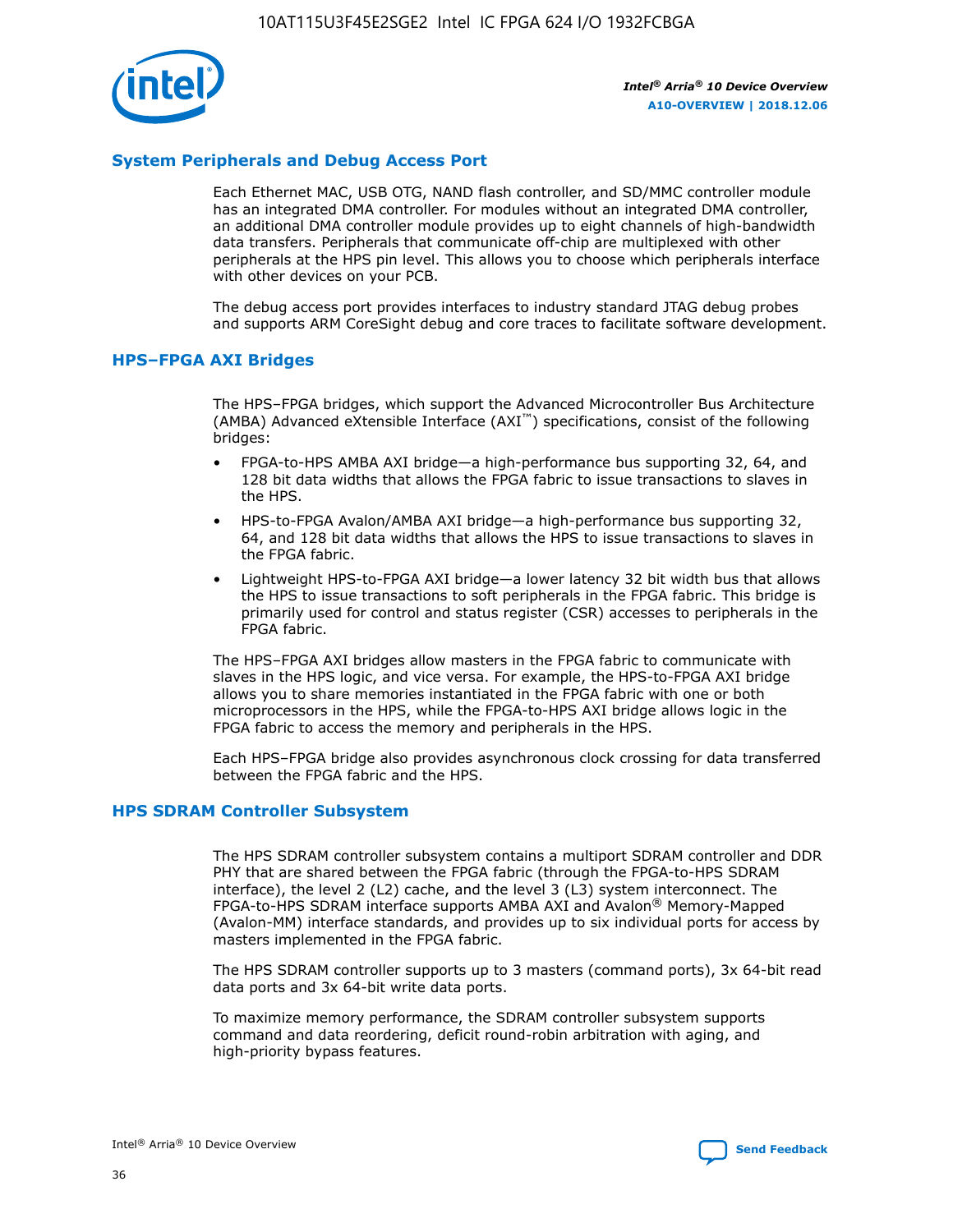## System Peripherals and Debug Access Port

Each Ethernet MAC, USB OTG, NAND flash controller, and SD/MMC controller module has an integrated DMA controller. For modules without an integrated DMA controller, an additional DMA controller module provides up to eight channels of high-bandwidth data transfers. Peripherals that communicate off-chip are multiplexed with other peripherals at the HPS pin level. This allows you to choose which peripherals interface with other devices on your PCB.

The debug access port provides interfaces to industry standard JTAG debug probes and supports ARM CoreSight debug and core traces to facilitate software development.

## HPS–FPGA AXI Bridges

The HPS–FPGA bridges, which support the Advanced Microcontroller Bus Architecture (AMBA) Advanced eXtensible Interface (AXI™) specifications, consist of the following bridges:

- FPGA-to-HPS AMBA AXI bridge—a high-performance bus supporting 32, 64, and 128 bit data widths that allows the FPGA fabric to issue transactions to slaves in the HPS.
- HPS-to-FPGA Avalon/AMBA AXI bridge—a high-performance bus supporting 32, 64, and 128 bit data widths that allows the HPS to issue transactions to slaves in the FPGA fabric.
- Lightweight HPS-to-FPGA AXI bridge—a lower latency 32 bit width bus that allows the HPS to issue transactions to soft peripherals in the FPGA fabric. This bridge is primarily used for control and status register (CSR) accesses to peripherals in the FPGA fabric.

The HPS–FPGA AXI bridges allow masters in the FPGA fabric to communicate with slaves in the HPS logic, and vice versa. For example, the HPS-to-FPGA AXI bridge allows you to share memories instantiated in the FPGA fabric with one or both microprocessors in the HPS, while the FPGA-to-HPS AXI bridge allows logic in the FPGA fabric to access the memory and peripherals in the HPS.

Each HPS–FPGA bridge also provides asynchronous clock crossing for data transferred between the FPGA fabric and the HPS.

## HPS SDRAM Controller Subsystem

The HPS SDRAM controller subsystem contains a multiport SDRAM controller and DDR PHY that are shared between the FPGA fabric (through the FPGA-to-HPS SDRAM interface), the level 2 (L2) cache, and the level 3 (L3) system interconnect. The FPGA-to-HPS SDRAM interface supports AMBA AXI and Avalon® Memory-Mapped (Avalon-MM) interface standards, and provides up to six individual ports for access by masters implemented in the FPGA fabric.

The HPS SDRAM controller supports up to 3 masters (command ports), 3x 64-bit read data ports and 3x 64-bit write data ports.

To maximize memory performance, the SDRAM controller subsystem supports command and data reordering, deficit round-robin arbitration with aging, and high-priority bypass features.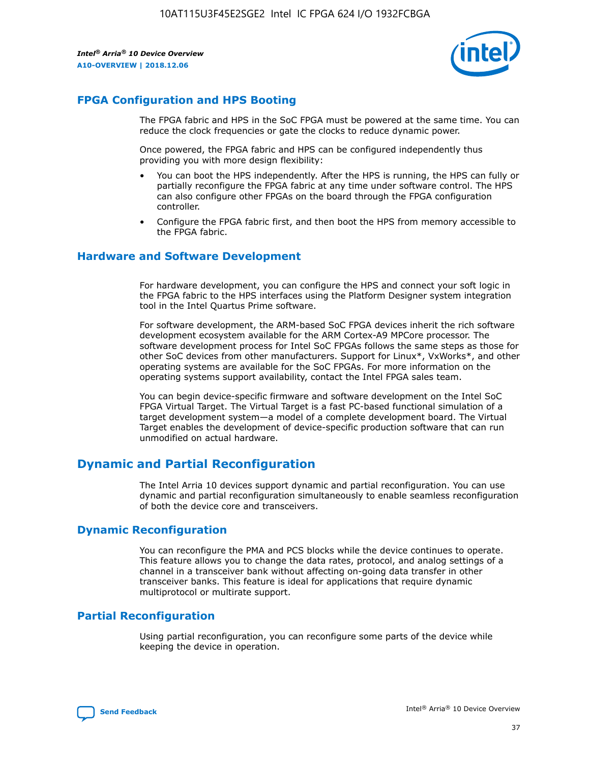## FPGA Configuration and HPS Booting

The FPGA fabric and HPS in the SoC FPGA must be powered at the same time. You can reduce the clock frequencies or gate the clocks to reduce dynamic power.

Once powered, the FPGA fabric and HPS can be configured independently thus providing you with more design flexibility:

- You can boot the HPS independently. After the HPS is running, the HPS can fully or partially reconfigure the FPGA fabric at any time under software control. The HPS can also configure other FPGAs on the board through the FPGA configuration controller.
- Configure the FPGA fabric first, and then boot the HPS from memory accessible to the FPGA fabric.

## Hardware and Software Development

For hardware development, you can configure the HPS and connect your soft logic in the FPGA fabric to the HPS interfaces using the Platform Designer system integration tool in the Intel Quartus Prime software.

For software development, the ARM-based SoC FPGA devices inherit the rich software development ecosystem available for the ARM Cortex-A9 MPCore processor. The software development process for Intel SoC FPGAs follows the same steps as those for other SoC devices from other manufacturers. Support for Linux*, VxWorks*, and other operating systems are available for the SoC FPGAs. For more information on the operating systems support availability, contact the Intel FPGA sales team.

You can begin device-specific firmware and software development on the Intel SoC FPGA Virtual Target. The Virtual Target is a fast PC-based functional simulation of a target development system—a model of a complete development board. The Virtual Target enables the development of device-specific production software that can run unmodified on actual hardware.

# Dynamic and Partial Reconfiguration

The Intel Arria 10 devices support dynamic and partial reconfiguration. You can use dynamic and partial reconfiguration simultaneously to enable seamless reconfiguration of both the device core and transceivers.

## Dynamic Reconfiguration

You can reconfigure the PMA and PCS blocks while the device continues to operate. This feature allows you to change the data rates, protocol, and analog settings of a channel in a transceiver bank without affecting on-going data transfer in other transceiver banks. This feature is ideal for applications that require dynamic multiprotocol or multirate support.

## Partial Reconfiguration

Using partial reconfiguration, you can reconfigure some parts of the device while keeping the device in operation.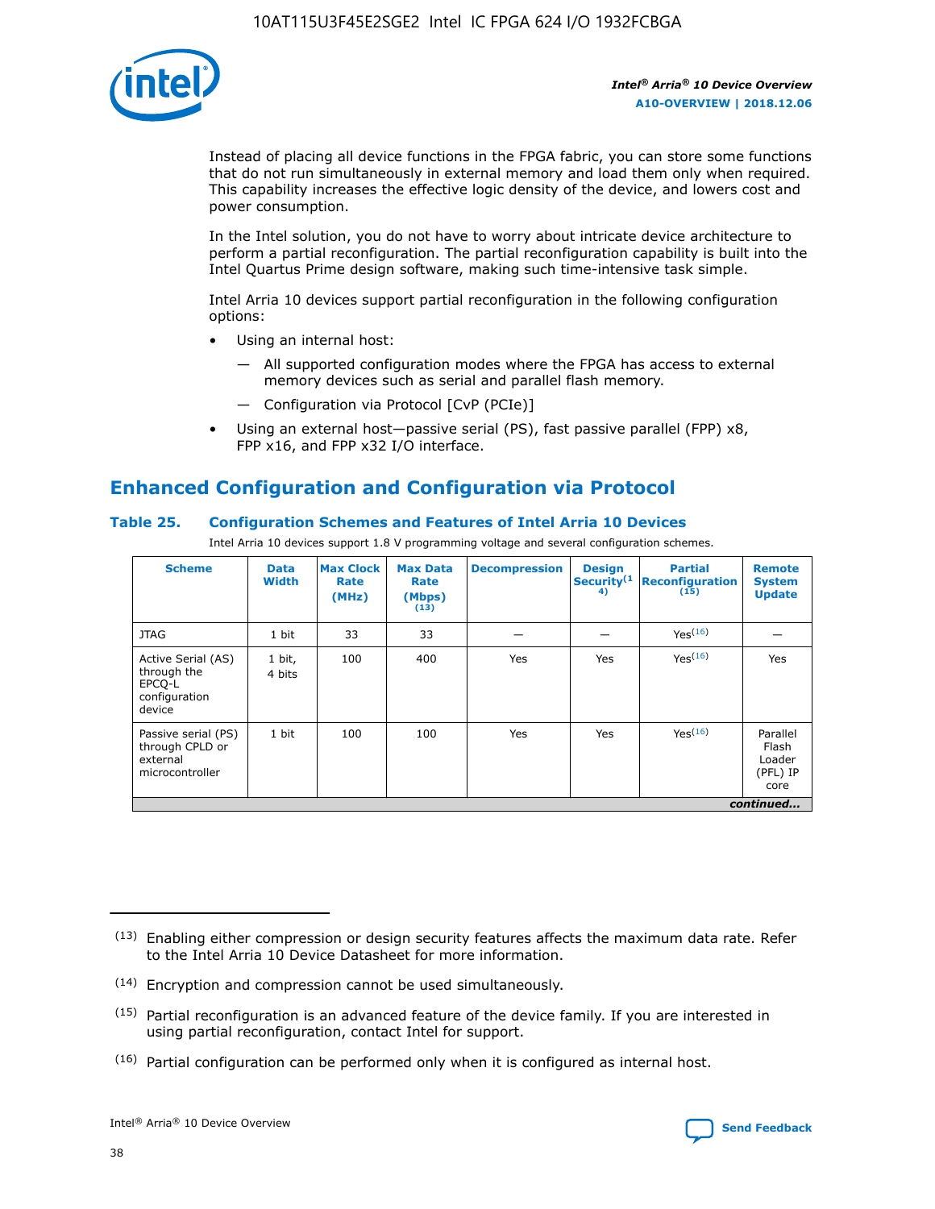Instead of placing all device functions in the FPGA fabric, you can store some functions that do not run simultaneously in external memory and load them only when required. This capability increases the effective logic density of the device, and lowers cost and power consumption.

In the Intel solution, you do not have to worry about intricate device architecture to perform a partial reconfiguration. The partial reconfiguration capability is built into the Intel Quartus Prime design software, making such time-intensive task simple.

Intel Arria 10 devices support partial reconfiguration in the following configuration options:

- Using an internal host:
  - All supported configuration modes where the FPGA has access to external memory devices such as serial and parallel flash memory.
  - Configuration via Protocol [CvP (PCIe)]
- Using an external host—passive serial (PS), fast passive parallel (FPP) x8, FPP x16, and FPP x32 I/O interface.

## Enhanced Configuration and Configuration via Protocol

### Table 25. Configuration Schemes and Features of Intel Arria 10 Devices

Intel Arria 10 devices support 1.8 V programming voltage and several configuration schemes.

| Scheme | Data Width | Max Clock Rate (MHz) | Max Data Rate (Mbps) (13) | Decompression | Design Security (14) | Partial Reconfiguration (15) | Remote System Update |
|---|---|---|---|---|---|---|---|
| JTAG | 1 bit | 33 | 33 | — | — | Yes (16) | — |
| Active Serial (AS) through the EPCQ-L configuration device | 1 bit, 4 bits | 100 | 400 | Yes | Yes | Yes (16) | Yes |
| Passive serial (PS) through CPLD or external microcontroller | 1 bit | 100 | 100 | Yes | Yes | Yes (16) | Parallel Flash Loader (PFL) IP core |

*continued...*

(13) Enabling either compression or design security features affects the maximum data rate. Refer to the Intel Arria 10 Device Datasheet for more information.

(14) Encryption and compression cannot be used simultaneously.

(15) Partial reconfiguration is an advanced feature of the device family. If you are interested in using partial reconfiguration, contact Intel for support.

(16) Partial configuration can be performed only when it is configured as internal host.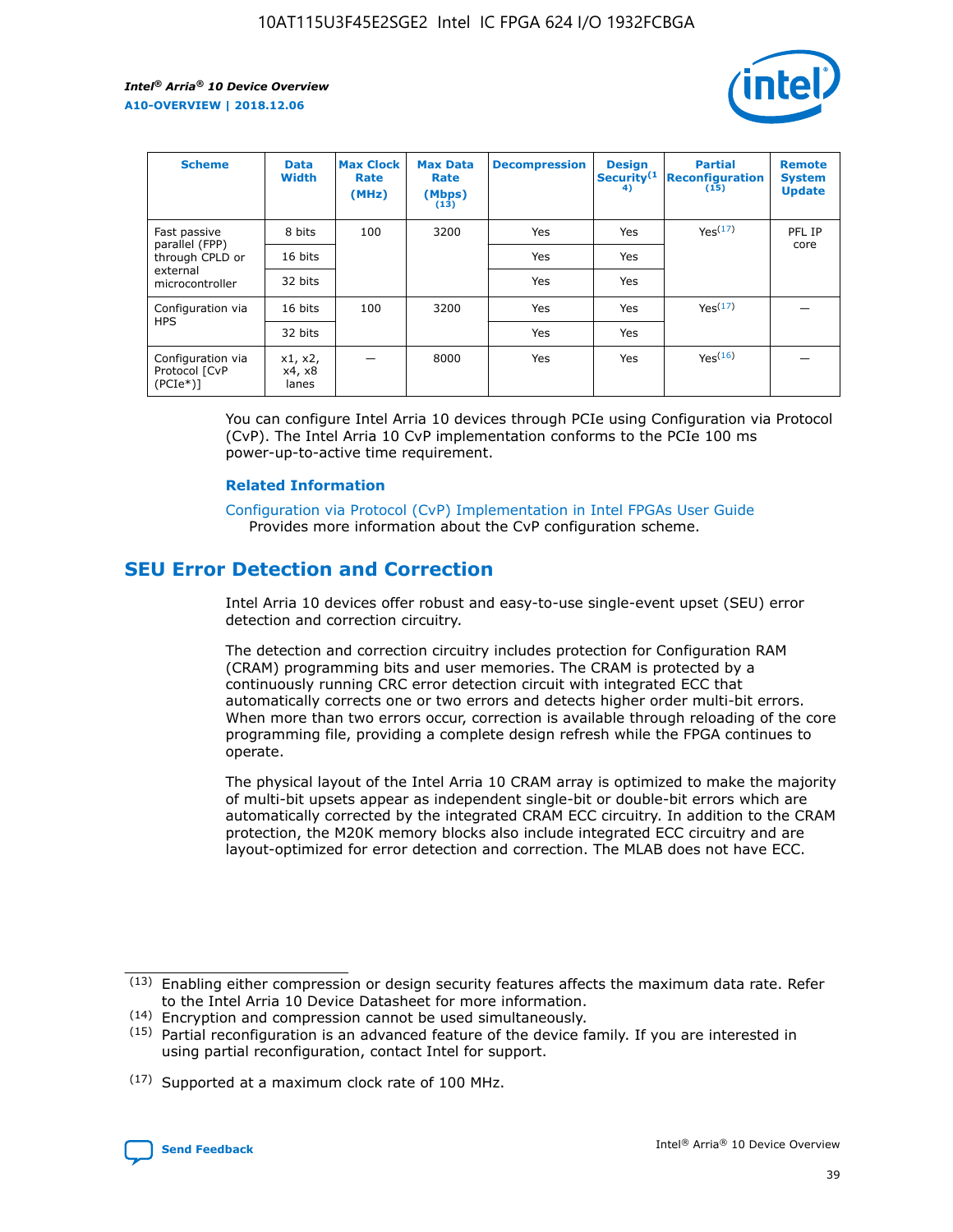| Scheme | Data Width | Max Clock Rate (MHz) | Max Data Rate (Mbps) (13) | Decompression | Design Security(14) | Partial Reconfiguration (15) | Remote System Update |
|---|---|---|---|---|---|---|---|
| Fast passive parallel (FPP) through CPLD or external microcontroller | 8 bits | 100 | 3200 | Yes | Yes | Yes(17) | PFL IP core |
| | 16 bits | | | Yes | Yes | | |
| | 32 bits | | | Yes | Yes | | |
| Configuration via HPS | 16 bits | 100 | 3200 | Yes | Yes | Yes(17) | — |
| | 32 bits | | | Yes | Yes | | |
| Configuration via Protocol [CvP (PCIe*)] | x1, x2, x4, x8 lanes | — | 8000 | Yes | Yes | Yes(16) | — |

You can configure Intel Arria 10 devices through PCIe using Configuration via Protocol (CvP). The Intel Arria 10 CvP implementation conforms to the PCIe 100 ms power-up-to-active time requirement.

### Related Information

Configuration via Protocol (CvP) Implementation in Intel FPGAs User Guide
Provides more information about the CvP configuration scheme.

## SEU Error Detection and Correction

Intel Arria 10 devices offer robust and easy-to-use single-event upset (SEU) error detection and correction circuitry.

The detection and correction circuitry includes protection for Configuration RAM (CRAM) programming bits and user memories. The CRAM is protected by a continuously running CRC error detection circuit with integrated ECC that automatically corrects one or two errors and detects higher order multi-bit errors. When more than two errors occur, correction is available through reloading of the core programming file, providing a complete design refresh while the FPGA continues to operate.

The physical layout of the Intel Arria 10 CRAM array is optimized to make the majority of multi-bit upsets appear as independent single-bit or double-bit errors which are automatically corrected by the integrated CRAM ECC circuitry. In addition to the CRAM protection, the M20K memory blocks also include integrated ECC circuitry and are layout-optimized for error detection and correction. The MLAB does not have ECC.

(13) Enabling either compression or design security features affects the maximum data rate. Refer to the Intel Arria 10 Device Datasheet for more information.

(14) Encryption and compression cannot be used simultaneously.

(15) Partial reconfiguration is an advanced feature of the device family. If you are interested in using partial reconfiguration, contact Intel for support.

(17) Supported at a maximum clock rate of 100 MHz.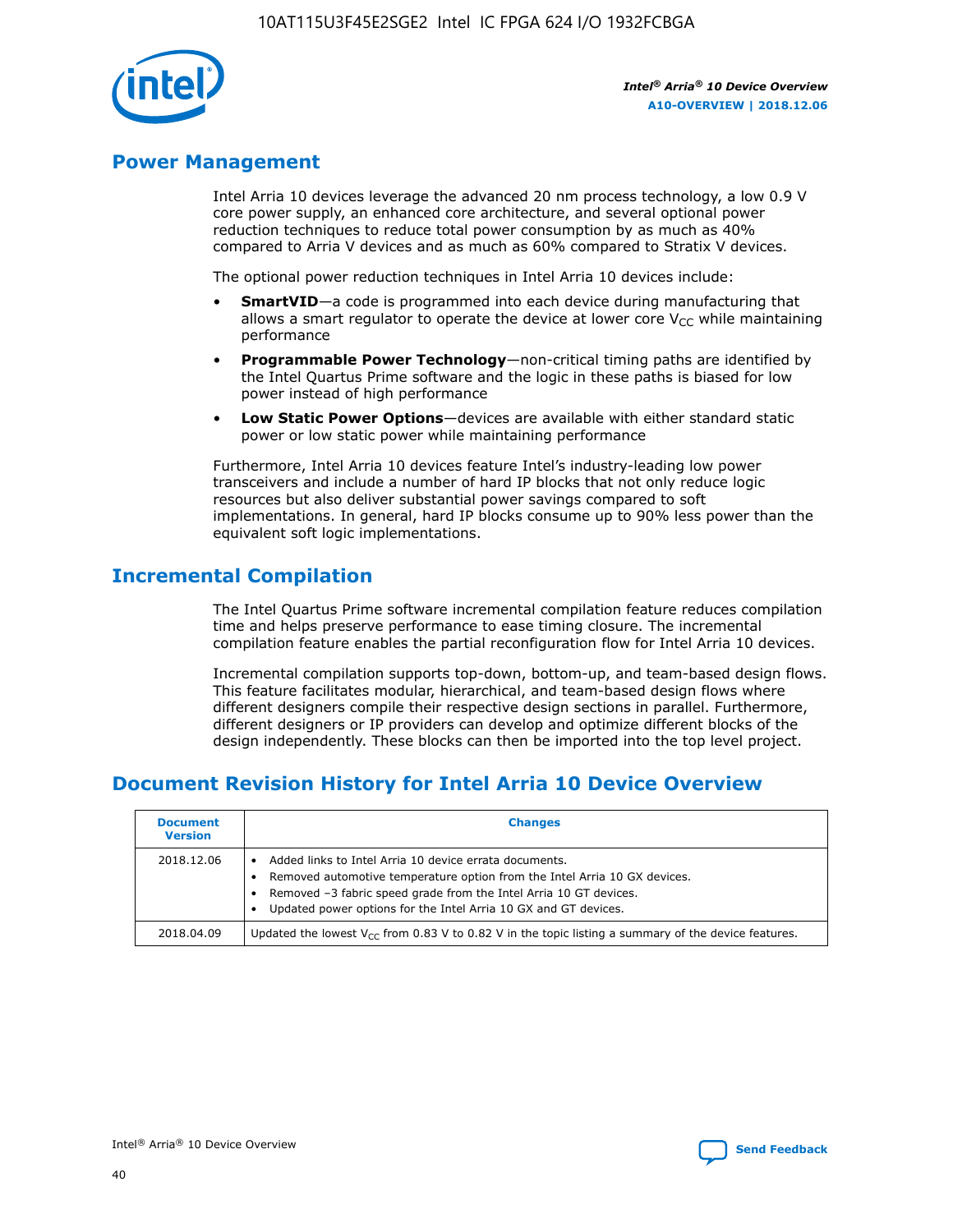## Power Management

Intel Arria 10 devices leverage the advanced 20 nm process technology, a low 0.9 V core power supply, an enhanced core architecture, and several optional power reduction techniques to reduce total power consumption by as much as 40% compared to Arria V devices and as much as 60% compared to Stratix V devices.

The optional power reduction techniques in Intel Arria 10 devices include:

- **SmartVID**—a code is programmed into each device during manufacturing that allows a smart regulator to operate the device at lower core $V_{CC}$ while maintaining performance
- **Programmable Power Technology**—non-critical timing paths are identified by the Intel Quartus Prime software and the logic in these paths is biased for low power instead of high performance
- **Low Static Power Options**—devices are available with either standard static power or low static power while maintaining performance

Furthermore, Intel Arria 10 devices feature Intel's industry-leading low power transceivers and include a number of hard IP blocks that not only reduce logic resources but also deliver substantial power savings compared to soft implementations. In general, hard IP blocks consume up to 90% less power than the equivalent soft logic implementations.

## Incremental Compilation

The Intel Quartus Prime software incremental compilation feature reduces compilation time and helps preserve performance to ease timing closure. The incremental compilation feature enables the partial reconfiguration flow for Intel Arria 10 devices.

Incremental compilation supports top-down, bottom-up, and team-based design flows. This feature facilitates modular, hierarchical, and team-based design flows where different designers compile their respective design sections in parallel. Furthermore, different designers or IP providers can develop and optimize different blocks of the design independently. These blocks can then be imported into the top level project.

## Document Revision History for Intel Arria 10 Device Overview

| Document Version | Changes |
|---|---|
| 2018.12.06 | • Added links to Intel Arria 10 device errata documents.<br>• Removed automotive temperature option from the Intel Arria 10 GX devices.<br>• Removed –3 fabric speed grade from the Intel Arria 10 GT devices.<br>• Updated power options for the Intel Arria 10 GX and GT devices. |
| 2018.04.09 | Updated the lowest $V_{CC}$ from 0.83 V to 0.82 V in the topic listing a summary of the device features. |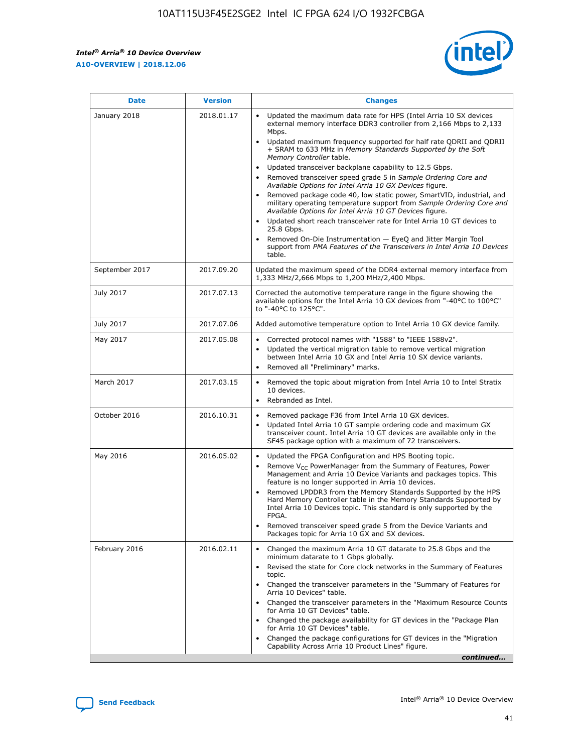| Date | Version | Changes |
| --- | --- | --- |
| January 2018 | 2018.01.17 | • Updated the maximum data rate for HPS (Intel Arria 10 SX devices external memory interface DDR3 controller from 2,166 Mbps to 2,133 Mbps.<br>• Updated maximum frequency supported for half rate QDRII and QDRII + SRAM to 633 MHz in *Memory Standards Supported by the Soft Memory Controller* table.<br>• Updated transceiver backplane capability to 12.5 Gbps.<br>• Removed transceiver speed grade 5 in *Sample Ordering Core and Available Options for Intel Arria 10 GX Devices* figure.<br>• Removed package code 40, low static power, SmartVID, industrial, and military operating temperature support from *Sample Ordering Core and Available Options for Intel Arria 10 GT Devices* figure.<br>• Updated short reach transceiver rate for Intel Arria 10 GT devices to 25.8 Gbps.<br>• Removed On-Die Instrumentation — EyeQ and Jitter Margin Tool support from *PMA Features of the Transceivers in Intel Arria 10 Devices* table. |
| September 2017 | 2017.09.20 | Updated the maximum speed of the DDR4 external memory interface from 1,333 MHz/2,666 Mbps to 1,200 MHz/2,400 Mbps. |
| July 2017 | 2017.07.13 | Corrected the automotive temperature range in the figure showing the available options for the Intel Arria 10 GX devices from "-40°C to 100°C" to "-40°C to 125°C". |
| July 2017 | 2017.07.06 | Added automotive temperature option to Intel Arria 10 GX device family. |
| May 2017 | 2017.05.08 | • Corrected protocol names with "1588" to "IEEE 1588v2".<br>• Updated the vertical migration table to remove vertical migration between Intel Arria 10 GX and Intel Arria 10 SX device variants.<br>• Removed all "Preliminary" marks. |
| March 2017 | 2017.03.15 | • Removed the topic about migration from Intel Arria 10 to Intel Stratix 10 devices.<br>• Rebranded as Intel. |
| October 2016 | 2016.10.31 | • Removed package F36 from Intel Arria 10 GX devices.<br>• Updated Intel Arria 10 GT sample ordering code and maximum GX transceiver count. Intel Arria 10 GT devices are available only in the SF45 package option with a maximum of 72 transceivers. |
| May 2016 | 2016.05.02 | • Updated the FPGA Configuration and HPS Booting topic.<br>• Remove $V_{CC}$ PowerManager from the Summary of Features, Power Management and Arria 10 Device Variants and packages topics. This feature is no longer supported in Arria 10 devices.<br>• Removed LPDDR3 from the Memory Standards Supported by the HPS Hard Memory Controller table in the Memory Standards Supported by Intel Arria 10 Devices topic. This standard is only supported by the FPGA.<br>• Removed transceiver speed grade 5 from the Device Variants and Packages topic for Arria 10 GX and SX devices. |
| February 2016 | 2016.02.11 | • Changed the maximum Arria 10 GT datarate to 25.8 Gbps and the minimum datarate to 1 Gbps globally.<br>• Revised the state for Core clock networks in the Summary of Features topic.<br>• Changed the transceiver parameters in the "Summary of Features for Arria 10 Devices" table.<br>• Changed the transceiver parameters in the "Maximum Resource Counts for Arria 10 GT Devices" table.<br>• Changed the package availability for GT devices in the "Package Plan for Arria 10 GT Devices" table.<br>• Changed the package configurations for GT devices in the "Migration Capability Across Arria 10 Product Lines" figure. |

*continued...*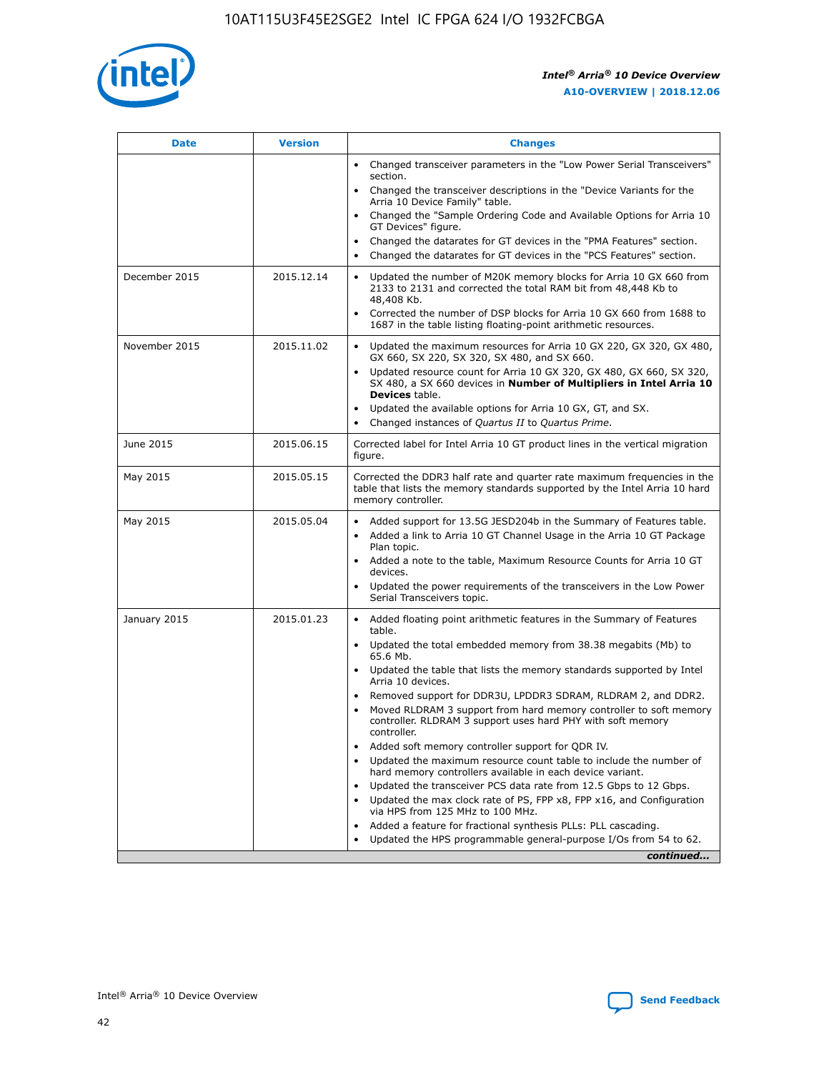| Date | Version | Changes |
| --- | --- | --- |
| | | • Changed transceiver parameters in the "Low Power Serial Transceivers" section.<br>• Changed the transceiver descriptions in the "Device Variants for the Arria 10 Device Family" table.<br>• Changed the "Sample Ordering Code and Available Options for Arria 10 GT Devices" figure.<br>• Changed the datarates for GT devices in the "PMA Features" section.<br>• Changed the datarates for GT devices in the "PCS Features" section. |
| December 2015 | 2015.12.14 | • Updated the number of M20K memory blocks for Arria 10 GX 660 from 2133 to 2131 and corrected the total RAM bit from 48,448 Kb to 48,408 Kb.<br>• Corrected the number of DSP blocks for Arria 10 GX 660 from 1688 to 1687 in the table listing floating-point arithmetic resources. |
| November 2015 | 2015.11.02 | • Updated the maximum resources for Arria 10 GX 220, GX 320, GX 480, GX 660, SX 220, SX 320, SX 480, and SX 660.<br>• Updated resource count for Arria 10 GX 320, GX 480, GX 660, SX 320, SX 480, a SX 660 devices in **Number of Multipliers in Intel Arria 10 Devices** table.<br>• Updated the available options for Arria 10 GX, GT, and SX.<br>• Changed instances of *Quartus II* to *Quartus Prime*. |
| June 2015 | 2015.06.15 | Corrected label for Intel Arria 10 GT product lines in the vertical migration figure. |
| May 2015 | 2015.05.15 | Corrected the DDR3 half rate and quarter rate maximum frequencies in the table that lists the memory standards supported by the Intel Arria 10 hard memory controller. |
| May 2015 | 2015.05.04 | • Added support for 13.5G JESD204b in the Summary of Features table.<br>• Added a link to Arria 10 GT Channel Usage in the Arria 10 GT Package Plan topic.<br>• Added a note to the table, Maximum Resource Counts for Arria 10 GT devices.<br>• Updated the power requirements of the transceivers in the Low Power Serial Transceivers topic. |
| January 2015 | 2015.01.23 | • Added floating point arithmetic features in the Summary of Features table.<br>• Updated the total embedded memory from 38.38 megabits (Mb) to 65.6 Mb.<br>• Updated the table that lists the memory standards supported by Intel Arria 10 devices.<br>• Removed support for DDR3U, LPDDR3 SDRAM, RLDRAM 2, and DDR2.<br>• Moved RLDRAM 3 support from hard memory controller to soft memory controller. RLDRAM 3 support uses hard PHY with soft memory controller.<br>• Added soft memory controller support for QDR IV.<br>• Updated the maximum resource count table to include the number of hard memory controllers available in each device variant.<br>• Updated the transceiver PCS data rate from 12.5 Gbps to 12 Gbps.<br>• Updated the max clock rate of PS, FPP x8, FPP x16, and Configuration via HPS from 125 MHz to 100 MHz.<br>• Added a feature for fractional synthesis PLLs: PLL cascading.<br>• Updated the HPS programmable general-purpose I/Os from 54 to 62. |

*continued...*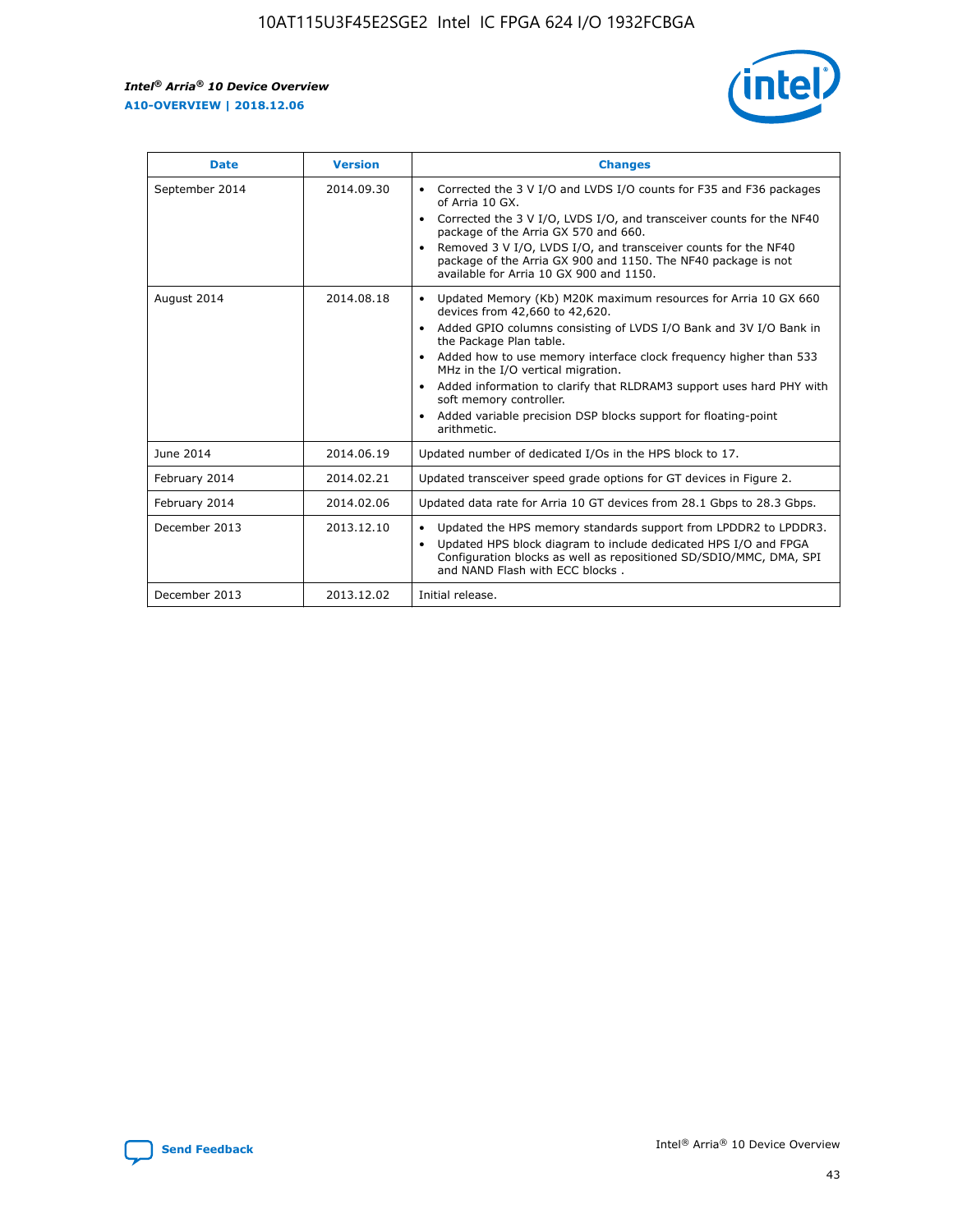| Date | Version | Changes |
| --- | --- | --- |
| September 2014 | 2014.09.30 | • Corrected the 3 V I/O and LVDS I/O counts for F35 and F36 packages of Arria 10 GX.<br>• Corrected the 3 V I/O, LVDS I/O, and transceiver counts for the NF40 package of the Arria GX 570 and 660.<br>• Removed 3 V I/O, LVDS I/O, and transceiver counts for the NF40 package of the Arria GX 900 and 1150. The NF40 package is not available for Arria 10 GX 900 and 1150. |
| August 2014 | 2014.08.18 | • Updated Memory (Kb) M20K maximum resources for Arria 10 GX 660 devices from 42,660 to 42,620.<br>• Added GPIO columns consisting of LVDS I/O Bank and 3V I/O Bank in the Package Plan table.<br>• Added how to use memory interface clock frequency higher than 533 MHz in the I/O vertical migration.<br>• Added information to clarify that RLDRAM3 support uses hard PHY with soft memory controller.<br>• Added variable precision DSP blocks support for floating-point arithmetic. |
| June 2014 | 2014.06.19 | Updated number of dedicated I/Os in the HPS block to 17. |
| February 2014 | 2014.02.21 | Updated transceiver speed grade options for GT devices in Figure 2. |
| February 2014 | 2014.02.06 | Updated data rate for Arria 10 GT devices from 28.1 Gbps to 28.3 Gbps. |
| December 2013 | 2013.12.10 | • Updated the HPS memory standards support from LPDDR2 to LPDDR3.<br>• Updated HPS block diagram to include dedicated HPS I/O and FPGA Configuration blocks as well as repositioned SD/SDIO/MMC, DMA, SPI and NAND Flash with ECC blocks . |
| December 2013 | 2013.12.02 | Initial release. |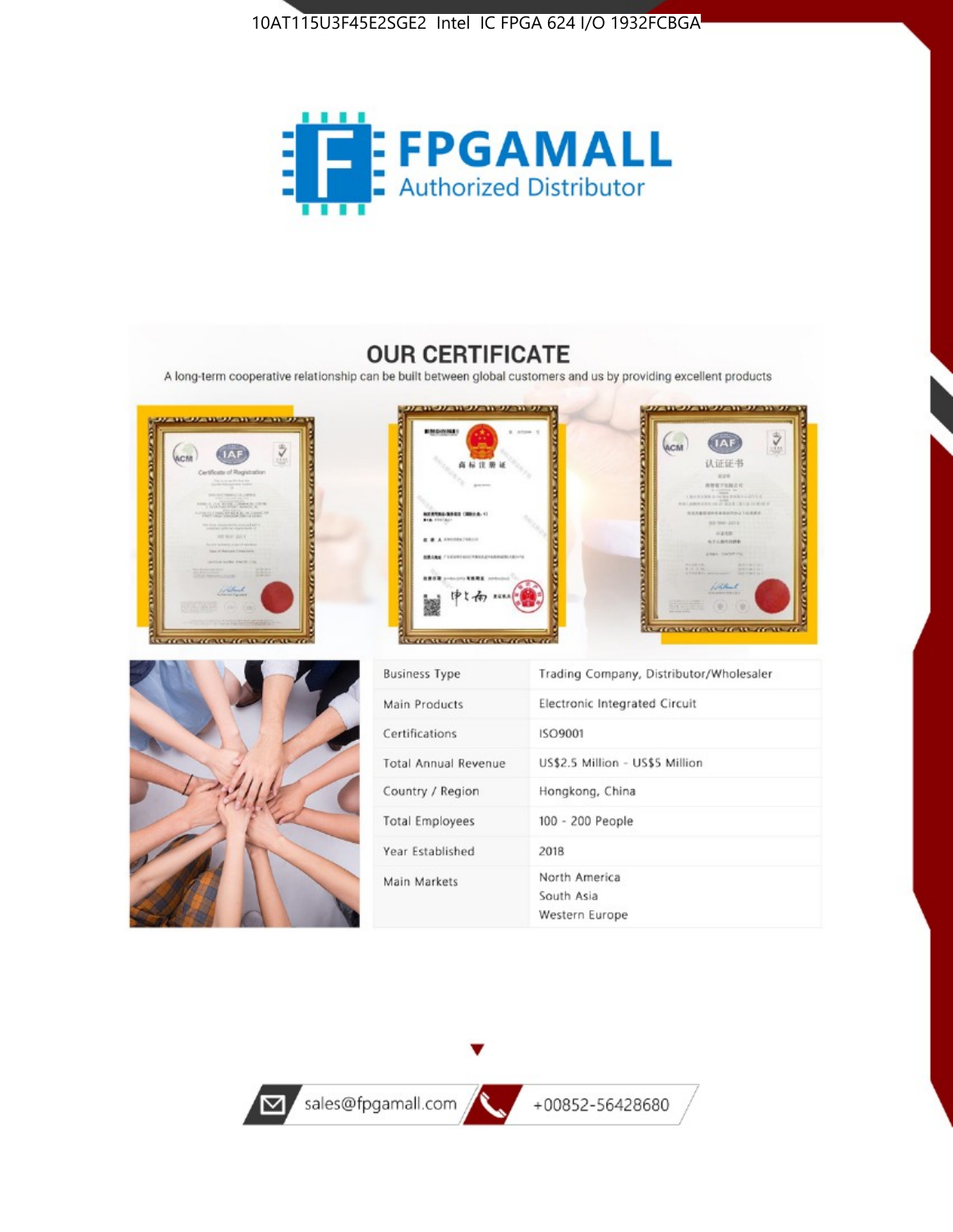FPGAMALL
Authorized Distributor

## OUR CERTIFICATE

A long-term cooperative relationship can be built between global customers and us by providing excellent products

| | |
|---|---|
| Business Type | Trading Company, Distributor/Wholesaler |
| Main Products | Electronic Integrated Circuit |
| Certifications | ISO9001 |
| Total Annual Revenue | US$2.5 Million - US$5 Million |
| Country / Region | Hongkong, China |
| Total Employees | 100 - 200 People |
| Year Established | 2018 |
| Main Markets | North America<br>South Asia<br>Western Europe |

sales@fpgamall.com

+00852-56428680